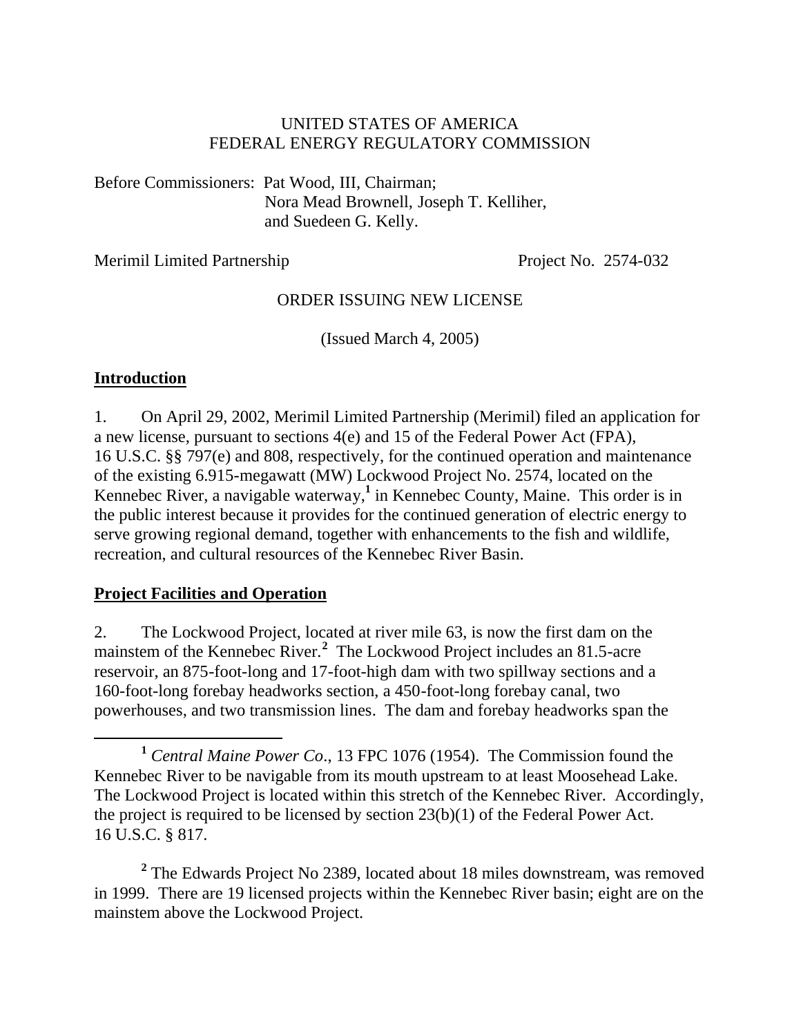UNITED STATES OF AMERICA
FEDERAL ENERGY REGULATORY COMMISSION

Before Commissioners: Pat Wood, III, Chairman;
Nora Mead Brownell, Joseph T. Kelliher,
and Suedeen G. Kelly.

Merimil Limited Partnership | Project No. 2574-032

ORDER ISSUING NEW LICENSE

(Issued March 4, 2005)

## Introduction

1. On April 29, 2002, Merimil Limited Partnership (Merimil) filed an application for a new license, pursuant to sections 4(e) and 15 of the Federal Power Act (FPA), 16 U.S.C. §§ 797(e) and 808, respectively, for the continued operation and maintenance of the existing 6.915-megawatt (MW) Lockwood Project No. 2574, located on the Kennebec River, a navigable waterway,[1] in Kennebec County, Maine. This order is in the public interest because it provides for the continued generation of electric energy to serve growing regional demand, together with enhancements to the fish and wildlife, recreation, and cultural resources of the Kennebec River Basin.

## Project Facilities and Operation

2. The Lockwood Project, located at river mile 63, is now the first dam on the mainstem of the Kennebec River.[2] The Lockwood Project includes an 81.5-acre reservoir, an 875-foot-long and 17-foot-high dam with two spillway sections and a 160-foot-long forebay headworks section, a 450-foot-long forebay canal, two powerhouses, and two transmission lines. The dam and forebay headworks span the

[1] *Central Maine Power Co*., 13 FPC 1076 (1954). The Commission found the Kennebec River to be navigable from its mouth upstream to at least Moosehead Lake. The Lockwood Project is located within this stretch of the Kennebec River. Accordingly, the project is required to be licensed by section 23(b)(1) of the Federal Power Act. 16 U.S.C. § 817.

[2] The Edwards Project No 2389, located about 18 miles downstream, was removed in 1999. There are 19 licensed projects within the Kennebec River basin; eight are on the mainstem above the Lockwood Project.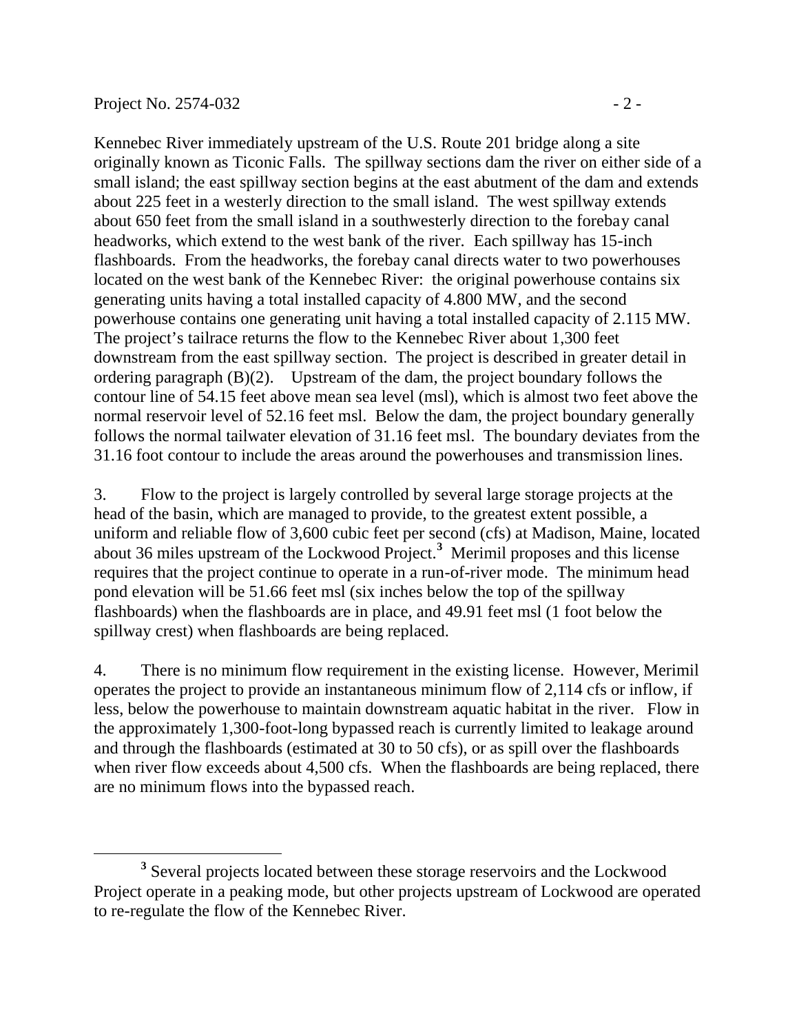Kennebec River immediately upstream of the U.S. Route 201 bridge along a site originally known as Ticonic Falls. The spillway sections dam the river on either side of a small island; the east spillway section begins at the east abutment of the dam and extends about 225 feet in a westerly direction to the small island. The west spillway extends about 650 feet from the small island in a southwesterly direction to the forebay canal headworks, which extend to the west bank of the river. Each spillway has 15-inch flashboards. From the headworks, the forebay canal directs water to two powerhouses located on the west bank of the Kennebec River: the original powerhouse contains six generating units having a total installed capacity of 4.800 MW, and the second powerhouse contains one generating unit having a total installed capacity of 2.115 MW. The project's tailrace returns the flow to the Kennebec River about 1,300 feet downstream from the east spillway section. The project is described in greater detail in ordering paragraph (B)(2). Upstream of the dam, the project boundary follows the contour line of 54.15 feet above mean sea level (msl), which is almost two feet above the normal reservoir level of 52.16 feet msl. Below the dam, the project boundary generally follows the normal tailwater elevation of 31.16 feet msl. The boundary deviates from the 31.16 foot contour to include the areas around the powerhouses and transmission lines.

3. Flow to the project is largely controlled by several large storage projects at the head of the basin, which are managed to provide, to the greatest extent possible, a uniform and reliable flow of 3,600 cubic feet per second (cfs) at Madison, Maine, located about 36 miles upstream of the Lockwood Project.[3] Merimil proposes and this license requires that the project continue to operate in a run-of-river mode. The minimum head pond elevation will be 51.66 feet msl (six inches below the top of the spillway flashboards) when the flashboards are in place, and 49.91 feet msl (1 foot below the spillway crest) when flashboards are being replaced.

4. There is no minimum flow requirement in the existing license. However, Merimil operates the project to provide an instantaneous minimum flow of 2,114 cfs or inflow, if less, below the powerhouse to maintain downstream aquatic habitat in the river. Flow in the approximately 1,300-foot-long bypassed reach is currently limited to leakage around and through the flashboards (estimated at 30 to 50 cfs), or as spill over the flashboards when river flow exceeds about 4,500 cfs. When the flashboards are being replaced, there are no minimum flows into the bypassed reach.

---

[3] Several projects located between these storage reservoirs and the Lockwood Project operate in a peaking mode, but other projects upstream of Lockwood are operated to re-regulate the flow of the Kennebec River.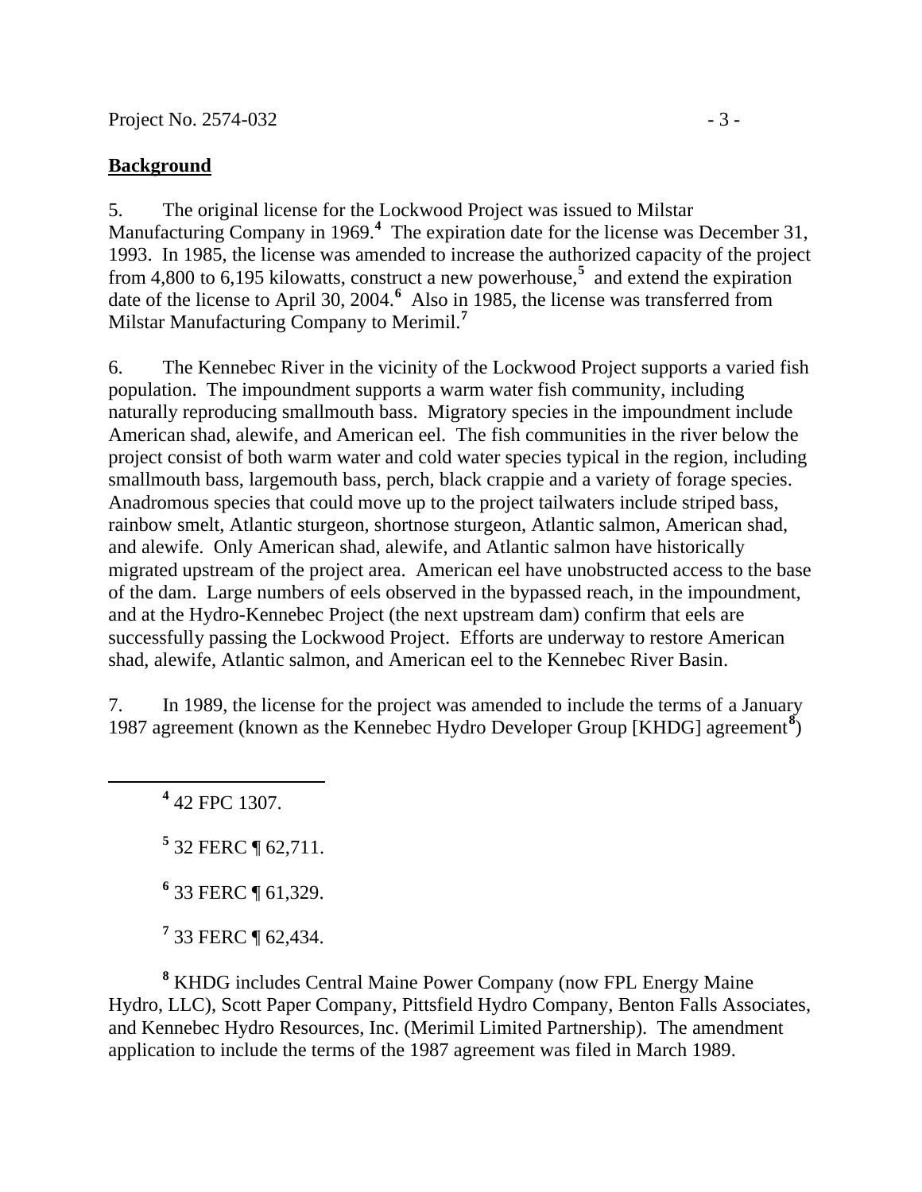## Background

5. The original license for the Lockwood Project was issued to Milstar Manufacturing Company in 1969.[4] The expiration date for the license was December 31, 1993. In 1985, the license was amended to increase the authorized capacity of the project from 4,800 to 6,195 kilowatts, construct a new powerhouse,[5] and extend the expiration date of the license to April 30, 2004.[6] Also in 1985, the license was transferred from Milstar Manufacturing Company to Merimil.[7]

6. The Kennebec River in the vicinity of the Lockwood Project supports a varied fish population. The impoundment supports a warm water fish community, including naturally reproducing smallmouth bass. Migratory species in the impoundment include American shad, alewife, and American eel. The fish communities in the river below the project consist of both warm water and cold water species typical in the region, including smallmouth bass, largemouth bass, perch, black crappie and a variety of forage species. Anadromous species that could move up to the project tailwaters include striped bass, rainbow smelt, Atlantic sturgeon, shortnose sturgeon, Atlantic salmon, American shad, and alewife. Only American shad, alewife, and Atlantic salmon have historically migrated upstream of the project area. American eel have unobstructed access to the base of the dam. Large numbers of eels observed in the bypassed reach, in the impoundment, and at the Hydro-Kennebec Project (the next upstream dam) confirm that eels are successfully passing the Lockwood Project. Efforts are underway to restore American shad, alewife, Atlantic salmon, and American eel to the Kennebec River Basin.

7. In 1989, the license for the project was amended to include the terms of a January 1987 agreement (known as the Kennebec Hydro Developer Group [KHDG] agreement[8])

---

[4] 42 FPC 1307.

[5] 32 FERC ¶ 62,711.

[6] 33 FERC ¶ 61,329.

[7] 33 FERC ¶ 62,434.

[8] KHDG includes Central Maine Power Company (now FPL Energy Maine Hydro, LLC), Scott Paper Company, Pittsfield Hydro Company, Benton Falls Associates, and Kennebec Hydro Resources, Inc. (Merimil Limited Partnership). The amendment application to include the terms of the 1987 agreement was filed in March 1989.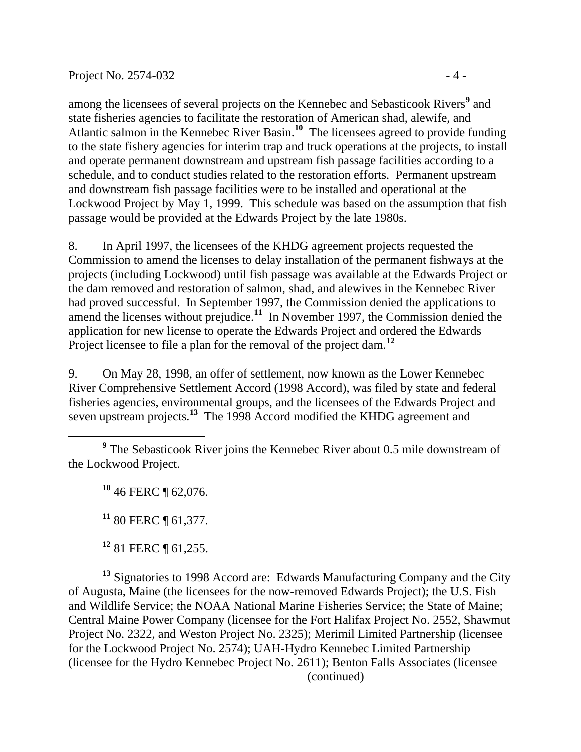among the licensees of several projects on the Kennebec and Sebasticook Rivers[9] and state fisheries agencies to facilitate the restoration of American shad, alewife, and Atlantic salmon in the Kennebec River Basin.[10] The licensees agreed to provide funding to the state fishery agencies for interim trap and truck operations at the projects, to install and operate permanent downstream and upstream fish passage facilities according to a schedule, and to conduct studies related to the restoration efforts. Permanent upstream and downstream fish passage facilities were to be installed and operational at the Lockwood Project by May 1, 1999. This schedule was based on the assumption that fish passage would be provided at the Edwards Project by the late 1980s.

8. In April 1997, the licensees of the KHDG agreement projects requested the Commission to amend the licenses to delay installation of the permanent fishways at the projects (including Lockwood) until fish passage was available at the Edwards Project or the dam removed and restoration of salmon, shad, and alewives in the Kennebec River had proved successful. In September 1997, the Commission denied the applications to amend the licenses without prejudice.[11] In November 1997, the Commission denied the application for new license to operate the Edwards Project and ordered the Edwards Project licensee to file a plan for the removal of the project dam.[12]

9. On May 28, 1998, an offer of settlement, now known as the Lower Kennebec River Comprehensive Settlement Accord (1998 Accord), was filed by state and federal fisheries agencies, environmental groups, and the licensees of the Edwards Project and seven upstream projects.[13] The 1998 Accord modified the KHDG agreement and

---

[9] The Sebasticook River joins the Kennebec River about 0.5 mile downstream of the Lockwood Project.

[10] 46 FERC ¶ 62,076.

[11] 80 FERC ¶ 61,377.

[12] 81 FERC ¶ 61,255.

[13] Signatories to 1998 Accord are: Edwards Manufacturing Company and the City of Augusta, Maine (the licensees for the now-removed Edwards Project); the U.S. Fish and Wildlife Service; the NOAA National Marine Fisheries Service; the State of Maine; Central Maine Power Company (licensee for the Fort Halifax Project No. 2552, Shawmut Project No. 2322, and Weston Project No. 2325); Merimil Limited Partnership (licensee for the Lockwood Project No. 2574); UAH-Hydro Kennebec Limited Partnership (licensee for the Hydro Kennebec Project No. 2611); Benton Falls Associates (licensee

(continued)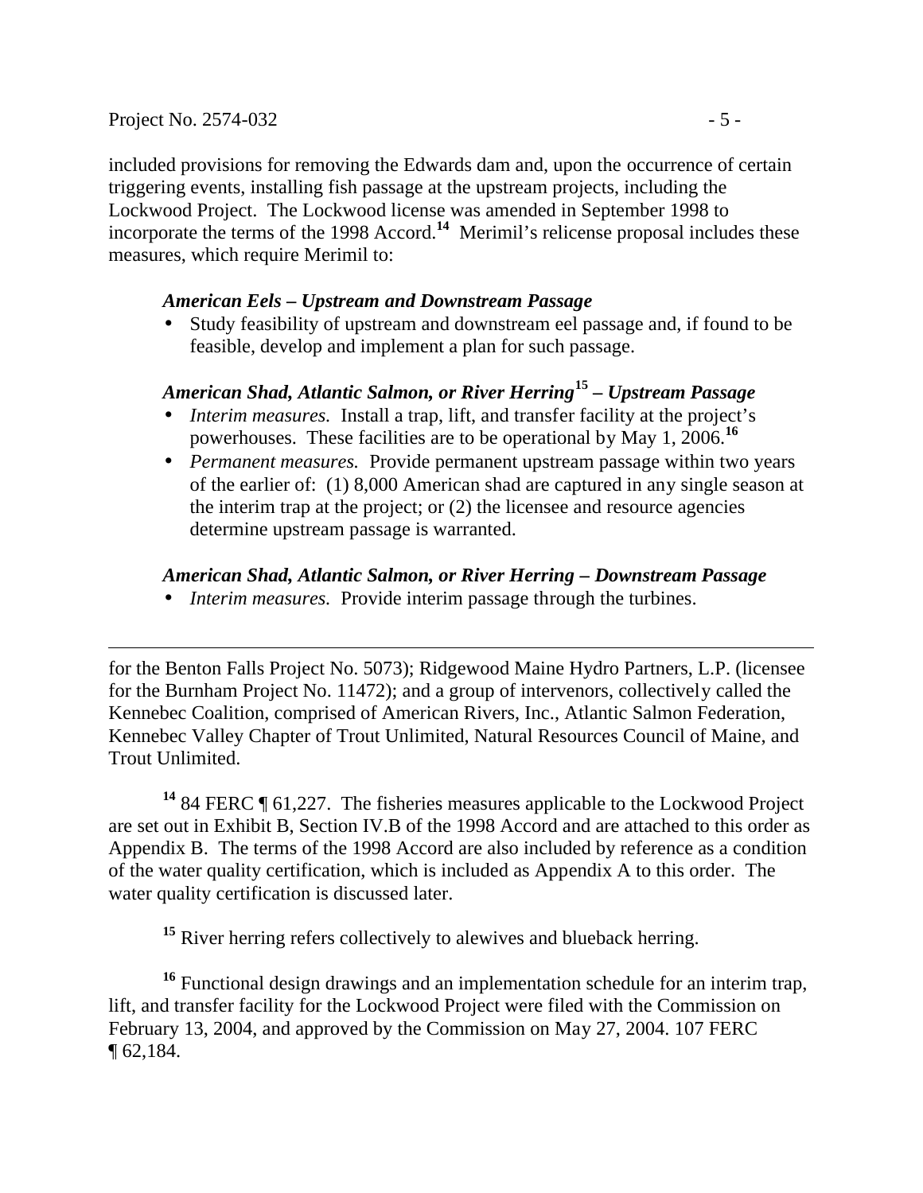included provisions for removing the Edwards dam and, upon the occurrence of certain triggering events, installing fish passage at the upstream projects, including the Lockwood Project. The Lockwood license was amended in September 1998 to incorporate the terms of the 1998 Accord.[14] Merimil's relicense proposal includes these measures, which require Merimil to:

***American Eels – Upstream and Downstream Passage***

- Study feasibility of upstream and downstream eel passage and, if found to be feasible, develop and implement a plan for such passage.

***American Shad, Atlantic Salmon, or River Herring[15] – Upstream Passage***

- *Interim measures.* Install a trap, lift, and transfer facility at the project's powerhouses. These facilities are to be operational by May 1, 2006.[16]
- *Permanent measures.* Provide permanent upstream passage within two years of the earlier of: (1) 8,000 American shad are captured in any single season at the interim trap at the project; or (2) the licensee and resource agencies determine upstream passage is warranted.

***American Shad, Atlantic Salmon, or River Herring – Downstream Passage***

- *Interim measures.* Provide interim passage through the turbines.

---

for the Benton Falls Project No. 5073); Ridgewood Maine Hydro Partners, L.P. (licensee for the Burnham Project No. 11472); and a group of intervenors, collectively called the Kennebec Coalition, comprised of American Rivers, Inc., Atlantic Salmon Federation, Kennebec Valley Chapter of Trout Unlimited, Natural Resources Council of Maine, and Trout Unlimited.

[14] 84 FERC ¶ 61,227. The fisheries measures applicable to the Lockwood Project are set out in Exhibit B, Section IV.B of the 1998 Accord and are attached to this order as Appendix B. The terms of the 1998 Accord are also included by reference as a condition of the water quality certification, which is included as Appendix A to this order. The water quality certification is discussed later.

[15] River herring refers collectively to alewives and blueback herring.

[16] Functional design drawings and an implementation schedule for an interim trap, lift, and transfer facility for the Lockwood Project were filed with the Commission on February 13, 2004, and approved by the Commission on May 27, 2004. 107 FERC ¶ 62,184.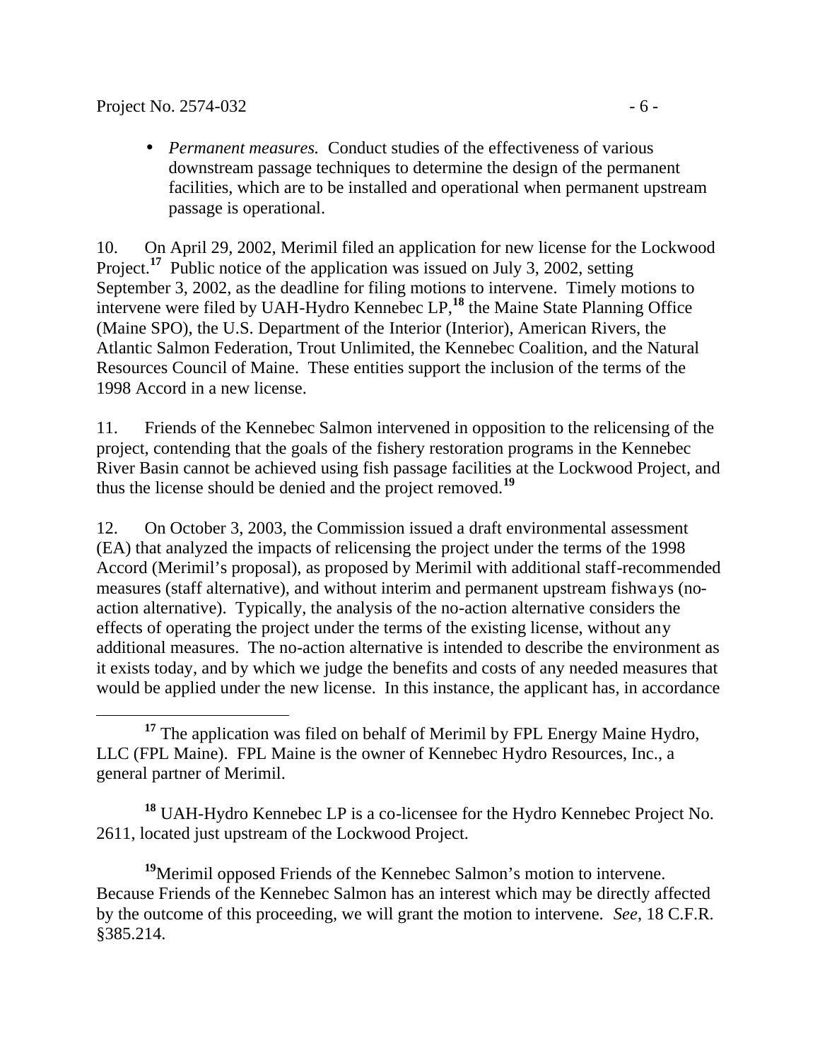- *Permanent measures.* Conduct studies of the effectiveness of various downstream passage techniques to determine the design of the permanent facilities, which are to be installed and operational when permanent upstream passage is operational.

10. On April 29, 2002, Merimil filed an application for new license for the Lockwood Project.[17] Public notice of the application was issued on July 3, 2002, setting September 3, 2002, as the deadline for filing motions to intervene. Timely motions to intervene were filed by UAH-Hydro Kennebec LP,[18] the Maine State Planning Office (Maine SPO), the U.S. Department of the Interior (Interior), American Rivers, the Atlantic Salmon Federation, Trout Unlimited, the Kennebec Coalition, and the Natural Resources Council of Maine. These entities support the inclusion of the terms of the 1998 Accord in a new license.

11. Friends of the Kennebec Salmon intervened in opposition to the relicensing of the project, contending that the goals of the fishery restoration programs in the Kennebec River Basin cannot be achieved using fish passage facilities at the Lockwood Project, and thus the license should be denied and the project removed.[19]

12. On October 3, 2003, the Commission issued a draft environmental assessment (EA) that analyzed the impacts of relicensing the project under the terms of the 1998 Accord (Merimil's proposal), as proposed by Merimil with additional staff-recommended measures (staff alternative), and without interim and permanent upstream fishways (no-action alternative). Typically, the analysis of the no-action alternative considers the effects of operating the project under the terms of the existing license, without any additional measures. The no-action alternative is intended to describe the environment as it exists today, and by which we judge the benefits and costs of any needed measures that would be applied under the new license. In this instance, the applicant has, in accordance

[17] The application was filed on behalf of Merimil by FPL Energy Maine Hydro, LLC (FPL Maine). FPL Maine is the owner of Kennebec Hydro Resources, Inc., a general partner of Merimil.

[18] UAH-Hydro Kennebec LP is a co-licensee for the Hydro Kennebec Project No. 2611, located just upstream of the Lockwood Project.

[19] Merimil opposed Friends of the Kennebec Salmon's motion to intervene. Because Friends of the Kennebec Salmon has an interest which may be directly affected by the outcome of this proceeding, we will grant the motion to intervene. *See*, 18 C.F.R. §385.214.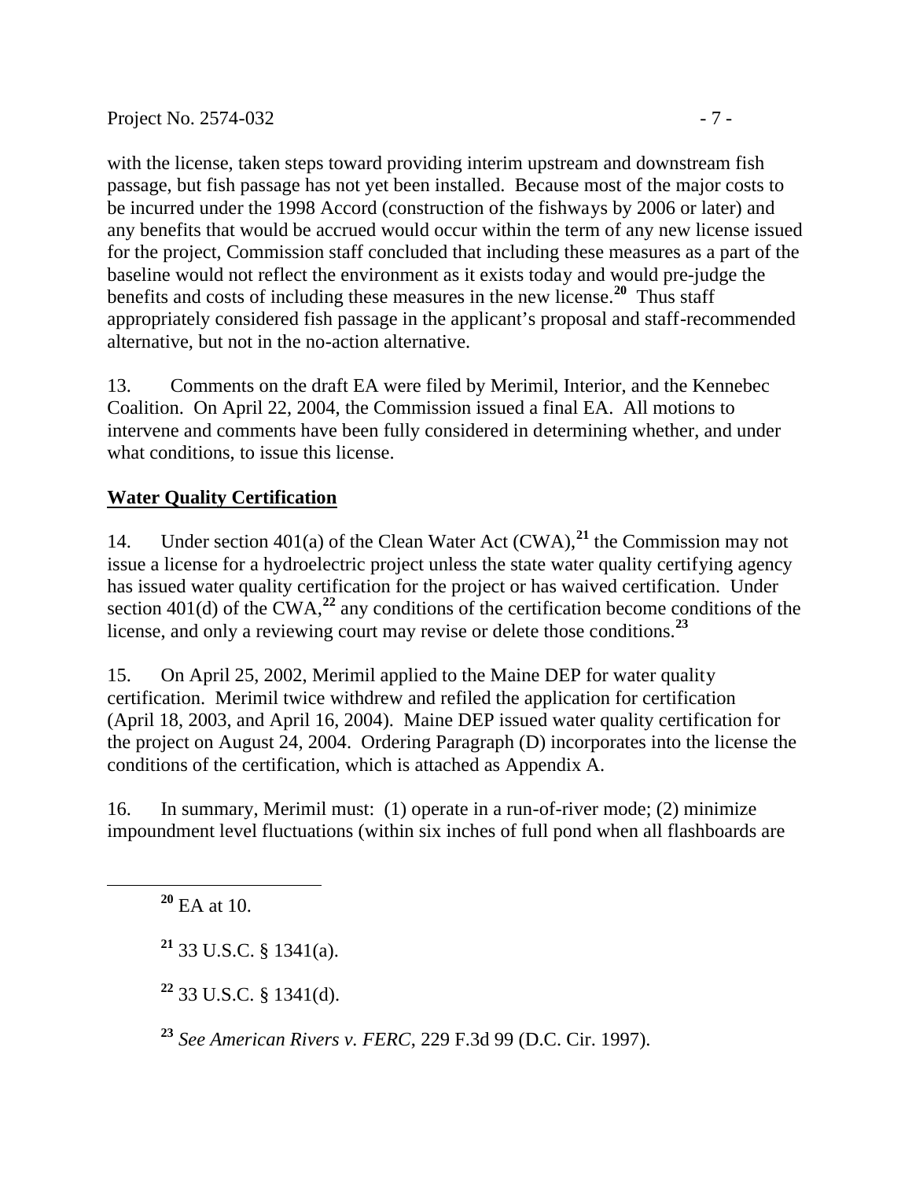with the license, taken steps toward providing interim upstream and downstream fish passage, but fish passage has not yet been installed. Because most of the major costs to be incurred under the 1998 Accord (construction of the fishways by 2006 or later) and any benefits that would be accrued would occur within the term of any new license issued for the project, Commission staff concluded that including these measures as a part of the baseline would not reflect the environment as it exists today and would pre-judge the benefits and costs of including these measures in the new license.[20] Thus staff appropriately considered fish passage in the applicant's proposal and staff-recommended alternative, but not in the no-action alternative.

13. Comments on the draft EA were filed by Merimil, Interior, and the Kennebec Coalition. On April 22, 2004, the Commission issued a final EA. All motions to intervene and comments have been fully considered in determining whether, and under what conditions, to issue this license.

## Water Quality Certification

14. Under section 401(a) of the Clean Water Act (CWA),[21] the Commission may not issue a license for a hydroelectric project unless the state water quality certifying agency has issued water quality certification for the project or has waived certification. Under section 401(d) of the CWA,[22] any conditions of the certification become conditions of the license, and only a reviewing court may revise or delete those conditions.[23]

15. On April 25, 2002, Merimil applied to the Maine DEP for water quality certification. Merimil twice withdrew and refiled the application for certification (April 18, 2003, and April 16, 2004). Maine DEP issued water quality certification for the project on August 24, 2004. Ordering Paragraph (D) incorporates into the license the conditions of the certification, which is attached as Appendix A.

16. In summary, Merimil must: (1) operate in a run-of-river mode; (2) minimize impoundment level fluctuations (within six inches of full pond when all flashboards are

---

[20] EA at 10.

[21] 33 U.S.C. § 1341(a).

[22] 33 U.S.C. § 1341(d).

[23] *See American Rivers v. FERC*, 229 F.3d 99 (D.C. Cir. 1997).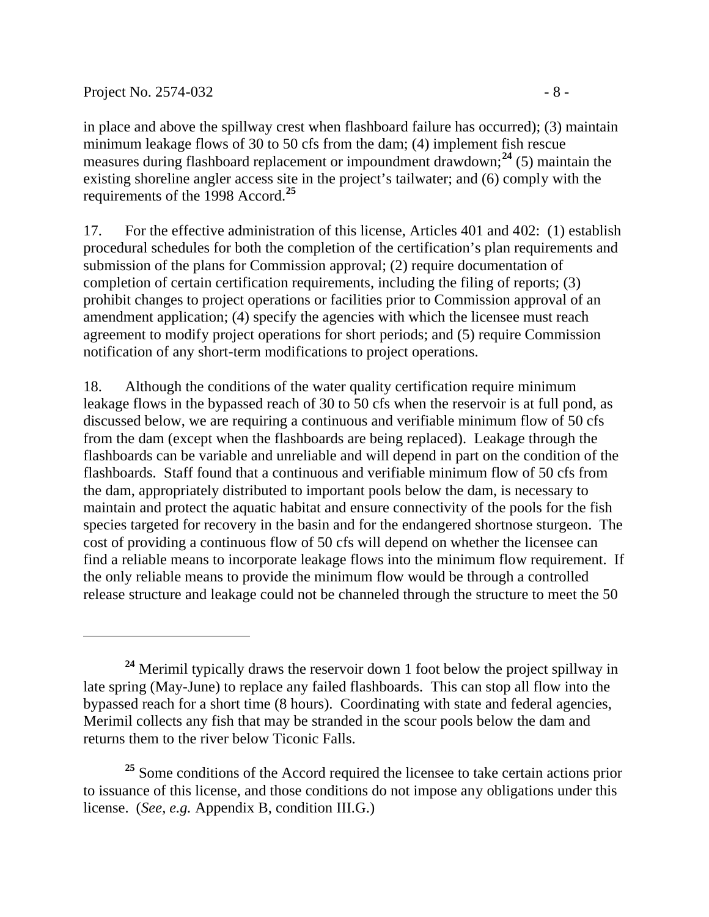in place and above the spillway crest when flashboard failure has occurred); (3) maintain minimum leakage flows of 30 to 50 cfs from the dam; (4) implement fish rescue measures during flashboard replacement or impoundment drawdown;[24] (5) maintain the existing shoreline angler access site in the project's tailwater; and (6) comply with the requirements of the 1998 Accord.[25]

17. For the effective administration of this license, Articles 401 and 402: (1) establish procedural schedules for both the completion of the certification's plan requirements and submission of the plans for Commission approval; (2) require documentation of completion of certain certification requirements, including the filing of reports; (3) prohibit changes to project operations or facilities prior to Commission approval of an amendment application; (4) specify the agencies with which the licensee must reach agreement to modify project operations for short periods; and (5) require Commission notification of any short-term modifications to project operations.

18. Although the conditions of the water quality certification require minimum leakage flows in the bypassed reach of 30 to 50 cfs when the reservoir is at full pond, as discussed below, we are requiring a continuous and verifiable minimum flow of 50 cfs from the dam (except when the flashboards are being replaced). Leakage through the flashboards can be variable and unreliable and will depend in part on the condition of the flashboards. Staff found that a continuous and verifiable minimum flow of 50 cfs from the dam, appropriately distributed to important pools below the dam, is necessary to maintain and protect the aquatic habitat and ensure connectivity of the pools for the fish species targeted for recovery in the basin and for the endangered shortnose sturgeon. The cost of providing a continuous flow of 50 cfs will depend on whether the licensee can find a reliable means to incorporate leakage flows into the minimum flow requirement. If the only reliable means to provide the minimum flow would be through a controlled release structure and leakage could not be channeled through the structure to meet the 50

---

[24] Merimil typically draws the reservoir down 1 foot below the project spillway in late spring (May-June) to replace any failed flashboards. This can stop all flow into the bypassed reach for a short time (8 hours). Coordinating with state and federal agencies, Merimil collects any fish that may be stranded in the scour pools below the dam and returns them to the river below Ticonic Falls.

[25] Some conditions of the Accord required the licensee to take certain actions prior to issuance of this license, and those conditions do not impose any obligations under this license. (*See, e.g.* Appendix B, condition III.G.)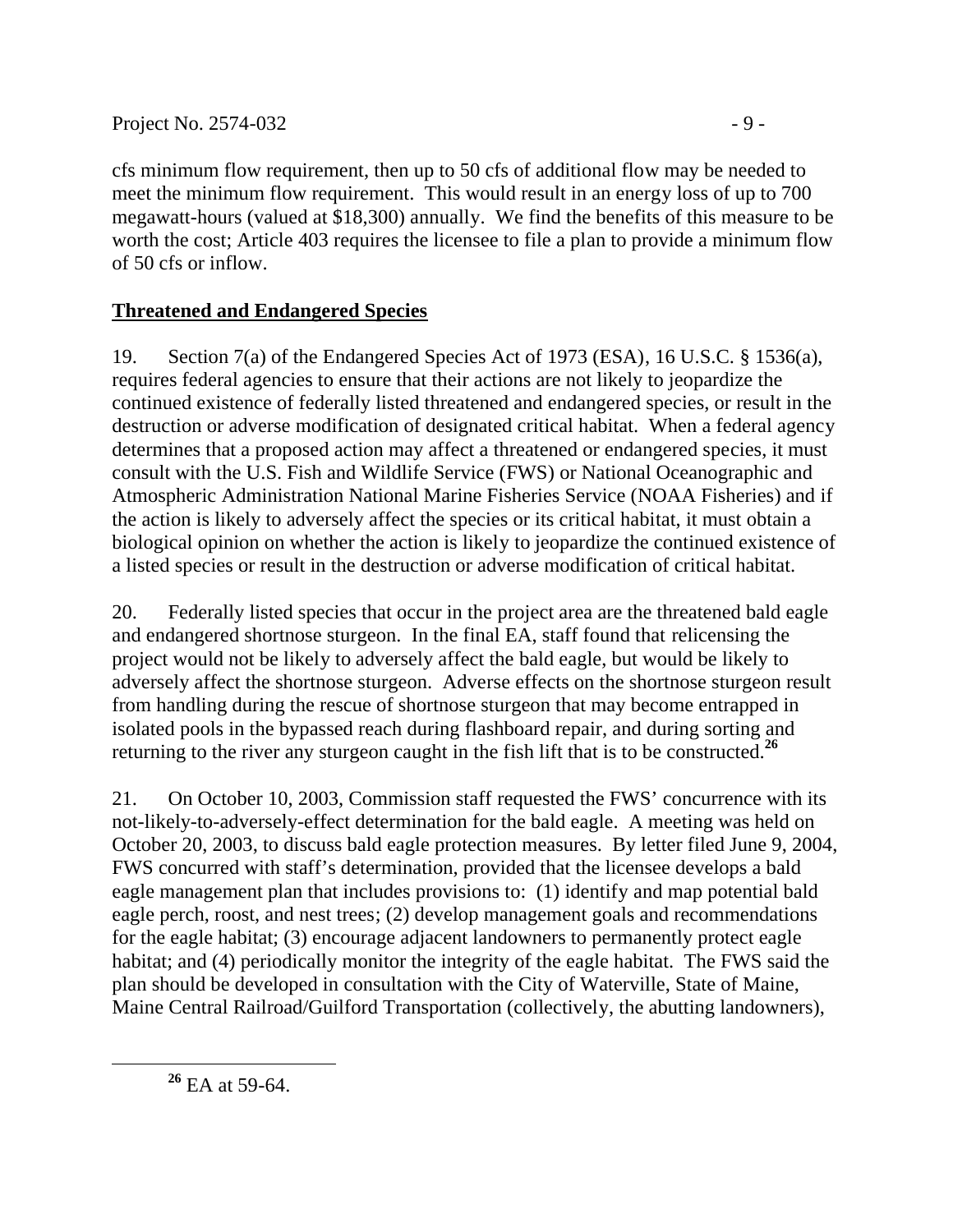cfs minimum flow requirement, then up to 50 cfs of additional flow may be needed to meet the minimum flow requirement. This would result in an energy loss of up to 700 megawatt-hours (valued at $18,300) annually. We find the benefits of this measure to be worth the cost; Article 403 requires the licensee to file a plan to provide a minimum flow of 50 cfs or inflow.

**Threatened and Endangered Species**

19. Section 7(a) of the Endangered Species Act of 1973 (ESA), 16 U.S.C. § 1536(a), requires federal agencies to ensure that their actions are not likely to jeopardize the continued existence of federally listed threatened and endangered species, or result in the destruction or adverse modification of designated critical habitat. When a federal agency determines that a proposed action may affect a threatened or endangered species, it must consult with the U.S. Fish and Wildlife Service (FWS) or National Oceanographic and Atmospheric Administration National Marine Fisheries Service (NOAA Fisheries) and if the action is likely to adversely affect the species or its critical habitat, it must obtain a biological opinion on whether the action is likely to jeopardize the continued existence of a listed species or result in the destruction or adverse modification of critical habitat.

20. Federally listed species that occur in the project area are the threatened bald eagle and endangered shortnose sturgeon. In the final EA, staff found that relicensing the project would not be likely to adversely affect the bald eagle, but would be likely to adversely affect the shortnose sturgeon. Adverse effects on the shortnose sturgeon result from handling during the rescue of shortnose sturgeon that may become entrapped in isolated pools in the bypassed reach during flashboard repair, and during sorting and returning to the river any sturgeon caught in the fish lift that is to be constructed.[26]

21. On October 10, 2003, Commission staff requested the FWS' concurrence with its not-likely-to-adversely-effect determination for the bald eagle. A meeting was held on October 20, 2003, to discuss bald eagle protection measures. By letter filed June 9, 2004, FWS concurred with staff's determination, provided that the licensee develops a bald eagle management plan that includes provisions to: (1) identify and map potential bald eagle perch, roost, and nest trees; (2) develop management goals and recommendations for the eagle habitat; (3) encourage adjacent landowners to permanently protect eagle habitat; and (4) periodically monitor the integrity of the eagle habitat. The FWS said the plan should be developed in consultation with the City of Waterville, State of Maine, Maine Central Railroad/Guilford Transportation (collectively, the abutting landowners),

[26] EA at 59-64.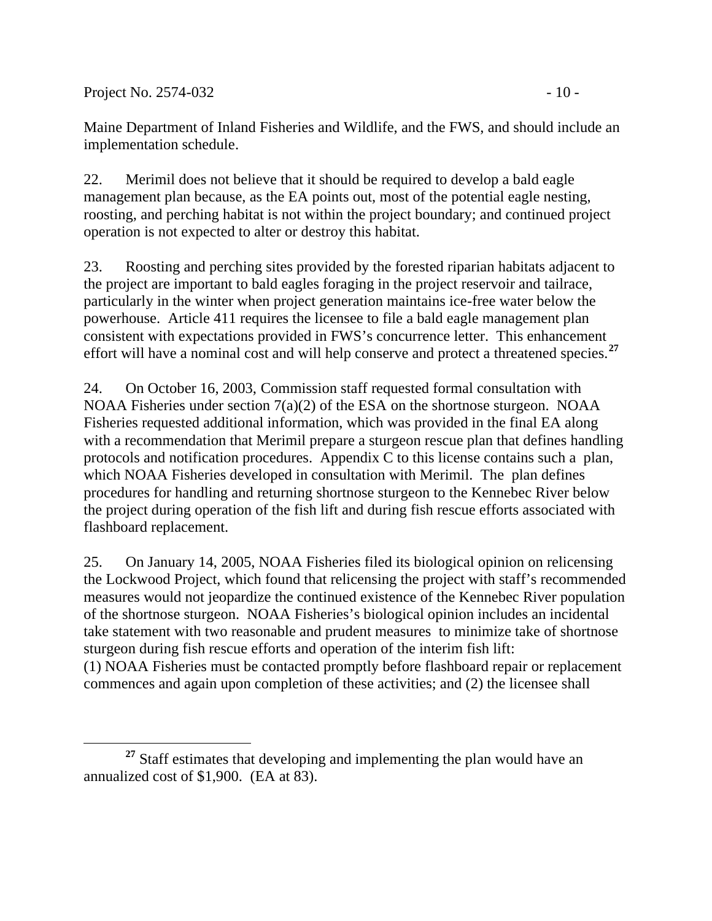Maine Department of Inland Fisheries and Wildlife, and the FWS, and should include an implementation schedule.

22. Merimil does not believe that it should be required to develop a bald eagle management plan because, as the EA points out, most of the potential eagle nesting, roosting, and perching habitat is not within the project boundary; and continued project operation is not expected to alter or destroy this habitat.

23. Roosting and perching sites provided by the forested riparian habitats adjacent to the project are important to bald eagles foraging in the project reservoir and tailrace, particularly in the winter when project generation maintains ice-free water below the powerhouse. Article 411 requires the licensee to file a bald eagle management plan consistent with expectations provided in FWS's concurrence letter. This enhancement effort will have a nominal cost and will help conserve and protect a threatened species.[27]

24. On October 16, 2003, Commission staff requested formal consultation with NOAA Fisheries under section 7(a)(2) of the ESA on the shortnose sturgeon. NOAA Fisheries requested additional information, which was provided in the final EA along with a recommendation that Merimil prepare a sturgeon rescue plan that defines handling protocols and notification procedures. Appendix C to this license contains such a plan, which NOAA Fisheries developed in consultation with Merimil. The plan defines procedures for handling and returning shortnose sturgeon to the Kennebec River below the project during operation of the fish lift and during fish rescue efforts associated with flashboard replacement.

25. On January 14, 2005, NOAA Fisheries filed its biological opinion on relicensing the Lockwood Project, which found that relicensing the project with staff's recommended measures would not jeopardize the continued existence of the Kennebec River population of the shortnose sturgeon. NOAA Fisheries's biological opinion includes an incidental take statement with two reasonable and prudent measures to minimize take of shortnose sturgeon during fish rescue efforts and operation of the interim fish lift:
(1) NOAA Fisheries must be contacted promptly before flashboard repair or replacement commences and again upon completion of these activities; and (2) the licensee shall

[27] Staff estimates that developing and implementing the plan would have an annualized cost of $1,900. (EA at 83).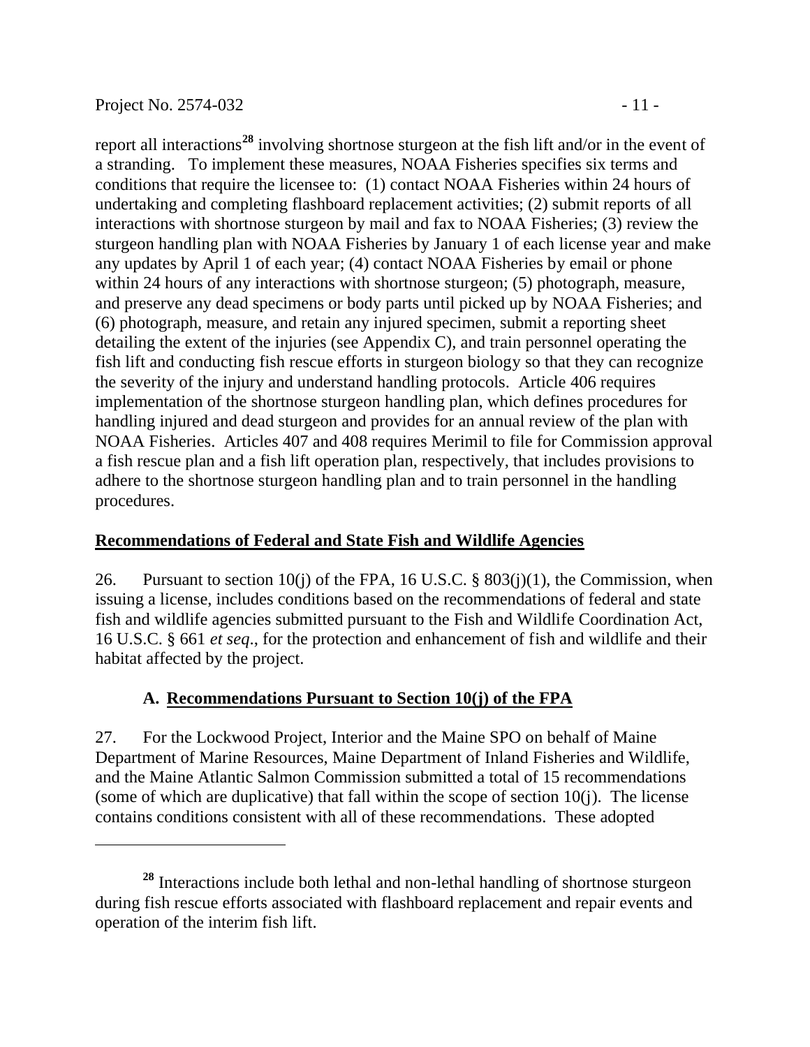report all interactions[28] involving shortnose sturgeon at the fish lift and/or in the event of a stranding. To implement these measures, NOAA Fisheries specifies six terms and conditions that require the licensee to: (1) contact NOAA Fisheries within 24 hours of undertaking and completing flashboard replacement activities; (2) submit reports of all interactions with shortnose sturgeon by mail and fax to NOAA Fisheries; (3) review the sturgeon handling plan with NOAA Fisheries by January 1 of each license year and make any updates by April 1 of each year; (4) contact NOAA Fisheries by email or phone within 24 hours of any interactions with shortnose sturgeon; (5) photograph, measure, and preserve any dead specimens or body parts until picked up by NOAA Fisheries; and (6) photograph, measure, and retain any injured specimen, submit a reporting sheet detailing the extent of the injuries (see Appendix C), and train personnel operating the fish lift and conducting fish rescue efforts in sturgeon biology so that they can recognize the severity of the injury and understand handling protocols. Article 406 requires implementation of the shortnose sturgeon handling plan, which defines procedures for handling injured and dead sturgeon and provides for an annual review of the plan with NOAA Fisheries. Articles 407 and 408 requires Merimil to file for Commission approval a fish rescue plan and a fish lift operation plan, respectively, that includes provisions to adhere to the shortnose sturgeon handling plan and to train personnel in the handling procedures.

## Recommendations of Federal and State Fish and Wildlife Agencies

26. Pursuant to section 10(j) of the FPA, 16 U.S.C. § 803(j)(1), the Commission, when issuing a license, includes conditions based on the recommendations of federal and state fish and wildlife agencies submitted pursuant to the Fish and Wildlife Coordination Act, 16 U.S.C. § 661 *et seq*., for the protection and enhancement of fish and wildlife and their habitat affected by the project.

### A. Recommendations Pursuant to Section 10(j) of the FPA

27. For the Lockwood Project, Interior and the Maine SPO on behalf of Maine Department of Marine Resources, Maine Department of Inland Fisheries and Wildlife, and the Maine Atlantic Salmon Commission submitted a total of 15 recommendations (some of which are duplicative) that fall within the scope of section 10(j). The license contains conditions consistent with all of these recommendations. These adopted

---

[28] Interactions include both lethal and non-lethal handling of shortnose sturgeon during fish rescue efforts associated with flashboard replacement and repair events and operation of the interim fish lift.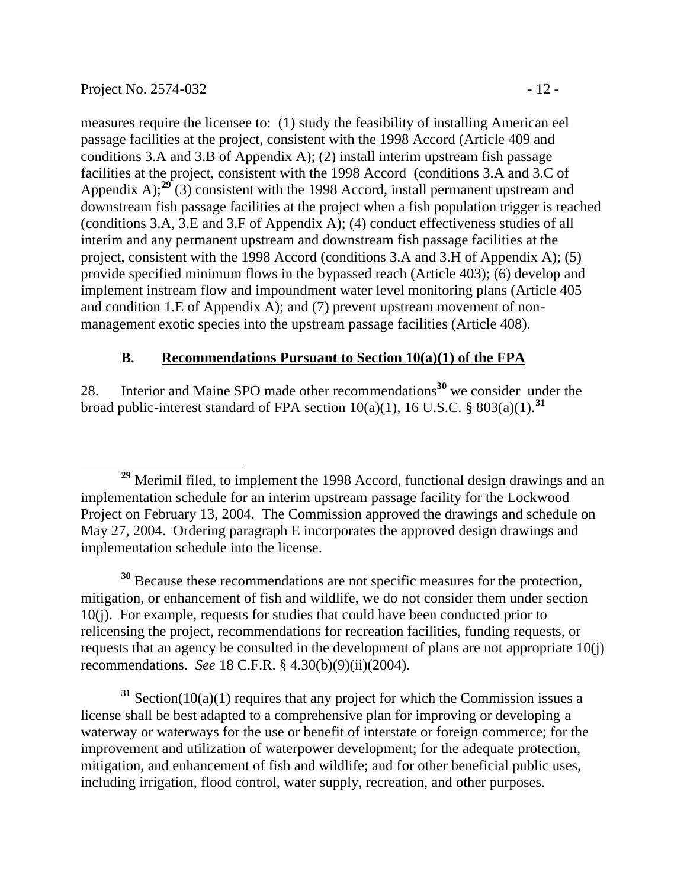measures require the licensee to: (1) study the feasibility of installing American eel passage facilities at the project, consistent with the 1998 Accord (Article 409 and conditions 3.A and 3.B of Appendix A); (2) install interim upstream fish passage facilities at the project, consistent with the 1998 Accord (conditions 3.A and 3.C of Appendix A);[29] (3) consistent with the 1998 Accord, install permanent upstream and downstream fish passage facilities at the project when a fish population trigger is reached (conditions 3.A, 3.E and 3.F of Appendix A); (4) conduct effectiveness studies of all interim and any permanent upstream and downstream fish passage facilities at the project, consistent with the 1998 Accord (conditions 3.A and 3.H of Appendix A); (5) provide specified minimum flows in the bypassed reach (Article 403); (6) develop and implement instream flow and impoundment water level monitoring plans (Article 405 and condition 1.E of Appendix A); and (7) prevent upstream movement of non-management exotic species into the upstream passage facilities (Article 408).

### B. Recommendations Pursuant to Section 10(a)(1) of the FPA

28. Interior and Maine SPO made other recommendations[30] we consider under the broad public-interest standard of FPA section 10(a)(1), 16 U.S.C. § 803(a)(1).[31]

---

[29] Merimil filed, to implement the 1998 Accord, functional design drawings and an implementation schedule for an interim upstream passage facility for the Lockwood Project on February 13, 2004. The Commission approved the drawings and schedule on May 27, 2004. Ordering paragraph E incorporates the approved design drawings and implementation schedule into the license.

[30] Because these recommendations are not specific measures for the protection, mitigation, or enhancement of fish and wildlife, we do not consider them under section 10(j). For example, requests for studies that could have been conducted prior to relicensing the project, recommendations for recreation facilities, funding requests, or requests that an agency be consulted in the development of plans are not appropriate 10(j) recommendations. *See* 18 C.F.R. § 4.30(b)(9)(ii)(2004).

[31] Section(10(a)(1) requires that any project for which the Commission issues a license shall be best adapted to a comprehensive plan for improving or developing a waterway or waterways for the use or benefit of interstate or foreign commerce; for the improvement and utilization of waterpower development; for the adequate protection, mitigation, and enhancement of fish and wildlife; and for other beneficial public uses, including irrigation, flood control, water supply, recreation, and other purposes.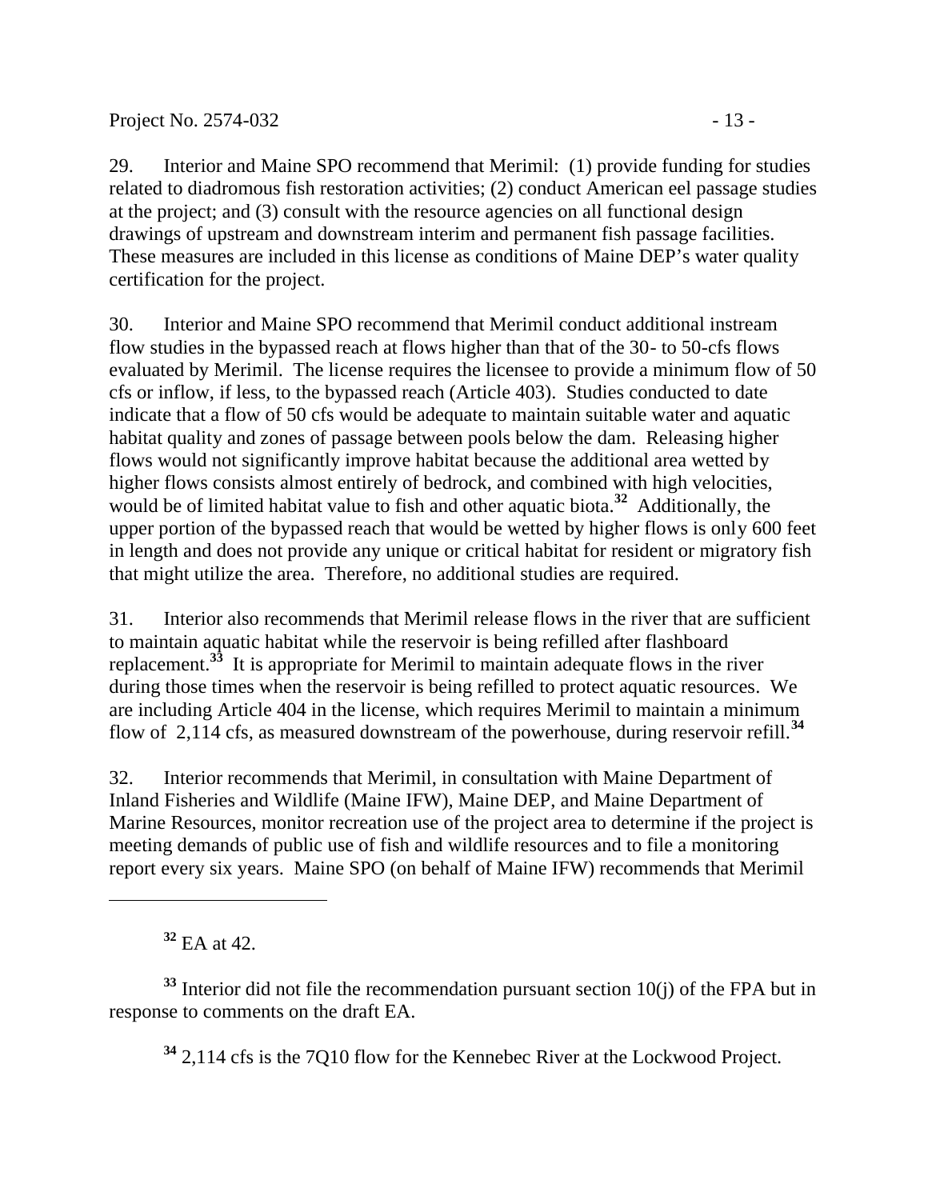29. Interior and Maine SPO recommend that Merimil: (1) provide funding for studies related to diadromous fish restoration activities; (2) conduct American eel passage studies at the project; and (3) consult with the resource agencies on all functional design drawings of upstream and downstream interim and permanent fish passage facilities. These measures are included in this license as conditions of Maine DEP's water quality certification for the project.

30. Interior and Maine SPO recommend that Merimil conduct additional instream flow studies in the bypassed reach at flows higher than that of the 30- to 50-cfs flows evaluated by Merimil. The license requires the licensee to provide a minimum flow of 50 cfs or inflow, if less, to the bypassed reach (Article 403). Studies conducted to date indicate that a flow of 50 cfs would be adequate to maintain suitable water and aquatic habitat quality and zones of passage between pools below the dam. Releasing higher flows would not significantly improve habitat because the additional area wetted by higher flows consists almost entirely of bedrock, and combined with high velocities, would be of limited habitat value to fish and other aquatic biota.[32] Additionally, the upper portion of the bypassed reach that would be wetted by higher flows is only 600 feet in length and does not provide any unique or critical habitat for resident or migratory fish that might utilize the area. Therefore, no additional studies are required.

31. Interior also recommends that Merimil release flows in the river that are sufficient to maintain aquatic habitat while the reservoir is being refilled after flashboard replacement.[33] It is appropriate for Merimil to maintain adequate flows in the river during those times when the reservoir is being refilled to protect aquatic resources. We are including Article 404 in the license, which requires Merimil to maintain a minimum flow of 2,114 cfs, as measured downstream of the powerhouse, during reservoir refill.[34]

32. Interior recommends that Merimil, in consultation with Maine Department of Inland Fisheries and Wildlife (Maine IFW), Maine DEP, and Maine Department of Marine Resources, monitor recreation use of the project area to determine if the project is meeting demands of public use of fish and wildlife resources and to file a monitoring report every six years. Maine SPO (on behalf of Maine IFW) recommends that Merimil

---

[32] EA at 42.

[33] Interior did not file the recommendation pursuant section 10(j) of the FPA but in response to comments on the draft EA.

[34] 2,114 cfs is the 7Q10 flow for the Kennebec River at the Lockwood Project.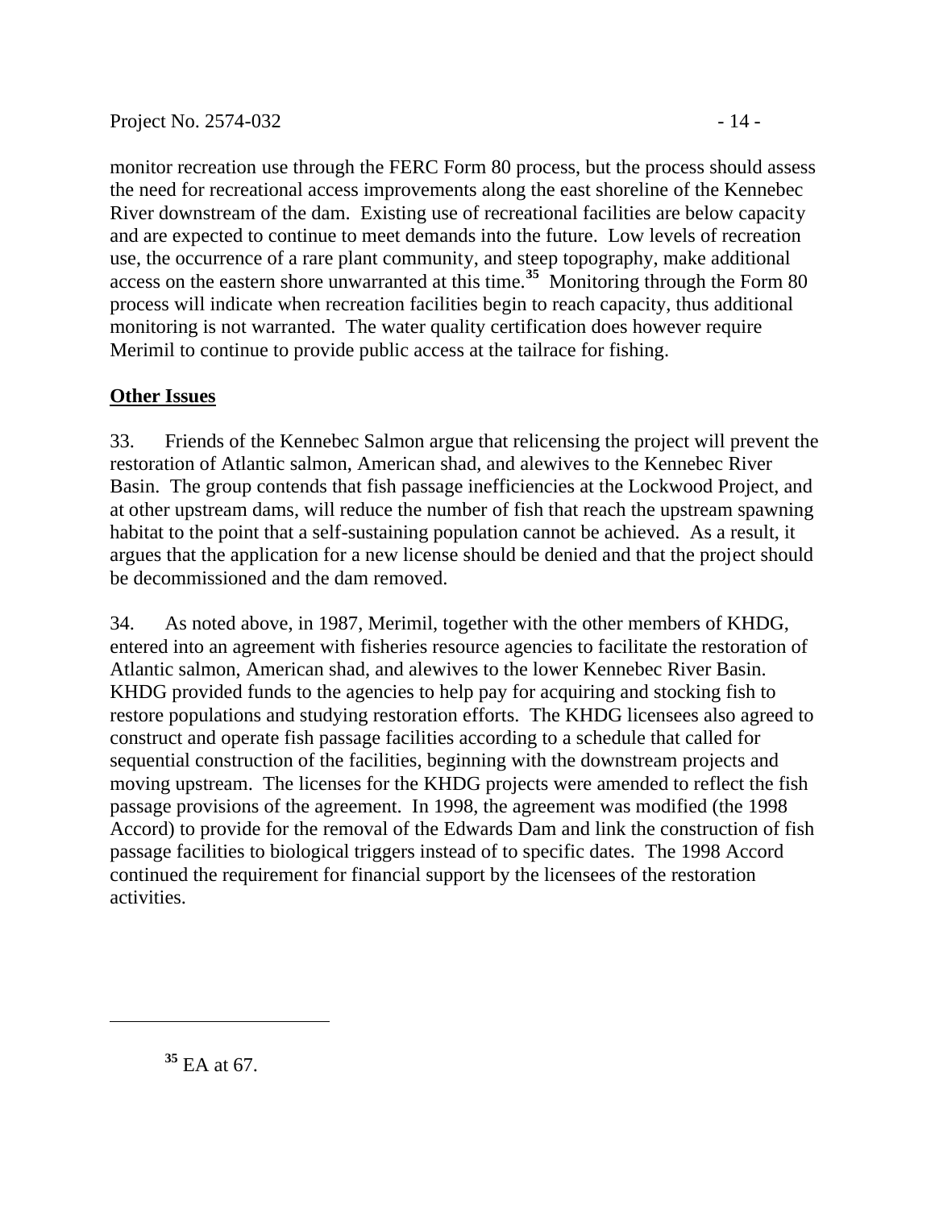monitor recreation use through the FERC Form 80 process, but the process should assess the need for recreational access improvements along the east shoreline of the Kennebec River downstream of the dam. Existing use of recreational facilities are below capacity and are expected to continue to meet demands into the future. Low levels of recreation use, the occurrence of a rare plant community, and steep topography, make additional access on the eastern shore unwarranted at this time.[35] Monitoring through the Form 80 process will indicate when recreation facilities begin to reach capacity, thus additional monitoring is not warranted. The water quality certification does however require Merimil to continue to provide public access at the tailrace for fishing.

**Other Issues**

33. Friends of the Kennebec Salmon argue that relicensing the project will prevent the restoration of Atlantic salmon, American shad, and alewives to the Kennebec River Basin. The group contends that fish passage inefficiencies at the Lockwood Project, and at other upstream dams, will reduce the number of fish that reach the upstream spawning habitat to the point that a self-sustaining population cannot be achieved. As a result, it argues that the application for a new license should be denied and that the project should be decommissioned and the dam removed.

34. As noted above, in 1987, Merimil, together with the other members of KHDG, entered into an agreement with fisheries resource agencies to facilitate the restoration of Atlantic salmon, American shad, and alewives to the lower Kennebec River Basin. KHDG provided funds to the agencies to help pay for acquiring and stocking fish to restore populations and studying restoration efforts. The KHDG licensees also agreed to construct and operate fish passage facilities according to a schedule that called for sequential construction of the facilities, beginning with the downstream projects and moving upstream. The licenses for the KHDG projects were amended to reflect the fish passage provisions of the agreement. In 1998, the agreement was modified (the 1998 Accord) to provide for the removal of the Edwards Dam and link the construction of fish passage facilities to biological triggers instead of to specific dates. The 1998 Accord continued the requirement for financial support by the licensees of the restoration activities.

---

[35] EA at 67.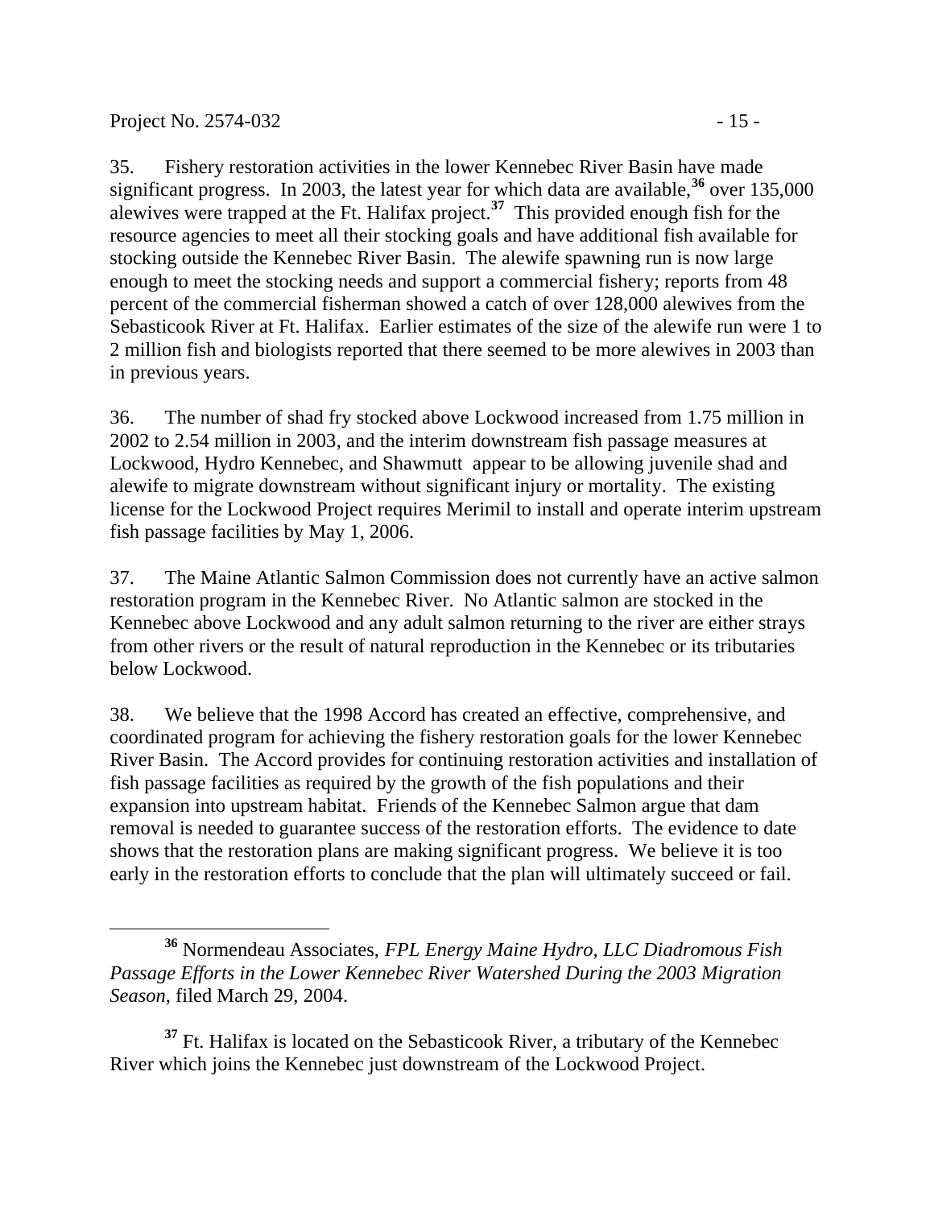35. Fishery restoration activities in the lower Kennebec River Basin have made significant progress. In 2003, the latest year for which data are available,[36] over 135,000 alewives were trapped at the Ft. Halifax project.[37] This provided enough fish for the resource agencies to meet all their stocking goals and have additional fish available for stocking outside the Kennebec River Basin. The alewife spawning run is now large enough to meet the stocking needs and support a commercial fishery; reports from 48 percent of the commercial fisherman showed a catch of over 128,000 alewives from the Sebasticook River at Ft. Halifax. Earlier estimates of the size of the alewife run were 1 to 2 million fish and biologists reported that there seemed to be more alewives in 2003 than in previous years.

36. The number of shad fry stocked above Lockwood increased from 1.75 million in 2002 to 2.54 million in 2003, and the interim downstream fish passage measures at Lockwood, Hydro Kennebec, and Shawmutt appear to be allowing juvenile shad and alewife to migrate downstream without significant injury or mortality. The existing license for the Lockwood Project requires Merimil to install and operate interim upstream fish passage facilities by May 1, 2006.

37. The Maine Atlantic Salmon Commission does not currently have an active salmon restoration program in the Kennebec River. No Atlantic salmon are stocked in the Kennebec above Lockwood and any adult salmon returning to the river are either strays from other rivers or the result of natural reproduction in the Kennebec or its tributaries below Lockwood.

38. We believe that the 1998 Accord has created an effective, comprehensive, and coordinated program for achieving the fishery restoration goals for the lower Kennebec River Basin. The Accord provides for continuing restoration activities and installation of fish passage facilities as required by the growth of the fish populations and their expansion into upstream habitat. Friends of the Kennebec Salmon argue that dam removal is needed to guarantee success of the restoration efforts. The evidence to date shows that the restoration plans are making significant progress. We believe it is too early in the restoration efforts to conclude that the plan will ultimately succeed or fail.

---

[36] Normendeau Associates, *FPL Energy Maine Hydro, LLC Diadromous Fish Passage Efforts in the Lower Kennebec River Watershed During the 2003 Migration Season*, filed March 29, 2004.

[37] Ft. Halifax is located on the Sebasticook River, a tributary of the Kennebec River which joins the Kennebec just downstream of the Lockwood Project.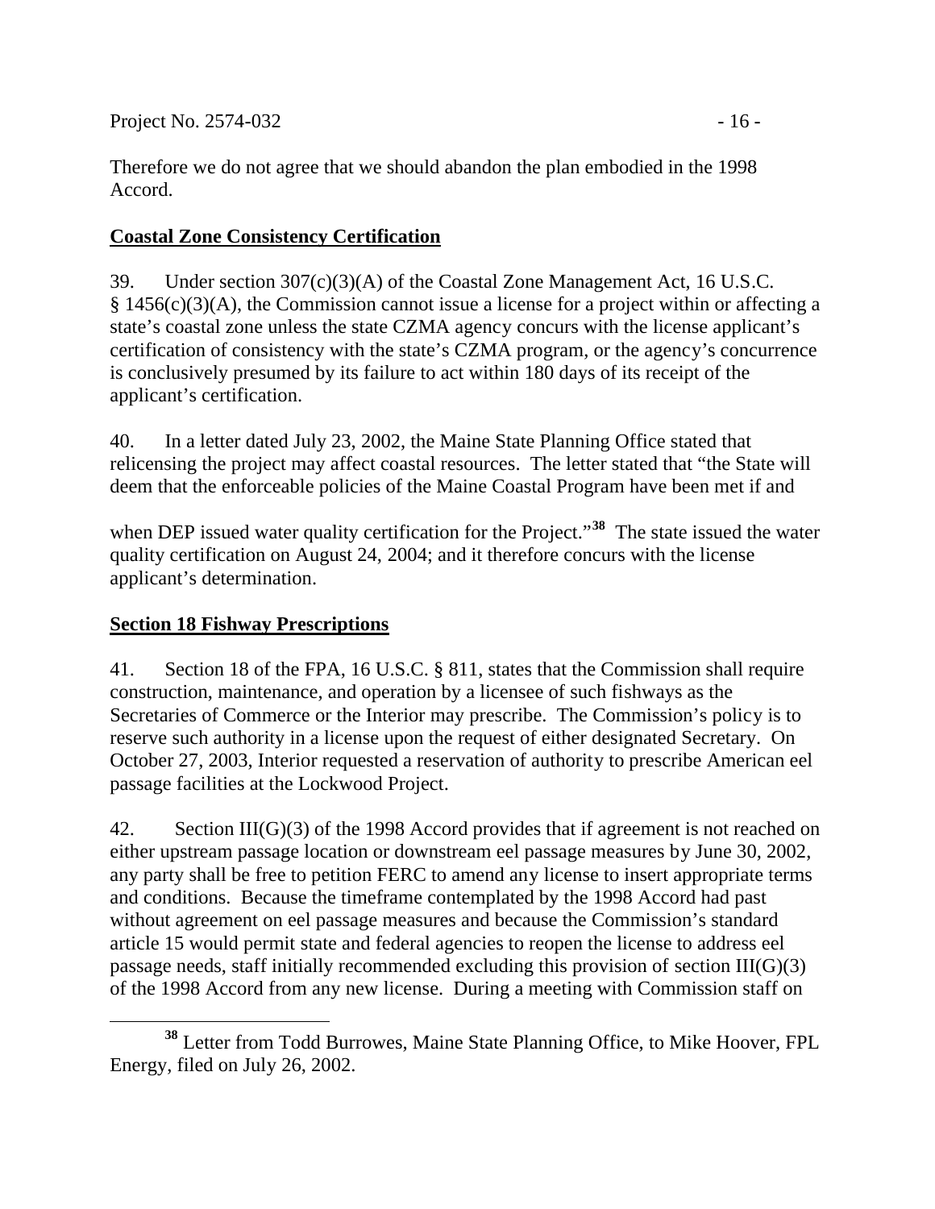Therefore we do not agree that we should abandon the plan embodied in the 1998 Accord.

**Coastal Zone Consistency Certification**

39. Under section 307(c)(3)(A) of the Coastal Zone Management Act, 16 U.S.C. § 1456(c)(3)(A), the Commission cannot issue a license for a project within or affecting a state's coastal zone unless the state CZMA agency concurs with the license applicant's certification of consistency with the state's CZMA program, or the agency's concurrence is conclusively presumed by its failure to act within 180 days of its receipt of the applicant's certification.

40. In a letter dated July 23, 2002, the Maine State Planning Office stated that relicensing the project may affect coastal resources. The letter stated that "the State will deem that the enforceable policies of the Maine Coastal Program have been met if and when DEP issued water quality certification for the Project."[38] The state issued the water quality certification on August 24, 2004; and it therefore concurs with the license applicant's determination.

**Section 18 Fishway Prescriptions**

41. Section 18 of the FPA, 16 U.S.C. § 811, states that the Commission shall require construction, maintenance, and operation by a licensee of such fishways as the Secretaries of Commerce or the Interior may prescribe. The Commission's policy is to reserve such authority in a license upon the request of either designated Secretary. On October 27, 2003, Interior requested a reservation of authority to prescribe American eel passage facilities at the Lockwood Project.

42. Section III(G)(3) of the 1998 Accord provides that if agreement is not reached on either upstream passage location or downstream eel passage measures by June 30, 2002, any party shall be free to petition FERC to amend any license to insert appropriate terms and conditions. Because the timeframe contemplated by the 1998 Accord had past without agreement on eel passage measures and because the Commission's standard article 15 would permit state and federal agencies to reopen the license to address eel passage needs, staff initially recommended excluding this provision of section III(G)(3) of the 1998 Accord from any new license. During a meeting with Commission staff on

[38] Letter from Todd Burrowes, Maine State Planning Office, to Mike Hoover, FPL Energy, filed on July 26, 2002.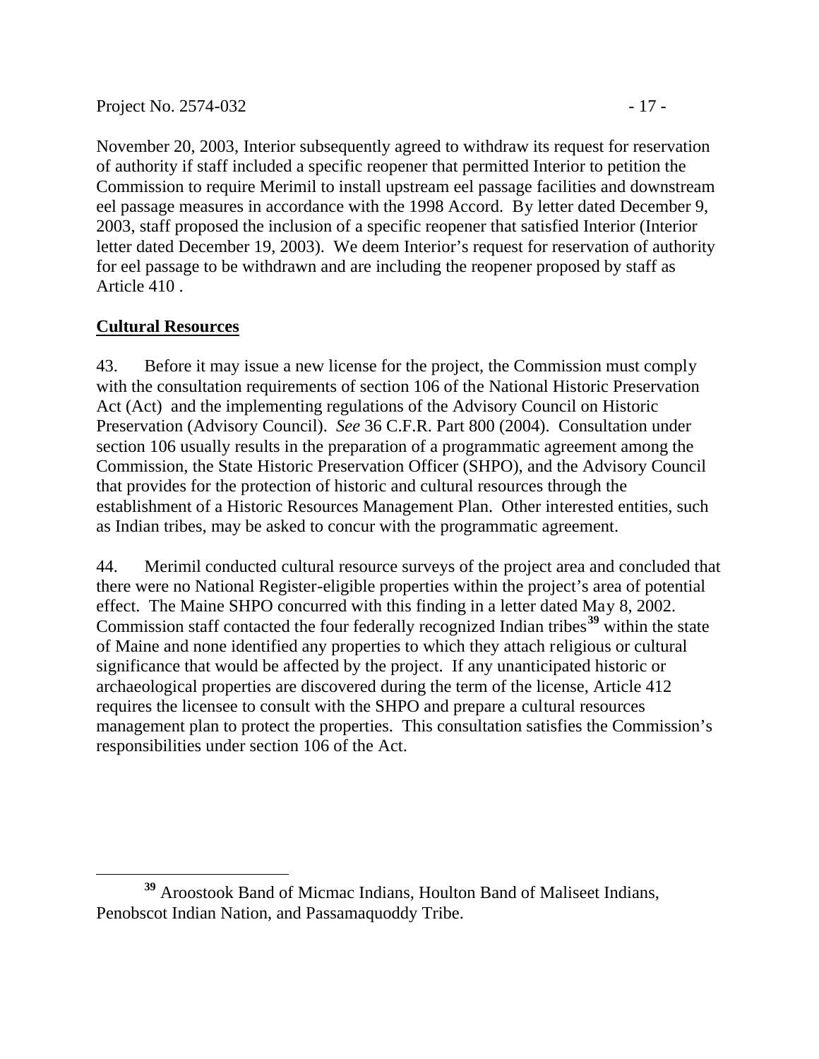November 20, 2003, Interior subsequently agreed to withdraw its request for reservation of authority if staff included a specific reopener that permitted Interior to petition the Commission to require Merimil to install upstream eel passage facilities and downstream eel passage measures in accordance with the 1998 Accord. By letter dated December 9, 2003, staff proposed the inclusion of a specific reopener that satisfied Interior (Interior letter dated December 19, 2003). We deem Interior's request for reservation of authority for eel passage to be withdrawn and are including the reopener proposed by staff as Article 410 .

## Cultural Resources

43. Before it may issue a new license for the project, the Commission must comply with the consultation requirements of section 106 of the National Historic Preservation Act (Act) and the implementing regulations of the Advisory Council on Historic Preservation (Advisory Council). *See* 36 C.F.R. Part 800 (2004). Consultation under section 106 usually results in the preparation of a programmatic agreement among the Commission, the State Historic Preservation Officer (SHPO), and the Advisory Council that provides for the protection of historic and cultural resources through the establishment of a Historic Resources Management Plan. Other interested entities, such as Indian tribes, may be asked to concur with the programmatic agreement.

44. Merimil conducted cultural resource surveys of the project area and concluded that there were no National Register-eligible properties within the project's area of potential effect. The Maine SHPO concurred with this finding in a letter dated May 8, 2002. Commission staff contacted the four federally recognized Indian tribes[39] within the state of Maine and none identified any properties to which they attach religious or cultural significance that would be affected by the project. If any unanticipated historic or archaeological properties are discovered during the term of the license, Article 412 requires the licensee to consult with the SHPO and prepare a cultural resources management plan to protect the properties. This consultation satisfies the Commission's responsibilities under section 106 of the Act.

[39] Aroostook Band of Micmac Indians, Houlton Band of Maliseet Indians, Penobscot Indian Nation, and Passamaquoddy Tribe.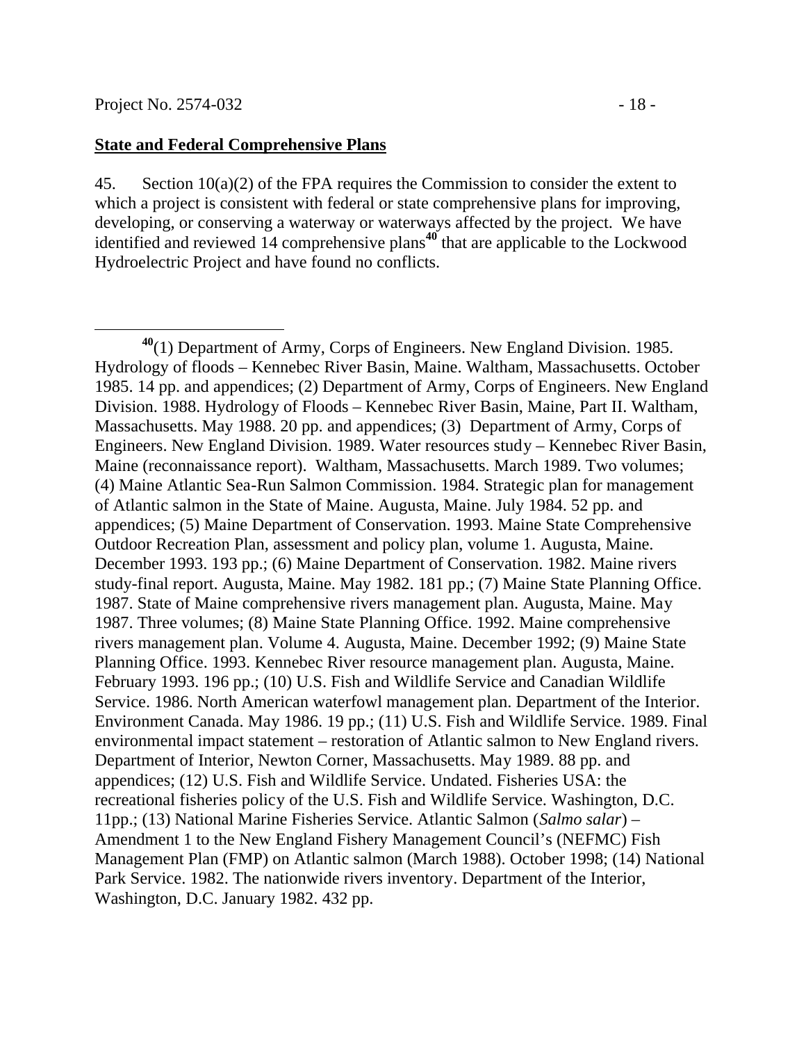**State and Federal Comprehensive Plans**

45. Section 10(a)(2) of the FPA requires the Commission to consider the extent to which a project is consistent with federal or state comprehensive plans for improving, developing, or conserving a waterway or waterways affected by the project. We have identified and reviewed 14 comprehensive plans[40] that are applicable to the Lockwood Hydroelectric Project and have found no conflicts.

---

[40](1) Department of Army, Corps of Engineers. New England Division. 1985. Hydrology of floods – Kennebec River Basin, Maine. Waltham, Massachusetts. October 1985. 14 pp. and appendices; (2) Department of Army, Corps of Engineers. New England Division. 1988. Hydrology of Floods – Kennebec River Basin, Maine, Part II. Waltham, Massachusetts. May 1988. 20 pp. and appendices; (3) Department of Army, Corps of Engineers. New England Division. 1989. Water resources study – Kennebec River Basin, Maine (reconnaissance report). Waltham, Massachusetts. March 1989. Two volumes; (4) Maine Atlantic Sea-Run Salmon Commission. 1984. Strategic plan for management of Atlantic salmon in the State of Maine. Augusta, Maine. July 1984. 52 pp. and appendices; (5) Maine Department of Conservation. 1993. Maine State Comprehensive Outdoor Recreation Plan, assessment and policy plan, volume 1. Augusta, Maine. December 1993. 193 pp.; (6) Maine Department of Conservation. 1982. Maine rivers study-final report. Augusta, Maine. May 1982. 181 pp.; (7) Maine State Planning Office. 1987. State of Maine comprehensive rivers management plan. Augusta, Maine. May 1987. Three volumes; (8) Maine State Planning Office. 1992. Maine comprehensive rivers management plan. Volume 4. Augusta, Maine. December 1992; (9) Maine State Planning Office. 1993. Kennebec River resource management plan. Augusta, Maine. February 1993. 196 pp.; (10) U.S. Fish and Wildlife Service and Canadian Wildlife Service. 1986. North American waterfowl management plan. Department of the Interior. Environment Canada. May 1986. 19 pp.; (11) U.S. Fish and Wildlife Service. 1989. Final environmental impact statement – restoration of Atlantic salmon to New England rivers. Department of Interior, Newton Corner, Massachusetts. May 1989. 88 pp. and appendices; (12) U.S. Fish and Wildlife Service. Undated. Fisheries USA: the recreational fisheries policy of the U.S. Fish and Wildlife Service. Washington, D.C. 11pp.; (13) National Marine Fisheries Service. Atlantic Salmon (*Salmo salar*) – Amendment 1 to the New England Fishery Management Council's (NEFMC) Fish Management Plan (FMP) on Atlantic salmon (March 1988). October 1998; (14) National Park Service. 1982. The nationwide rivers inventory. Department of the Interior, Washington, D.C. January 1982. 432 pp.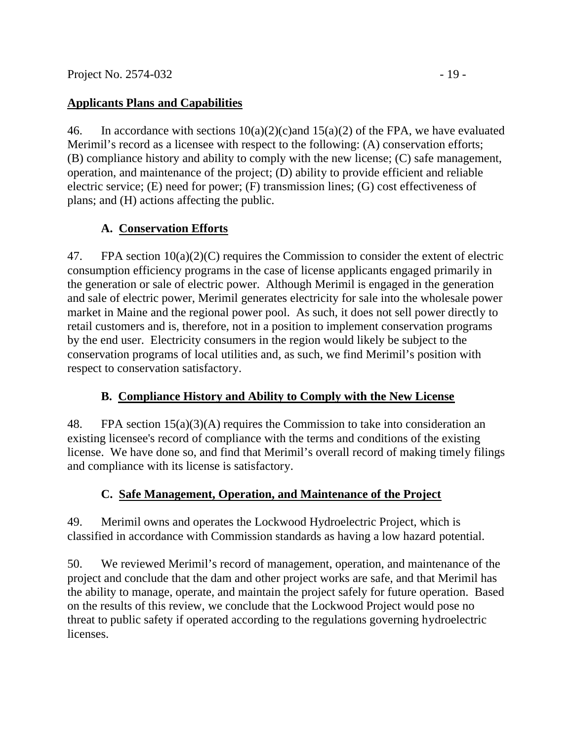## <u>Applicants Plans and Capabilities</u>

46. In accordance with sections 10(a)(2)(c)and 15(a)(2) of the FPA, we have evaluated Merimil's record as a licensee with respect to the following: (A) conservation efforts; (B) compliance history and ability to comply with the new license; (C) safe management, operation, and maintenance of the project; (D) ability to provide efficient and reliable electric service; (E) need for power; (F) transmission lines; (G) cost effectiveness of plans; and (H) actions affecting the public.

### A. <u>Conservation Efforts</u>

47. FPA section 10(a)(2)(C) requires the Commission to consider the extent of electric consumption efficiency programs in the case of license applicants engaged primarily in the generation or sale of electric power. Although Merimil is engaged in the generation and sale of electric power, Merimil generates electricity for sale into the wholesale power market in Maine and the regional power pool. As such, it does not sell power directly to retail customers and is, therefore, not in a position to implement conservation programs by the end user. Electricity consumers in the region would likely be subject to the conservation programs of local utilities and, as such, we find Merimil's position with respect to conservation satisfactory.

### B. <u>Compliance History and Ability to Comply with the New License</u>

48. FPA section 15(a)(3)(A) requires the Commission to take into consideration an existing licensee's record of compliance with the terms and conditions of the existing license. We have done so, and find that Merimil's overall record of making timely filings and compliance with its license is satisfactory.

### C. <u>Safe Management, Operation, and Maintenance of the Project</u>

49. Merimil owns and operates the Lockwood Hydroelectric Project, which is classified in accordance with Commission standards as having a low hazard potential.

50. We reviewed Merimil's record of management, operation, and maintenance of the project and conclude that the dam and other project works are safe, and that Merimil has the ability to manage, operate, and maintain the project safely for future operation. Based on the results of this review, we conclude that the Lockwood Project would pose no threat to public safety if operated according to the regulations governing hydroelectric licenses.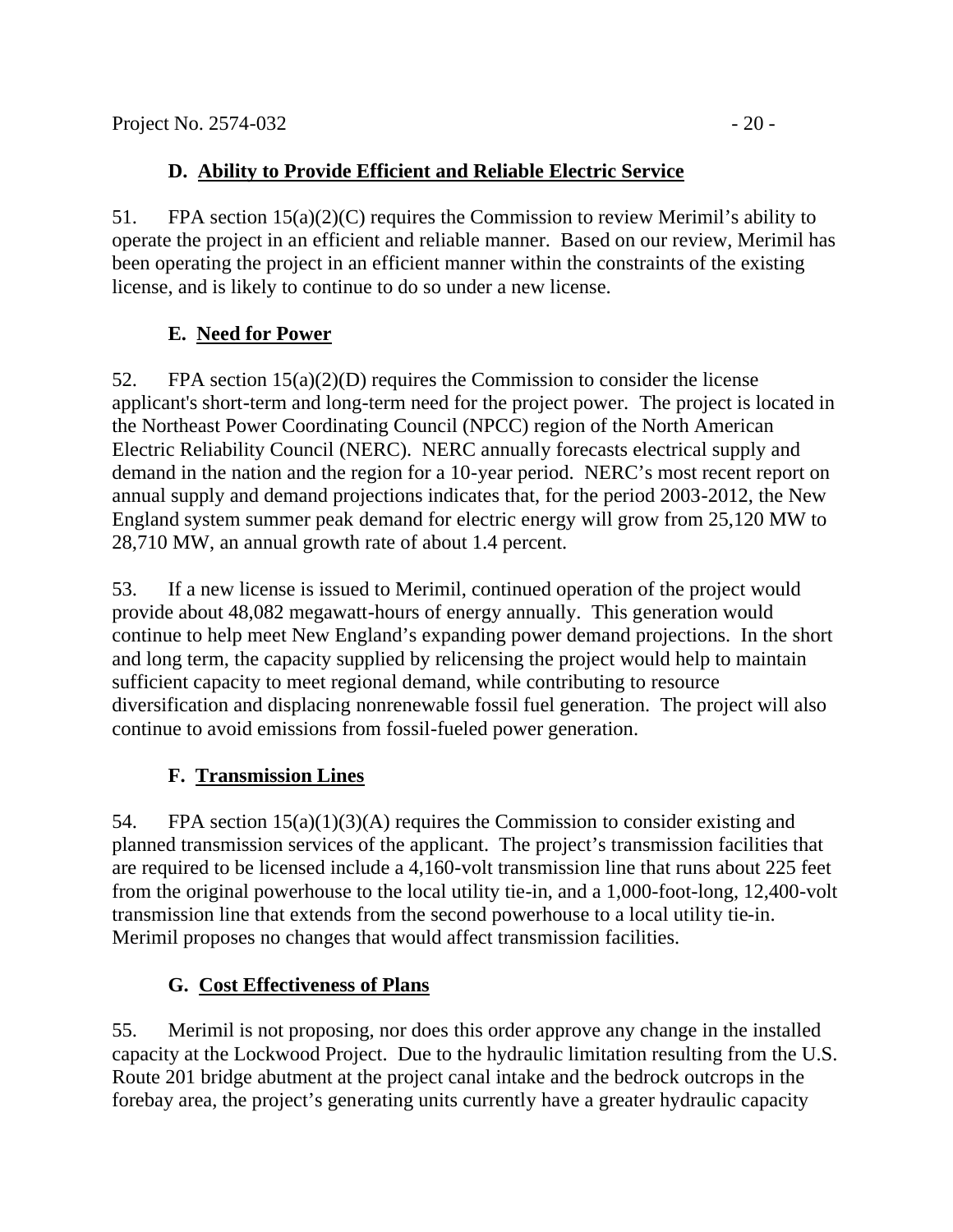### D. Ability to Provide Efficient and Reliable Electric Service

51. FPA section 15(a)(2)(C) requires the Commission to review Merimil's ability to operate the project in an efficient and reliable manner. Based on our review, Merimil has been operating the project in an efficient manner within the constraints of the existing license, and is likely to continue to do so under a new license.

### E. Need for Power

52. FPA section 15(a)(2)(D) requires the Commission to consider the license applicant's short-term and long-term need for the project power. The project is located in the Northeast Power Coordinating Council (NPCC) region of the North American Electric Reliability Council (NERC). NERC annually forecasts electrical supply and demand in the nation and the region for a 10-year period. NERC's most recent report on annual supply and demand projections indicates that, for the period 2003-2012, the New England system summer peak demand for electric energy will grow from 25,120 MW to 28,710 MW, an annual growth rate of about 1.4 percent.

53. If a new license is issued to Merimil, continued operation of the project would provide about 48,082 megawatt-hours of energy annually. This generation would continue to help meet New England's expanding power demand projections. In the short and long term, the capacity supplied by relicensing the project would help to maintain sufficient capacity to meet regional demand, while contributing to resource diversification and displacing nonrenewable fossil fuel generation. The project will also continue to avoid emissions from fossil-fueled power generation.

### F. Transmission Lines

54. FPA section 15(a)(1)(3)(A) requires the Commission to consider existing and planned transmission services of the applicant. The project's transmission facilities that are required to be licensed include a 4,160-volt transmission line that runs about 225 feet from the original powerhouse to the local utility tie-in, and a 1,000-foot-long, 12,400-volt transmission line that extends from the second powerhouse to a local utility tie-in. Merimil proposes no changes that would affect transmission facilities.

### G. Cost Effectiveness of Plans

55. Merimil is not proposing, nor does this order approve any change in the installed capacity at the Lockwood Project. Due to the hydraulic limitation resulting from the U.S. Route 201 bridge abutment at the project canal intake and the bedrock outcrops in the forebay area, the project's generating units currently have a greater hydraulic capacity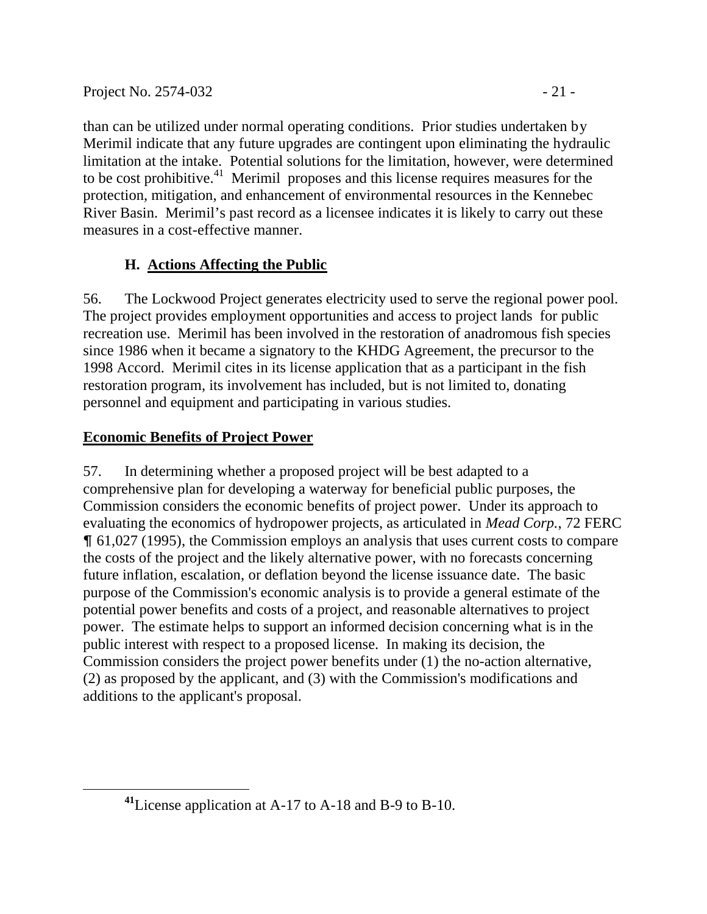than can be utilized under normal operating conditions. Prior studies undertaken by Merimil indicate that any future upgrades are contingent upon eliminating the hydraulic limitation at the intake. Potential solutions for the limitation, however, were determined to be cost prohibitive.[41] Merimil proposes and this license requires measures for the protection, mitigation, and enhancement of environmental resources in the Kennebec River Basin. Merimil's past record as a licensee indicates it is likely to carry out these measures in a cost-effective manner.

### H. Actions Affecting the Public

56. The Lockwood Project generates electricity used to serve the regional power pool. The project provides employment opportunities and access to project lands for public recreation use. Merimil has been involved in the restoration of anadromous fish species since 1986 when it became a signatory to the KHDG Agreement, the precursor to the 1998 Accord. Merimil cites in its license application that as a participant in the fish restoration program, its involvement has included, but is not limited to, donating personnel and equipment and participating in various studies.

### Economic Benefits of Project Power

57. In determining whether a proposed project will be best adapted to a comprehensive plan for developing a waterway for beneficial public purposes, the Commission considers the economic benefits of project power. Under its approach to evaluating the economics of hydropower projects, as articulated in *Mead Corp.*, 72 FERC ¶ 61,027 (1995), the Commission employs an analysis that uses current costs to compare the costs of the project and the likely alternative power, with no forecasts concerning future inflation, escalation, or deflation beyond the license issuance date. The basic purpose of the Commission's economic analysis is to provide a general estimate of the potential power benefits and costs of a project, and reasonable alternatives to project power. The estimate helps to support an informed decision concerning what is in the public interest with respect to a proposed license. In making its decision, the Commission considers the project power benefits under (1) the no-action alternative, (2) as proposed by the applicant, and (3) with the Commission's modifications and additions to the applicant's proposal.

---

[41] License application at A-17 to A-18 and B-9 to B-10.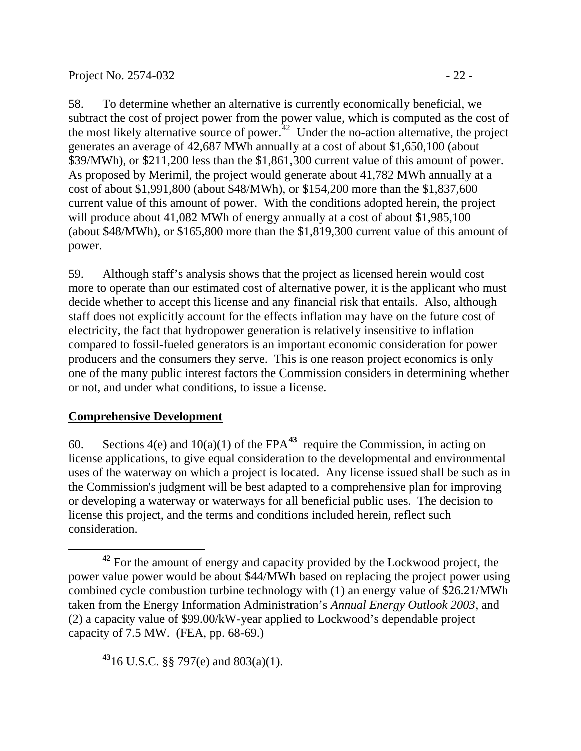58. To determine whether an alternative is currently economically beneficial, we subtract the cost of project power from the power value, which is computed as the cost of the most likely alternative source of power.[42] Under the no-action alternative, the project generates an average of 42,687 MWh annually at a cost of about $1,650,100 (about $39/MWh), or $211,200 less than the $1,861,300 current value of this amount of power. As proposed by Merimil, the project would generate about 41,782 MWh annually at a cost of about $1,991,800 (about $48/MWh), or $154,200 more than the $1,837,600 current value of this amount of power. With the conditions adopted herein, the project will produce about 41,082 MWh of energy annually at a cost of about $1,985,100 (about $48/MWh), or $165,800 more than the $1,819,300 current value of this amount of power.

59. Although staff's analysis shows that the project as licensed herein would cost more to operate than our estimated cost of alternative power, it is the applicant who must decide whether to accept this license and any financial risk that entails. Also, although staff does not explicitly account for the effects inflation may have on the future cost of electricity, the fact that hydropower generation is relatively insensitive to inflation compared to fossil-fueled generators is an important economic consideration for power producers and the consumers they serve. This is one reason project economics is only one of the many public interest factors the Commission considers in determining whether or not, and under what conditions, to issue a license.

## Comprehensive Development

60. Sections 4(e) and 10(a)(1) of the FPA[43] require the Commission, in acting on license applications, to give equal consideration to the developmental and environmental uses of the waterway on which a project is located. Any license issued shall be such as in the Commission's judgment will be best adapted to a comprehensive plan for improving or developing a waterway or waterways for all beneficial public uses. The decision to license this project, and the terms and conditions included herein, reflect such consideration.

---

[42] For the amount of energy and capacity provided by the Lockwood project, the power value power would be about $44/MWh based on replacing the project power using combined cycle combustion turbine technology with (1) an energy value of $26.21/MWh taken from the Energy Information Administration's *Annual Energy Outlook 2003*, and (2) a capacity value of $99.00/kW-year applied to Lockwood's dependable project capacity of 7.5 MW. (FEA, pp. 68-69.)

[43] 16 U.S.C. §§ 797(e) and 803(a)(1).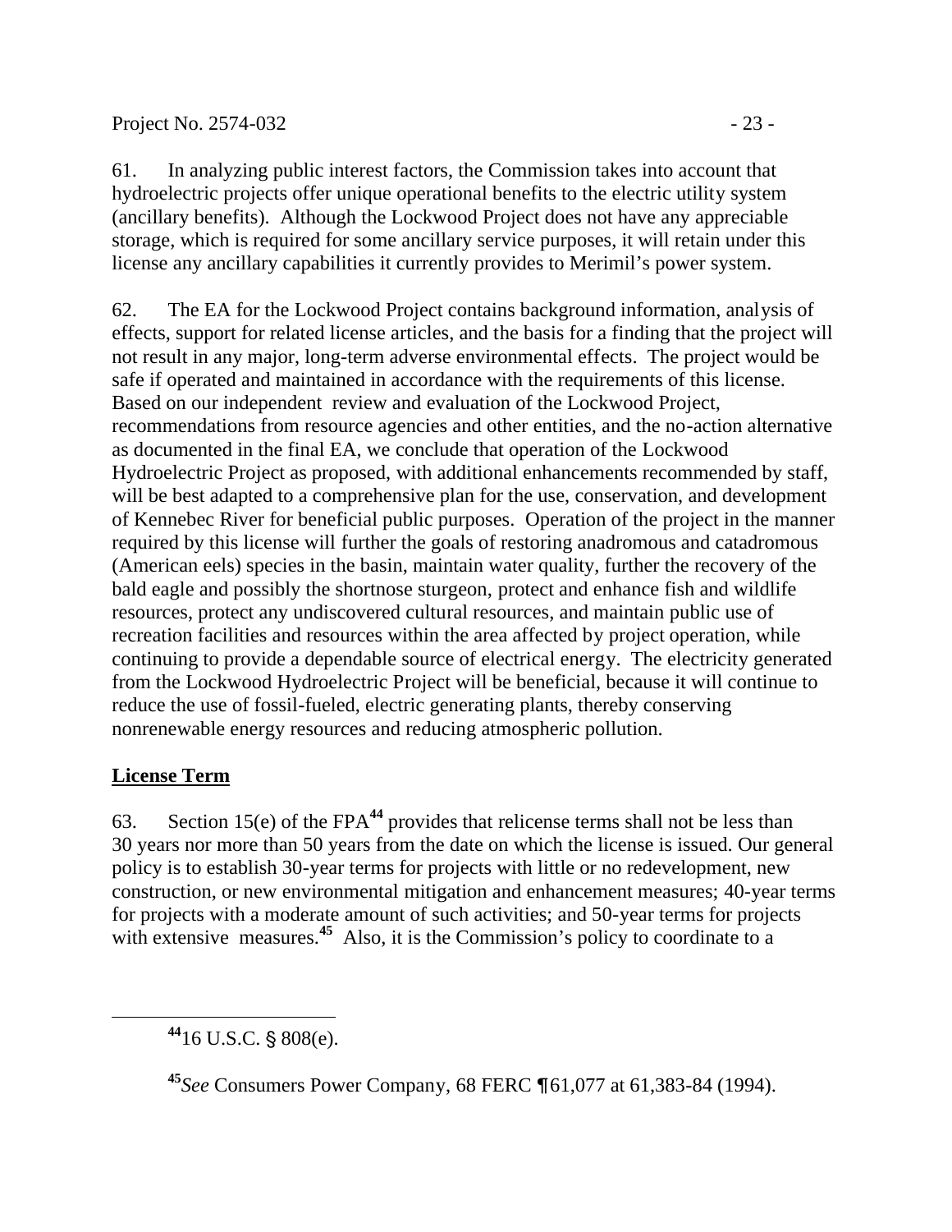61. In analyzing public interest factors, the Commission takes into account that hydroelectric projects offer unique operational benefits to the electric utility system (ancillary benefits). Although the Lockwood Project does not have any appreciable storage, which is required for some ancillary service purposes, it will retain under this license any ancillary capabilities it currently provides to Merimil's power system.

62. The EA for the Lockwood Project contains background information, analysis of effects, support for related license articles, and the basis for a finding that the project will not result in any major, long-term adverse environmental effects. The project would be safe if operated and maintained in accordance with the requirements of this license. Based on our independent review and evaluation of the Lockwood Project, recommendations from resource agencies and other entities, and the no-action alternative as documented in the final EA, we conclude that operation of the Lockwood Hydroelectric Project as proposed, with additional enhancements recommended by staff, will be best adapted to a comprehensive plan for the use, conservation, and development of Kennebec River for beneficial public purposes. Operation of the project in the manner required by this license will further the goals of restoring anadromous and catadromous (American eels) species in the basin, maintain water quality, further the recovery of the bald eagle and possibly the shortnose sturgeon, protect and enhance fish and wildlife resources, protect any undiscovered cultural resources, and maintain public use of recreation facilities and resources within the area affected by project operation, while continuing to provide a dependable source of electrical energy. The electricity generated from the Lockwood Hydroelectric Project will be beneficial, because it will continue to reduce the use of fossil-fueled, electric generating plants, thereby conserving nonrenewable energy resources and reducing atmospheric pollution.

## License Term

63. Section 15(e) of the FPA[44] provides that relicense terms shall not be less than 30 years nor more than 50 years from the date on which the license is issued. Our general policy is to establish 30-year terms for projects with little or no redevelopment, new construction, or new environmental mitigation and enhancement measures; 40-year terms for projects with a moderate amount of such activities; and 50-year terms for projects with extensive measures.[45] Also, it is the Commission's policy to coordinate to a

---

[44] 16 U.S.C. § 808(e).

[45] *See* Consumers Power Company, 68 FERC ¶61,077 at 61,383-84 (1994).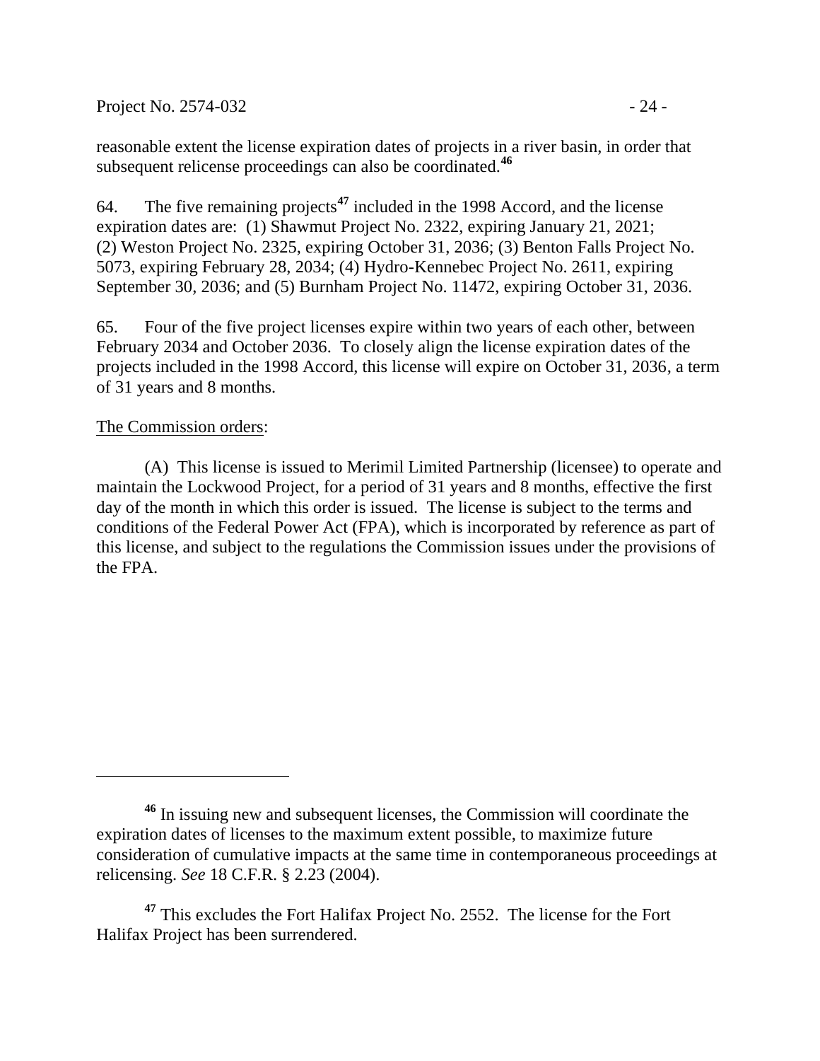reasonable extent the license expiration dates of projects in a river basin, in order that subsequent relicense proceedings can also be coordinated.[46]

64. The five remaining projects[47] included in the 1998 Accord, and the license expiration dates are: (1) Shawmut Project No. 2322, expiring January 21, 2021; (2) Weston Project No. 2325, expiring October 31, 2036; (3) Benton Falls Project No. 5073, expiring February 28, 2034; (4) Hydro-Kennebec Project No. 2611, expiring September 30, 2036; and (5) Burnham Project No. 11472, expiring October 31, 2036.

65. Four of the five project licenses expire within two years of each other, between February 2034 and October 2036. To closely align the license expiration dates of the projects included in the 1998 Accord, this license will expire on October 31, 2036, a term of 31 years and 8 months.

The Commission orders:

(A) This license is issued to Merimil Limited Partnership (licensee) to operate and maintain the Lockwood Project, for a period of 31 years and 8 months, effective the first day of the month in which this order is issued. The license is subject to the terms and conditions of the Federal Power Act (FPA), which is incorporated by reference as part of this license, and subject to the regulations the Commission issues under the provisions of the FPA.

---

[46] In issuing new and subsequent licenses, the Commission will coordinate the expiration dates of licenses to the maximum extent possible, to maximize future consideration of cumulative impacts at the same time in contemporaneous proceedings at relicensing. *See* 18 C.F.R. § 2.23 (2004).

[47] This excludes the Fort Halifax Project No. 2552. The license for the Fort Halifax Project has been surrendered.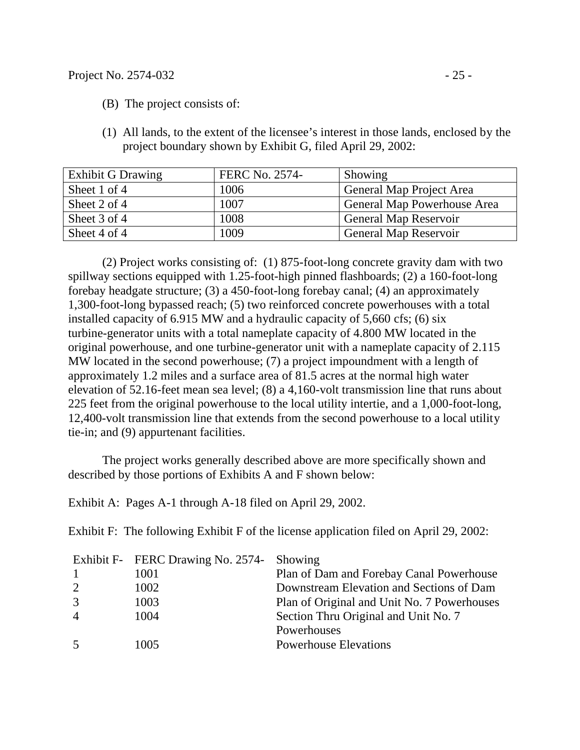(B) The project consists of:

(1) All lands, to the extent of the licensee's interest in those lands, enclosed by the project boundary shown by Exhibit G, filed April 29, 2002:

| Exhibit G Drawing | FERC No. 2574- | Showing |
|---|---|---|
| Sheet 1 of 4 | 1006 | General Map Project Area |
| Sheet 2 of 4 | 1007 | General Map Powerhouse Area |
| Sheet 3 of 4 | 1008 | General Map Reservoir |
| Sheet 4 of 4 | 1009 | General Map Reservoir |

(2) Project works consisting of: (1) 875-foot-long concrete gravity dam with two spillway sections equipped with 1.25-foot-high pinned flashboards; (2) a 160-foot-long forebay headgate structure; (3) a 450-foot-long forebay canal; (4) an approximately 1,300-foot-long bypassed reach; (5) two reinforced concrete powerhouses with a total installed capacity of 6.915 MW and a hydraulic capacity of 5,660 cfs; (6) six turbine-generator units with a total nameplate capacity of 4.800 MW located in the original powerhouse, and one turbine-generator unit with a nameplate capacity of 2.115 MW located in the second powerhouse; (7) a project impoundment with a length of approximately 1.2 miles and a surface area of 81.5 acres at the normal high water elevation of 52.16-feet mean sea level; (8) a 4,160-volt transmission line that runs about 225 feet from the original powerhouse to the local utility intertie, and a 1,000-foot-long, 12,400-volt transmission line that extends from the second powerhouse to a local utility tie-in; and (9) appurtenant facilities.

The project works generally described above are more specifically shown and described by those portions of Exhibits A and F shown below:

Exhibit A: Pages A-1 through A-18 filed on April 29, 2002.

Exhibit F: The following Exhibit F of the license application filed on April 29, 2002:

| Exhibit F- | FERC Drawing No. 2574- | Showing |
|---|---|---|
| 1 | 1001 | Plan of Dam and Forebay Canal Powerhouse |
| 2 | 1002 | Downstream Elevation and Sections of Dam |
| 3 | 1003 | Plan of Original and Unit No. 7 Powerhouses |
| 4 | 1004 | Section Thru Original and Unit No. 7 Powerhouses |
| 5 | 1005 | Powerhouse Elevations |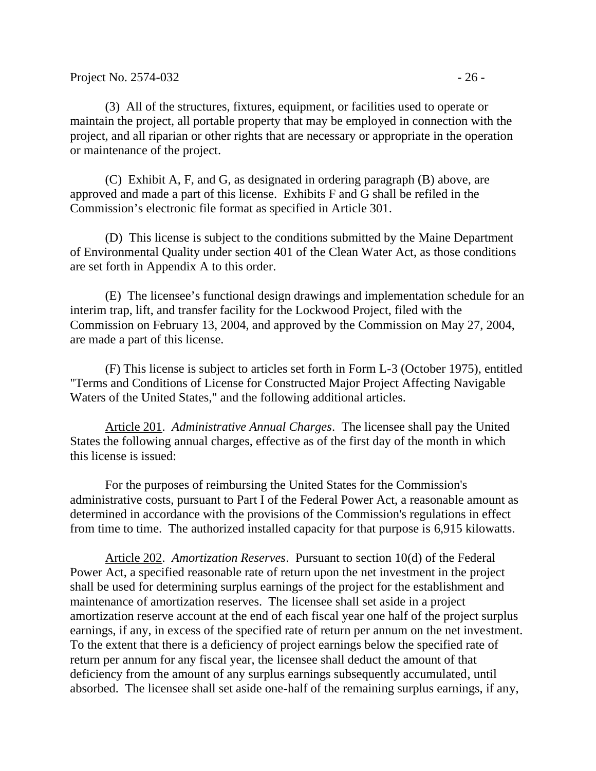(3) All of the structures, fixtures, equipment, or facilities used to operate or maintain the project, all portable property that may be employed in connection with the project, and all riparian or other rights that are necessary or appropriate in the operation or maintenance of the project.

(C) Exhibit A, F, and G, as designated in ordering paragraph (B) above, are approved and made a part of this license. Exhibits F and G shall be refiled in the Commission's electronic file format as specified in Article 301.

(D) This license is subject to the conditions submitted by the Maine Department of Environmental Quality under section 401 of the Clean Water Act, as those conditions are set forth in Appendix A to this order.

(E) The licensee's functional design drawings and implementation schedule for an interim trap, lift, and transfer facility for the Lockwood Project, filed with the Commission on February 13, 2004, and approved by the Commission on May 27, 2004, are made a part of this license.

(F) This license is subject to articles set forth in Form L-3 (October 1975), entitled "Terms and Conditions of License for Constructed Major Project Affecting Navigable Waters of the United States," and the following additional articles.

Article 201. *Administrative Annual Charges*. The licensee shall pay the United States the following annual charges, effective as of the first day of the month in which this license is issued:

For the purposes of reimbursing the United States for the Commission's administrative costs, pursuant to Part I of the Federal Power Act, a reasonable amount as determined in accordance with the provisions of the Commission's regulations in effect from time to time. The authorized installed capacity for that purpose is 6,915 kilowatts.

Article 202. *Amortization Reserves*. Pursuant to section 10(d) of the Federal Power Act, a specified reasonable rate of return upon the net investment in the project shall be used for determining surplus earnings of the project for the establishment and maintenance of amortization reserves. The licensee shall set aside in a project amortization reserve account at the end of each fiscal year one half of the project surplus earnings, if any, in excess of the specified rate of return per annum on the net investment. To the extent that there is a deficiency of project earnings below the specified rate of return per annum for any fiscal year, the licensee shall deduct the amount of that deficiency from the amount of any surplus earnings subsequently accumulated, until absorbed. The licensee shall set aside one-half of the remaining surplus earnings, if any,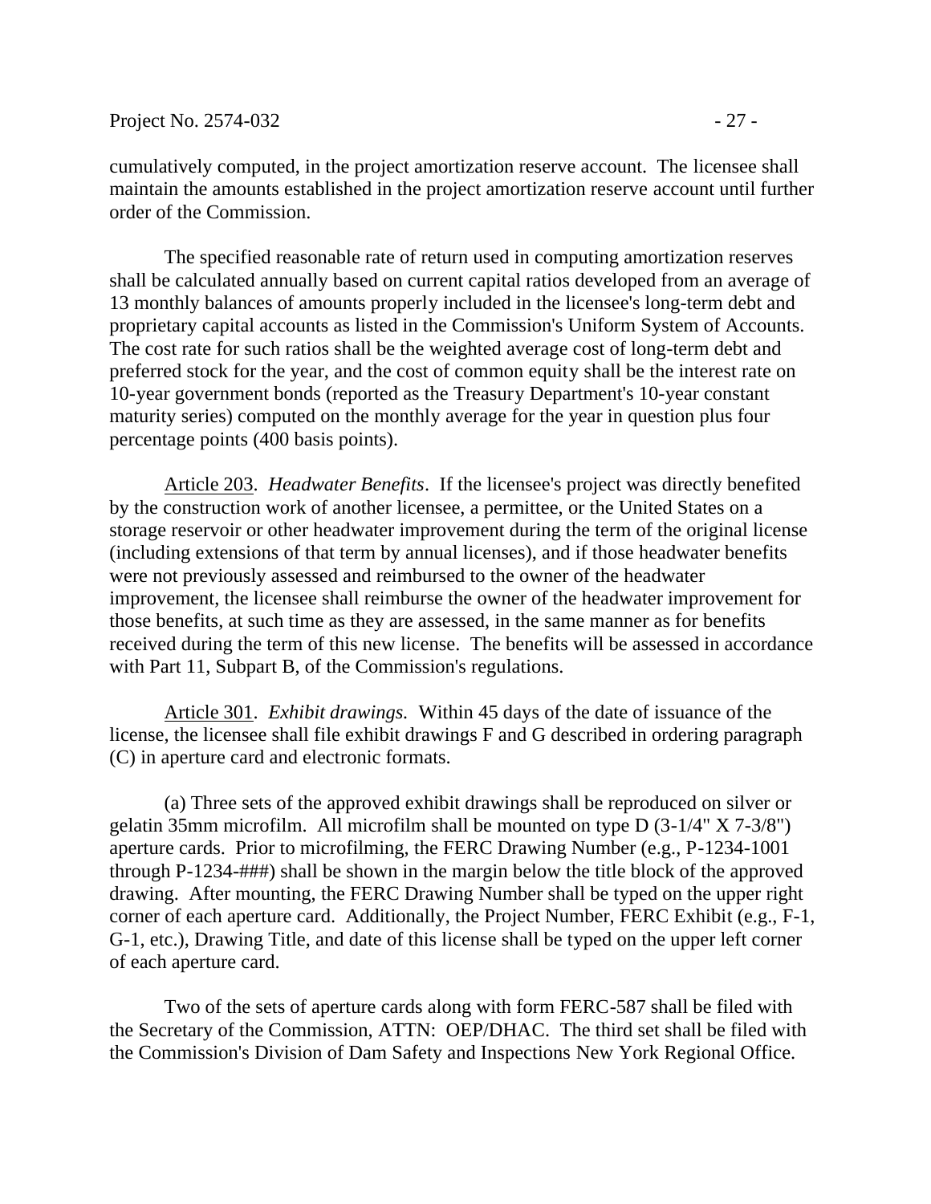cumulatively computed, in the project amortization reserve account. The licensee shall maintain the amounts established in the project amortization reserve account until further order of the Commission.

The specified reasonable rate of return used in computing amortization reserves shall be calculated annually based on current capital ratios developed from an average of 13 monthly balances of amounts properly included in the licensee's long-term debt and proprietary capital accounts as listed in the Commission's Uniform System of Accounts. The cost rate for such ratios shall be the weighted average cost of long-term debt and preferred stock for the year, and the cost of common equity shall be the interest rate on 10-year government bonds (reported as the Treasury Department's 10-year constant maturity series) computed on the monthly average for the year in question plus four percentage points (400 basis points).

Article 203. *Headwater Benefits*. If the licensee's project was directly benefited by the construction work of another licensee, a permittee, or the United States on a storage reservoir or other headwater improvement during the term of the original license (including extensions of that term by annual licenses), and if those headwater benefits were not previously assessed and reimbursed to the owner of the headwater improvement, the licensee shall reimburse the owner of the headwater improvement for those benefits, at such time as they are assessed, in the same manner as for benefits received during the term of this new license. The benefits will be assessed in accordance with Part 11, Subpart B, of the Commission's regulations.

Article 301. *Exhibit drawings.* Within 45 days of the date of issuance of the license, the licensee shall file exhibit drawings F and G described in ordering paragraph (C) in aperture card and electronic formats.

(a) Three sets of the approved exhibit drawings shall be reproduced on silver or gelatin 35mm microfilm. All microfilm shall be mounted on type D (3-1/4" X 7-3/8") aperture cards. Prior to microfilming, the FERC Drawing Number (e.g., P-1234-1001 through P-1234-###) shall be shown in the margin below the title block of the approved drawing. After mounting, the FERC Drawing Number shall be typed on the upper right corner of each aperture card. Additionally, the Project Number, FERC Exhibit (e.g., F-1, G-1, etc.), Drawing Title, and date of this license shall be typed on the upper left corner of each aperture card.

Two of the sets of aperture cards along with form FERC-587 shall be filed with the Secretary of the Commission, ATTN: OEP/DHAC. The third set shall be filed with the Commission's Division of Dam Safety and Inspections New York Regional Office.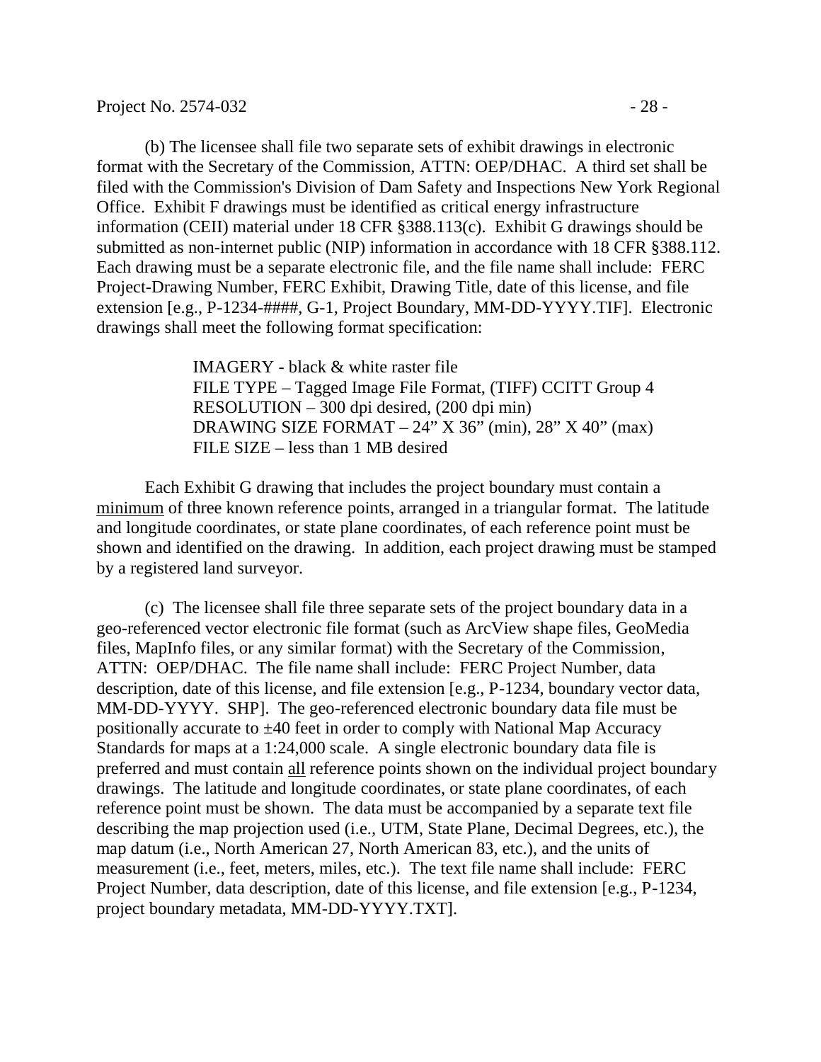(b) The licensee shall file two separate sets of exhibit drawings in electronic format with the Secretary of the Commission, ATTN: OEP/DHAC. A third set shall be filed with the Commission's Division of Dam Safety and Inspections New York Regional Office. Exhibit F drawings must be identified as critical energy infrastructure information (CEII) material under 18 CFR §388.113(c). Exhibit G drawings should be submitted as non-internet public (NIP) information in accordance with 18 CFR §388.112. Each drawing must be a separate electronic file, and the file name shall include: FERC Project-Drawing Number, FERC Exhibit, Drawing Title, date of this license, and file extension [e.g., P-1234-####, G-1, Project Boundary, MM-DD-YYYY.TIF]. Electronic drawings shall meet the following format specification:

> IMAGERY - black & white raster file
> FILE TYPE – Tagged Image File Format, (TIFF) CCITT Group 4
> RESOLUTION – 300 dpi desired, (200 dpi min)
> DRAWING SIZE FORMAT – 24" X 36" (min), 28" X 40" (max)
> FILE SIZE – less than 1 MB desired

Each Exhibit G drawing that includes the project boundary must contain a minimum of three known reference points, arranged in a triangular format. The latitude and longitude coordinates, or state plane coordinates, of each reference point must be shown and identified on the drawing. In addition, each project drawing must be stamped by a registered land surveyor.

(c) The licensee shall file three separate sets of the project boundary data in a geo-referenced vector electronic file format (such as ArcView shape files, GeoMedia files, MapInfo files, or any similar format) with the Secretary of the Commission, ATTN: OEP/DHAC. The file name shall include: FERC Project Number, data description, date of this license, and file extension [e.g., P-1234, boundary vector data, MM-DD-YYYY. SHP]. The geo-referenced electronic boundary data file must be positionally accurate to ±40 feet in order to comply with National Map Accuracy Standards for maps at a 1:24,000 scale. A single electronic boundary data file is preferred and must contain all reference points shown on the individual project boundary drawings. The latitude and longitude coordinates, or state plane coordinates, of each reference point must be shown. The data must be accompanied by a separate text file describing the map projection used (i.e., UTM, State Plane, Decimal Degrees, etc.), the map datum (i.e., North American 27, North American 83, etc.), and the units of measurement (i.e., feet, meters, miles, etc.). The text file name shall include: FERC Project Number, data description, date of this license, and file extension [e.g., P-1234, project boundary metadata, MM-DD-YYYY.TXT].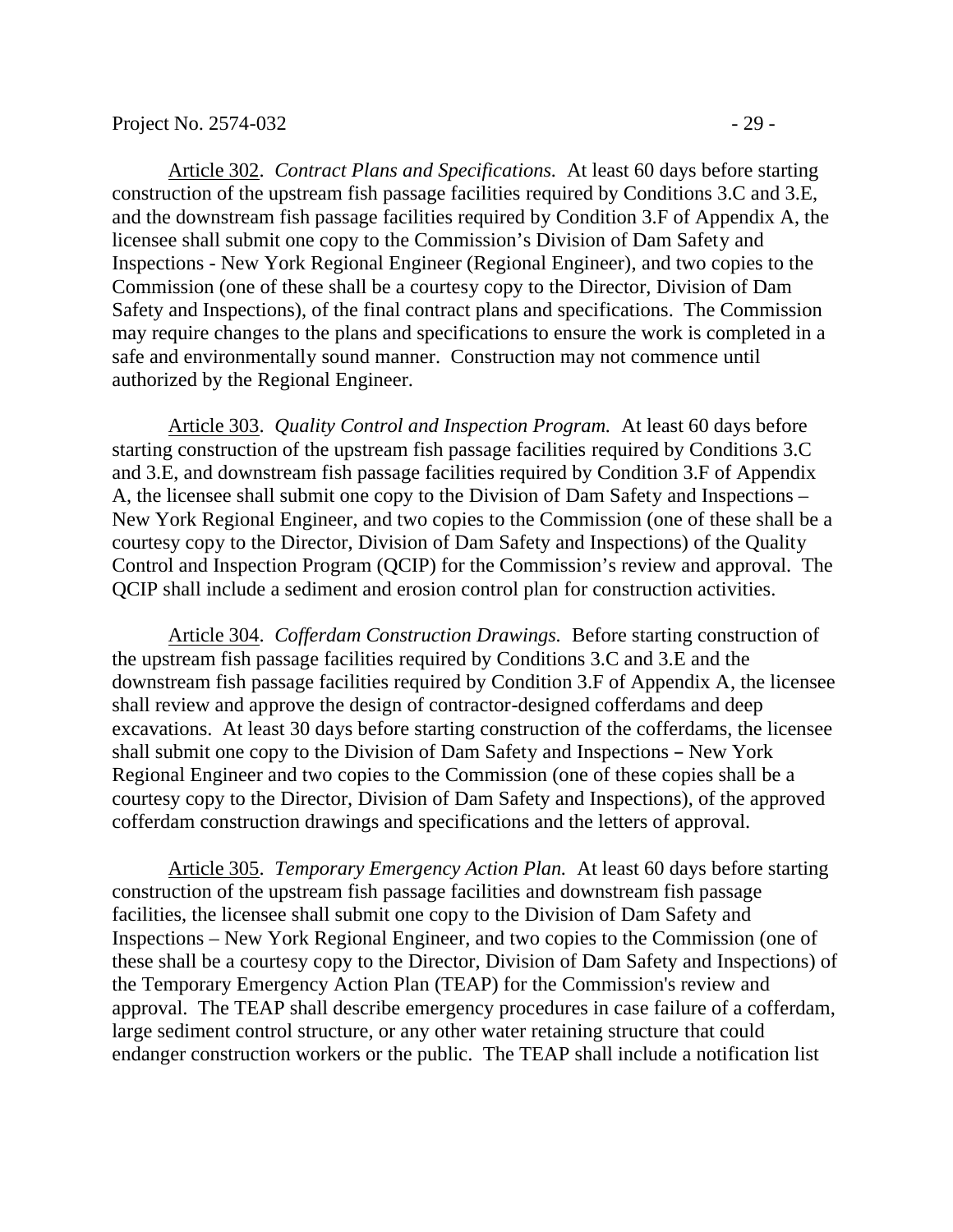Article 302. *Contract Plans and Specifications.* At least 60 days before starting construction of the upstream fish passage facilities required by Conditions 3.C and 3.E, and the downstream fish passage facilities required by Condition 3.F of Appendix A, the licensee shall submit one copy to the Commission's Division of Dam Safety and Inspections - New York Regional Engineer (Regional Engineer), and two copies to the Commission (one of these shall be a courtesy copy to the Director, Division of Dam Safety and Inspections), of the final contract plans and specifications. The Commission may require changes to the plans and specifications to ensure the work is completed in a safe and environmentally sound manner. Construction may not commence until authorized by the Regional Engineer.

Article 303. *Quality Control and Inspection Program.* At least 60 days before starting construction of the upstream fish passage facilities required by Conditions 3.C and 3.E, and downstream fish passage facilities required by Condition 3.F of Appendix A, the licensee shall submit one copy to the Division of Dam Safety and Inspections – New York Regional Engineer, and two copies to the Commission (one of these shall be a courtesy copy to the Director, Division of Dam Safety and Inspections) of the Quality Control and Inspection Program (QCIP) for the Commission's review and approval. The QCIP shall include a sediment and erosion control plan for construction activities.

Article 304. *Cofferdam Construction Drawings.* Before starting construction of the upstream fish passage facilities required by Conditions 3.C and 3.E and the downstream fish passage facilities required by Condition 3.F of Appendix A, the licensee shall review and approve the design of contractor-designed cofferdams and deep excavations. At least 30 days before starting construction of the cofferdams, the licensee shall submit one copy to the Division of Dam Safety and Inspections – New York Regional Engineer and two copies to the Commission (one of these copies shall be a courtesy copy to the Director, Division of Dam Safety and Inspections), of the approved cofferdam construction drawings and specifications and the letters of approval.

Article 305. *Temporary Emergency Action Plan.* At least 60 days before starting construction of the upstream fish passage facilities and downstream fish passage facilities, the licensee shall submit one copy to the Division of Dam Safety and Inspections – New York Regional Engineer, and two copies to the Commission (one of these shall be a courtesy copy to the Director, Division of Dam Safety and Inspections) of the Temporary Emergency Action Plan (TEAP) for the Commission's review and approval. The TEAP shall describe emergency procedures in case failure of a cofferdam, large sediment control structure, or any other water retaining structure that could endanger construction workers or the public. The TEAP shall include a notification list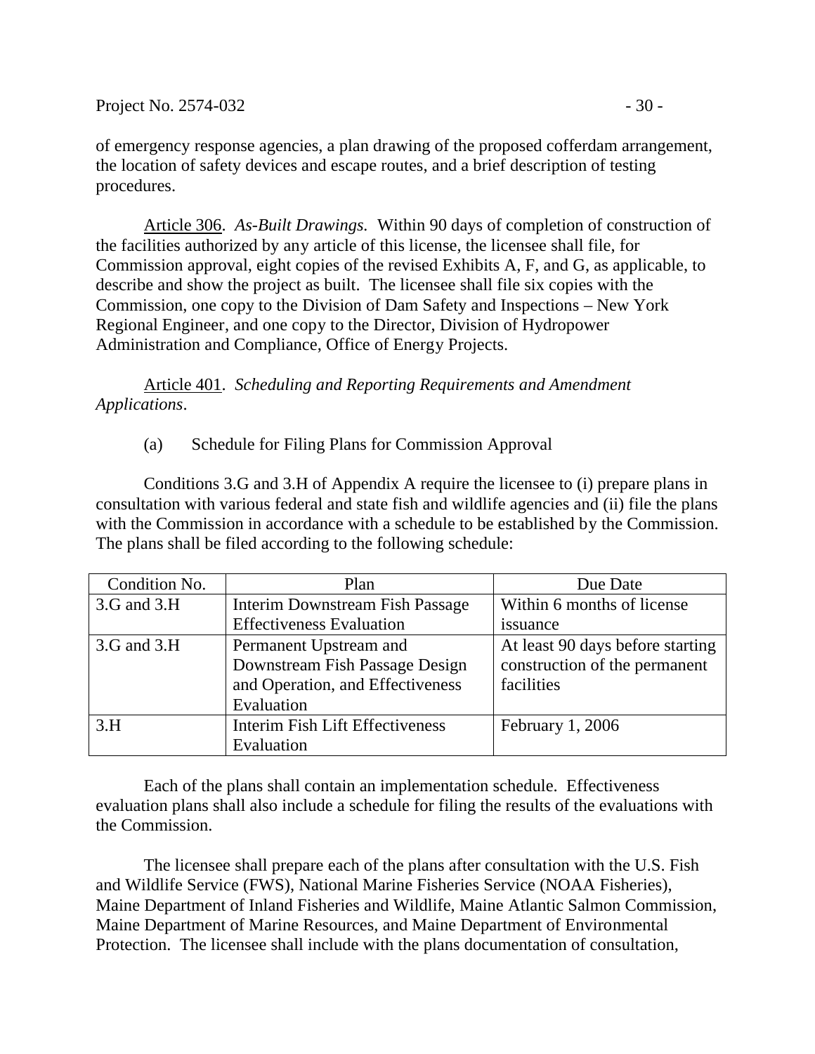of emergency response agencies, a plan drawing of the proposed cofferdam arrangement, the location of safety devices and escape routes, and a brief description of testing procedures.

Article 306. *As-Built Drawings.* Within 90 days of completion of construction of the facilities authorized by any article of this license, the licensee shall file, for Commission approval, eight copies of the revised Exhibits A, F, and G, as applicable, to describe and show the project as built. The licensee shall file six copies with the Commission, one copy to the Division of Dam Safety and Inspections – New York Regional Engineer, and one copy to the Director, Division of Hydropower Administration and Compliance, Office of Energy Projects.

Article 401. *Scheduling and Reporting Requirements and Amendment Applications*.

(a) Schedule for Filing Plans for Commission Approval

Conditions 3.G and 3.H of Appendix A require the licensee to (i) prepare plans in consultation with various federal and state fish and wildlife agencies and (ii) file the plans with the Commission in accordance with a schedule to be established by the Commission. The plans shall be filed according to the following schedule:

| Condition No. | Plan | Due Date |
|---|---|---|
| 3.G and 3.H | Interim Downstream Fish Passage Effectiveness Evaluation | Within 6 months of license issuance |
| 3.G and 3.H | Permanent Upstream and Downstream Fish Passage Design and Operation, and Effectiveness Evaluation | At least 90 days before starting construction of the permanent facilities |
| 3.H | Interim Fish Lift Effectiveness Evaluation | February 1, 2006 |

Each of the plans shall contain an implementation schedule. Effectiveness evaluation plans shall also include a schedule for filing the results of the evaluations with the Commission.

The licensee shall prepare each of the plans after consultation with the U.S. Fish and Wildlife Service (FWS), National Marine Fisheries Service (NOAA Fisheries), Maine Department of Inland Fisheries and Wildlife, Maine Atlantic Salmon Commission, Maine Department of Marine Resources, and Maine Department of Environmental Protection. The licensee shall include with the plans documentation of consultation,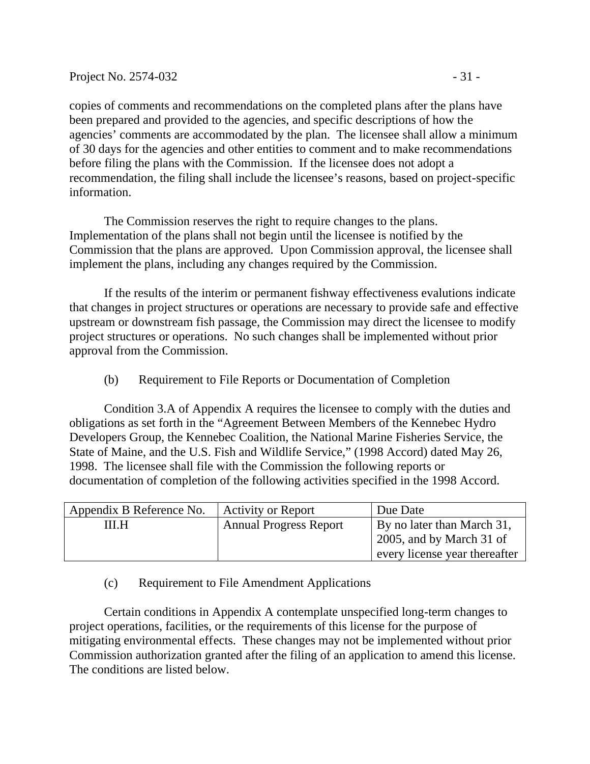copies of comments and recommendations on the completed plans after the plans have been prepared and provided to the agencies, and specific descriptions of how the agencies' comments are accommodated by the plan. The licensee shall allow a minimum of 30 days for the agencies and other entities to comment and to make recommendations before filing the plans with the Commission. If the licensee does not adopt a recommendation, the filing shall include the licensee's reasons, based on project-specific information.

The Commission reserves the right to require changes to the plans. Implementation of the plans shall not begin until the licensee is notified by the Commission that the plans are approved. Upon Commission approval, the licensee shall implement the plans, including any changes required by the Commission.

If the results of the interim or permanent fishway effectiveness evalutions indicate that changes in project structures or operations are necessary to provide safe and effective upstream or downstream fish passage, the Commission may direct the licensee to modify project structures or operations. No such changes shall be implemented without prior approval from the Commission.

(b) Requirement to File Reports or Documentation of Completion

Condition 3.A of Appendix A requires the licensee to comply with the duties and obligations as set forth in the "Agreement Between Members of the Kennebec Hydro Developers Group, the Kennebec Coalition, the National Marine Fisheries Service, the State of Maine, and the U.S. Fish and Wildlife Service," (1998 Accord) dated May 26, 1998. The licensee shall file with the Commission the following reports or documentation of completion of the following activities specified in the 1998 Accord.

| Appendix B Reference No. | Activity or Report | Due Date |
|---|---|---|
| III.H | Annual Progress Report | By no later than March 31, 2005, and by March 31 of every license year thereafter |

(c) Requirement to File Amendment Applications

Certain conditions in Appendix A contemplate unspecified long-term changes to project operations, facilities, or the requirements of this license for the purpose of mitigating environmental effects. These changes may not be implemented without prior Commission authorization granted after the filing of an application to amend this license. The conditions are listed below.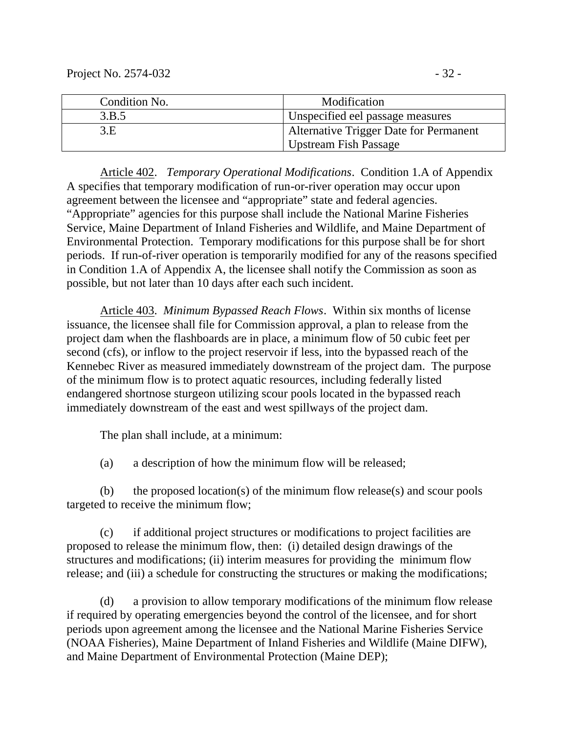| Condition No. | Modification |
|---|---|
| 3.B.5 | Unspecified eel passage measures |
| 3.E | Alternative Trigger Date for Permanent Upstream Fish Passage |

Article 402. *Temporary Operational Modifications*. Condition 1.A of Appendix A specifies that temporary modification of run-or-river operation may occur upon agreement between the licensee and "appropriate" state and federal agencies. "Appropriate" agencies for this purpose shall include the National Marine Fisheries Service, Maine Department of Inland Fisheries and Wildlife, and Maine Department of Environmental Protection. Temporary modifications for this purpose shall be for short periods. If run-of-river operation is temporarily modified for any of the reasons specified in Condition 1.A of Appendix A, the licensee shall notify the Commission as soon as possible, but not later than 10 days after each such incident.

Article 403. *Minimum Bypassed Reach Flows*. Within six months of license issuance, the licensee shall file for Commission approval, a plan to release from the project dam when the flashboards are in place, a minimum flow of 50 cubic feet per second (cfs), or inflow to the project reservoir if less, into the bypassed reach of the Kennebec River as measured immediately downstream of the project dam. The purpose of the minimum flow is to protect aquatic resources, including federally listed endangered shortnose sturgeon utilizing scour pools located in the bypassed reach immediately downstream of the east and west spillways of the project dam.

The plan shall include, at a minimum:

(a) a description of how the minimum flow will be released;

(b) the proposed location(s) of the minimum flow release(s) and scour pools targeted to receive the minimum flow;

(c) if additional project structures or modifications to project facilities are proposed to release the minimum flow, then: (i) detailed design drawings of the structures and modifications; (ii) interim measures for providing the minimum flow release; and (iii) a schedule for constructing the structures or making the modifications;

(d) a provision to allow temporary modifications of the minimum flow release if required by operating emergencies beyond the control of the licensee, and for short periods upon agreement among the licensee and the National Marine Fisheries Service (NOAA Fisheries), Maine Department of Inland Fisheries and Wildlife (Maine DIFW), and Maine Department of Environmental Protection (Maine DEP);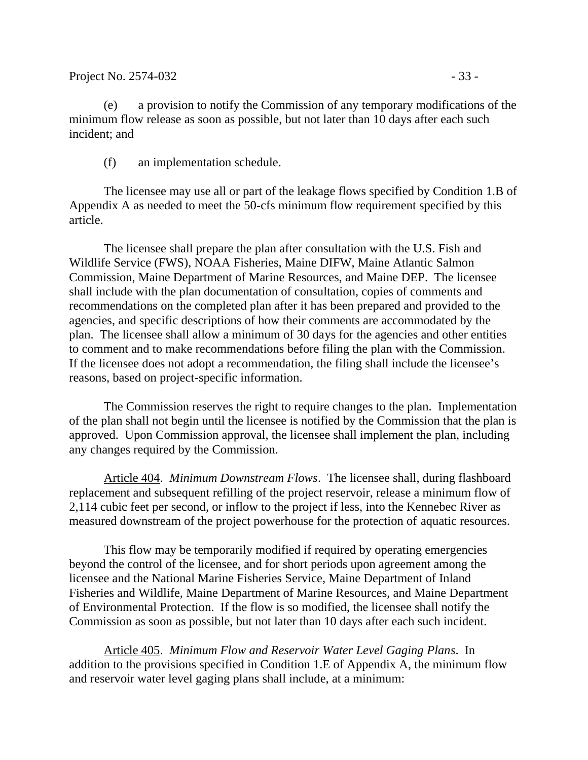(e) a provision to notify the Commission of any temporary modifications of the minimum flow release as soon as possible, but not later than 10 days after each such incident; and

(f) an implementation schedule.

The licensee may use all or part of the leakage flows specified by Condition 1.B of Appendix A as needed to meet the 50-cfs minimum flow requirement specified by this article.

The licensee shall prepare the plan after consultation with the U.S. Fish and Wildlife Service (FWS), NOAA Fisheries, Maine DIFW, Maine Atlantic Salmon Commission, Maine Department of Marine Resources, and Maine DEP. The licensee shall include with the plan documentation of consultation, copies of comments and recommendations on the completed plan after it has been prepared and provided to the agencies, and specific descriptions of how their comments are accommodated by the plan. The licensee shall allow a minimum of 30 days for the agencies and other entities to comment and to make recommendations before filing the plan with the Commission. If the licensee does not adopt a recommendation, the filing shall include the licensee's reasons, based on project-specific information.

The Commission reserves the right to require changes to the plan. Implementation of the plan shall not begin until the licensee is notified by the Commission that the plan is approved. Upon Commission approval, the licensee shall implement the plan, including any changes required by the Commission.

Article 404. *Minimum Downstream Flows*. The licensee shall, during flashboard replacement and subsequent refilling of the project reservoir, release a minimum flow of 2,114 cubic feet per second, or inflow to the project if less, into the Kennebec River as measured downstream of the project powerhouse for the protection of aquatic resources.

This flow may be temporarily modified if required by operating emergencies beyond the control of the licensee, and for short periods upon agreement among the licensee and the National Marine Fisheries Service, Maine Department of Inland Fisheries and Wildlife, Maine Department of Marine Resources, and Maine Department of Environmental Protection. If the flow is so modified, the licensee shall notify the Commission as soon as possible, but not later than 10 days after each such incident.

Article 405. *Minimum Flow and Reservoir Water Level Gaging Plans*. In addition to the provisions specified in Condition 1.E of Appendix A, the minimum flow and reservoir water level gaging plans shall include, at a minimum: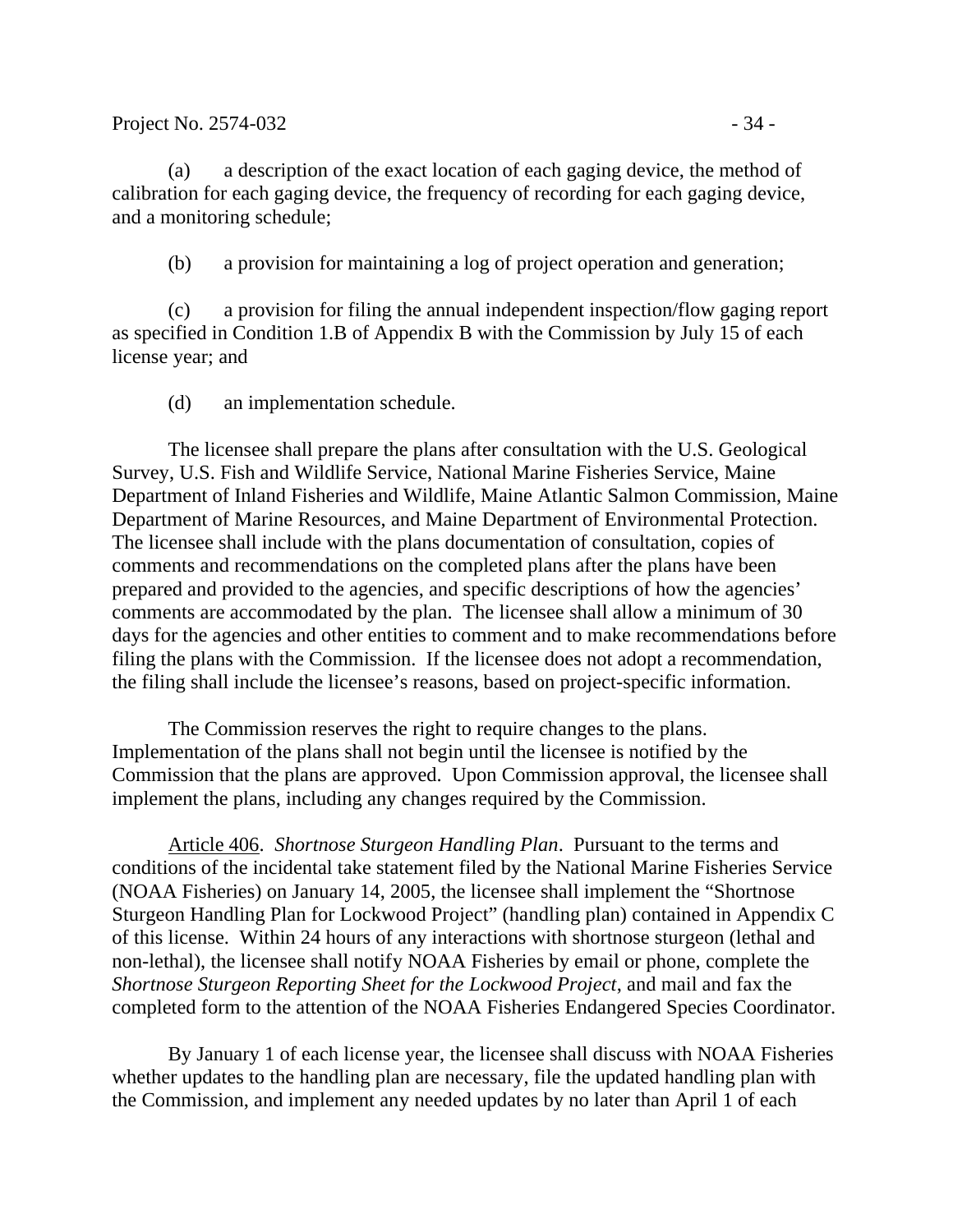(a) a description of the exact location of each gaging device, the method of calibration for each gaging device, the frequency of recording for each gaging device, and a monitoring schedule;

(b) a provision for maintaining a log of project operation and generation;

(c) a provision for filing the annual independent inspection/flow gaging report as specified in Condition 1.B of Appendix B with the Commission by July 15 of each license year; and

(d) an implementation schedule.

The licensee shall prepare the plans after consultation with the U.S. Geological Survey, U.S. Fish and Wildlife Service, National Marine Fisheries Service, Maine Department of Inland Fisheries and Wildlife, Maine Atlantic Salmon Commission, Maine Department of Marine Resources, and Maine Department of Environmental Protection. The licensee shall include with the plans documentation of consultation, copies of comments and recommendations on the completed plans after the plans have been prepared and provided to the agencies, and specific descriptions of how the agencies' comments are accommodated by the plan. The licensee shall allow a minimum of 30 days for the agencies and other entities to comment and to make recommendations before filing the plans with the Commission. If the licensee does not adopt a recommendation, the filing shall include the licensee's reasons, based on project-specific information.

The Commission reserves the right to require changes to the plans. Implementation of the plans shall not begin until the licensee is notified by the Commission that the plans are approved. Upon Commission approval, the licensee shall implement the plans, including any changes required by the Commission.

Article 406. *Shortnose Sturgeon Handling Plan*. Pursuant to the terms and conditions of the incidental take statement filed by the National Marine Fisheries Service (NOAA Fisheries) on January 14, 2005, the licensee shall implement the "Shortnose Sturgeon Handling Plan for Lockwood Project" (handling plan) contained in Appendix C of this license. Within 24 hours of any interactions with shortnose sturgeon (lethal and non-lethal), the licensee shall notify NOAA Fisheries by email or phone, complete the *Shortnose Sturgeon Reporting Sheet for the Lockwood Project*, and mail and fax the completed form to the attention of the NOAA Fisheries Endangered Species Coordinator.

By January 1 of each license year, the licensee shall discuss with NOAA Fisheries whether updates to the handling plan are necessary, file the updated handling plan with the Commission, and implement any needed updates by no later than April 1 of each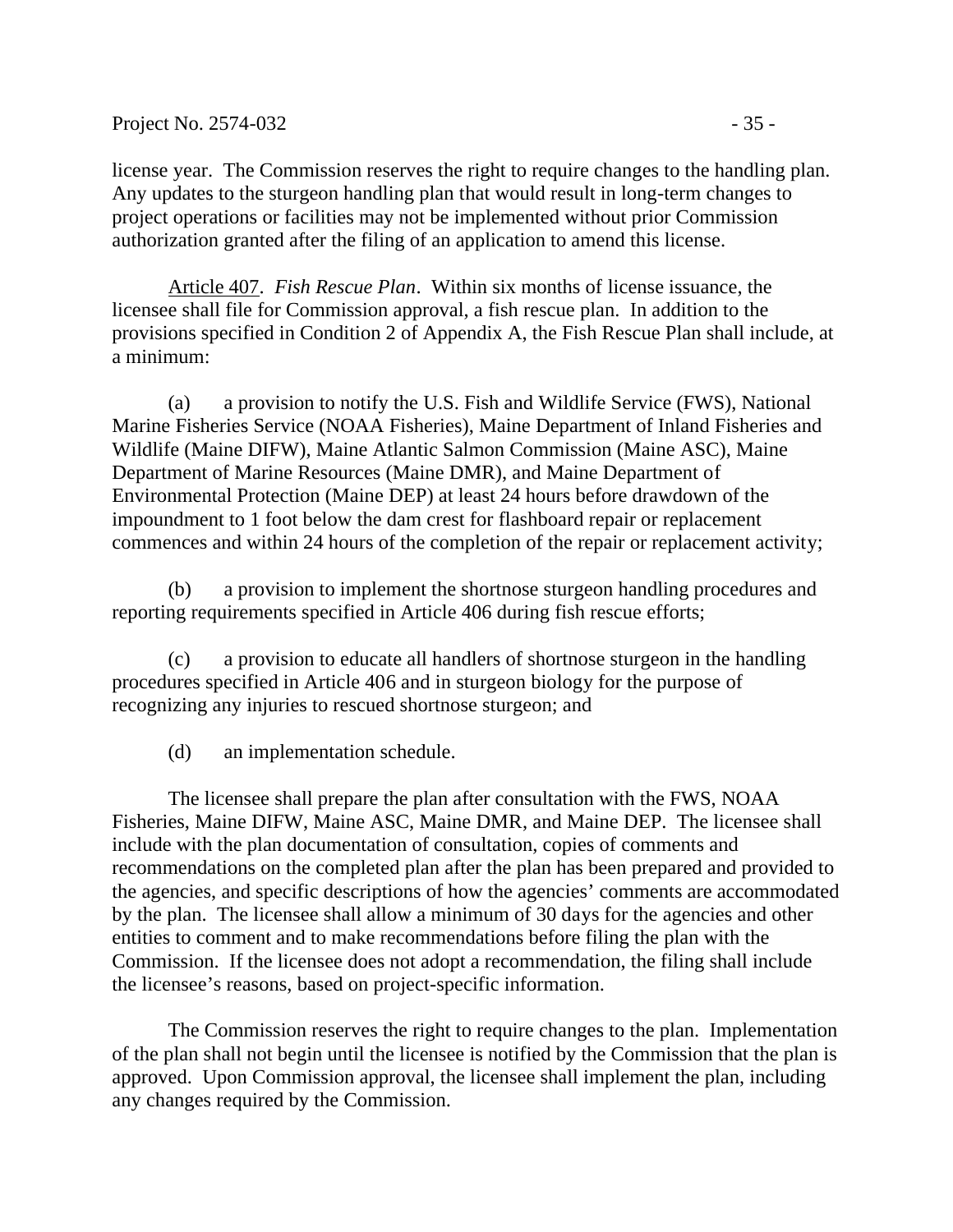license year. The Commission reserves the right to require changes to the handling plan. Any updates to the sturgeon handling plan that would result in long-term changes to project operations or facilities may not be implemented without prior Commission authorization granted after the filing of an application to amend this license.

Article 407. *Fish Rescue Plan*. Within six months of license issuance, the licensee shall file for Commission approval, a fish rescue plan. In addition to the provisions specified in Condition 2 of Appendix A, the Fish Rescue Plan shall include, at a minimum:

(a) a provision to notify the U.S. Fish and Wildlife Service (FWS), National Marine Fisheries Service (NOAA Fisheries), Maine Department of Inland Fisheries and Wildlife (Maine DIFW), Maine Atlantic Salmon Commission (Maine ASC), Maine Department of Marine Resources (Maine DMR), and Maine Department of Environmental Protection (Maine DEP) at least 24 hours before drawdown of the impoundment to 1 foot below the dam crest for flashboard repair or replacement commences and within 24 hours of the completion of the repair or replacement activity;

(b) a provision to implement the shortnose sturgeon handling procedures and reporting requirements specified in Article 406 during fish rescue efforts;

(c) a provision to educate all handlers of shortnose sturgeon in the handling procedures specified in Article 406 and in sturgeon biology for the purpose of recognizing any injuries to rescued shortnose sturgeon; and

(d) an implementation schedule.

The licensee shall prepare the plan after consultation with the FWS, NOAA Fisheries, Maine DIFW, Maine ASC, Maine DMR, and Maine DEP. The licensee shall include with the plan documentation of consultation, copies of comments and recommendations on the completed plan after the plan has been prepared and provided to the agencies, and specific descriptions of how the agencies' comments are accommodated by the plan. The licensee shall allow a minimum of 30 days for the agencies and other entities to comment and to make recommendations before filing the plan with the Commission. If the licensee does not adopt a recommendation, the filing shall include the licensee's reasons, based on project-specific information.

The Commission reserves the right to require changes to the plan. Implementation of the plan shall not begin until the licensee is notified by the Commission that the plan is approved. Upon Commission approval, the licensee shall implement the plan, including any changes required by the Commission.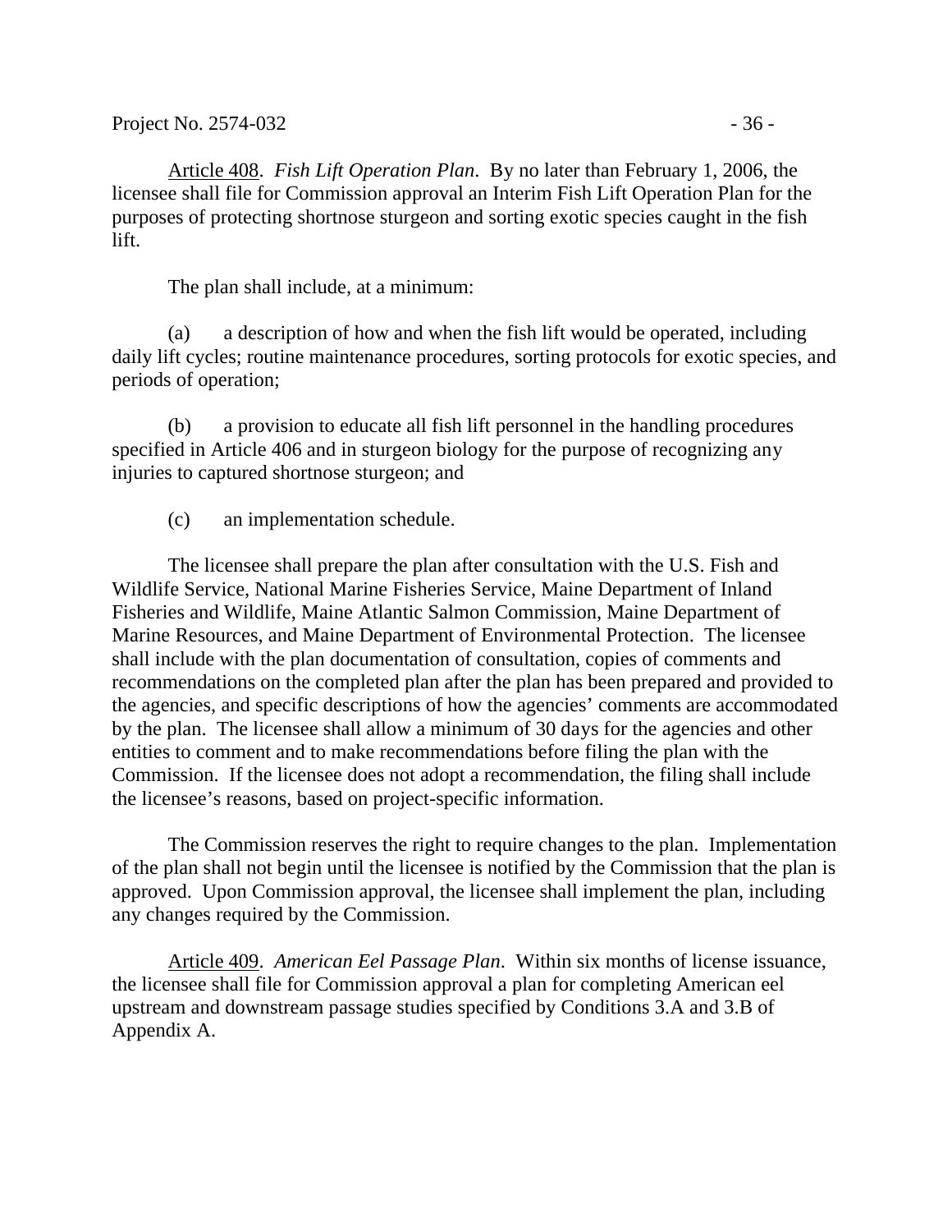<u>Article 408</u>. *Fish Lift Operation Plan*. By no later than February 1, 2006, the licensee shall file for Commission approval an Interim Fish Lift Operation Plan for the purposes of protecting shortnose sturgeon and sorting exotic species caught in the fish lift.

The plan shall include, at a minimum:

(a) a description of how and when the fish lift would be operated, including daily lift cycles; routine maintenance procedures, sorting protocols for exotic species, and periods of operation;

(b) a provision to educate all fish lift personnel in the handling procedures specified in Article 406 and in sturgeon biology for the purpose of recognizing any injuries to captured shortnose sturgeon; and

(c) an implementation schedule.

The licensee shall prepare the plan after consultation with the U.S. Fish and Wildlife Service, National Marine Fisheries Service, Maine Department of Inland Fisheries and Wildlife, Maine Atlantic Salmon Commission, Maine Department of Marine Resources, and Maine Department of Environmental Protection. The licensee shall include with the plan documentation of consultation, copies of comments and recommendations on the completed plan after the plan has been prepared and provided to the agencies, and specific descriptions of how the agencies' comments are accommodated by the plan. The licensee shall allow a minimum of 30 days for the agencies and other entities to comment and to make recommendations before filing the plan with the Commission. If the licensee does not adopt a recommendation, the filing shall include the licensee's reasons, based on project-specific information.

The Commission reserves the right to require changes to the plan. Implementation of the plan shall not begin until the licensee is notified by the Commission that the plan is approved. Upon Commission approval, the licensee shall implement the plan, including any changes required by the Commission.

<u>Article 409</u>. *American Eel Passage Plan*. Within six months of license issuance, the licensee shall file for Commission approval a plan for completing American eel upstream and downstream passage studies specified by Conditions 3.A and 3.B of Appendix A.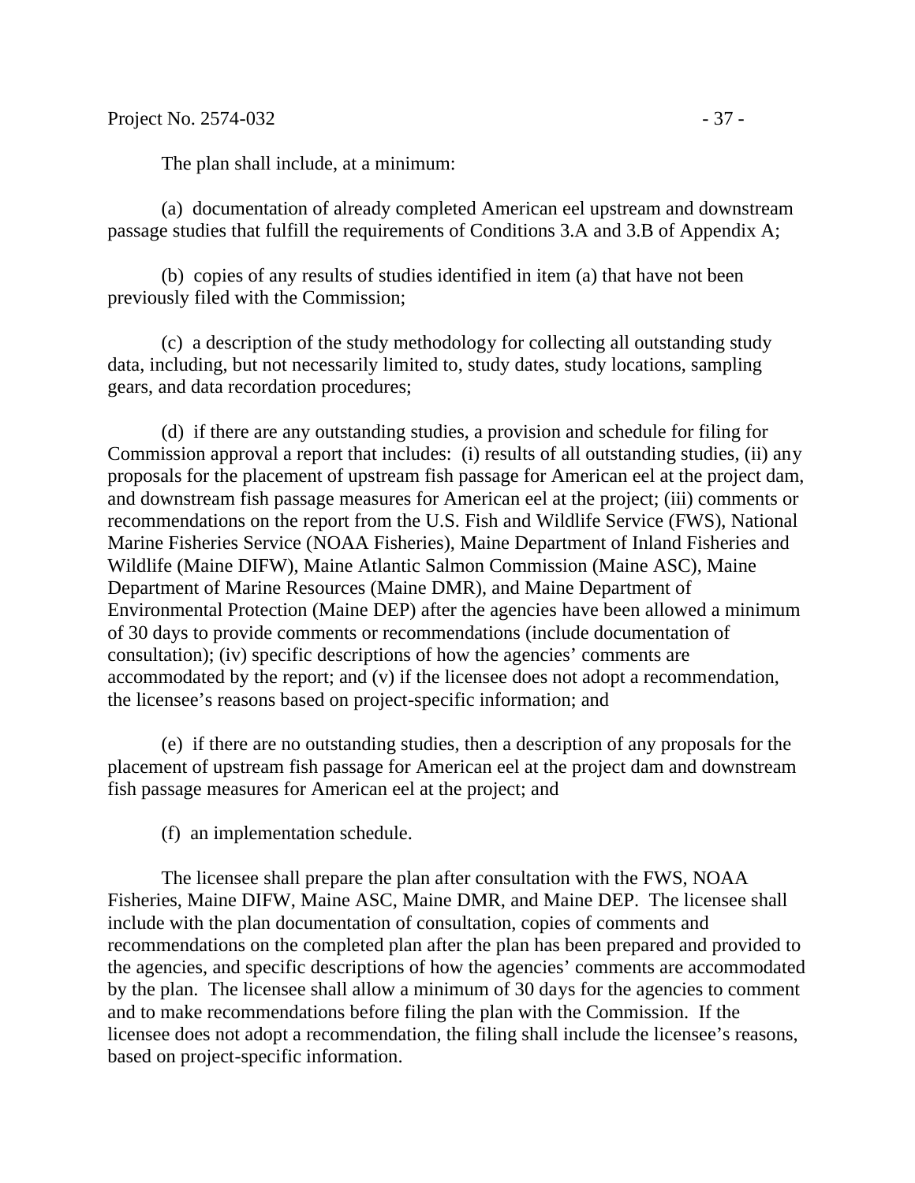The plan shall include, at a minimum:

(a) documentation of already completed American eel upstream and downstream passage studies that fulfill the requirements of Conditions 3.A and 3.B of Appendix A;

(b) copies of any results of studies identified in item (a) that have not been previously filed with the Commission;

(c) a description of the study methodology for collecting all outstanding study data, including, but not necessarily limited to, study dates, study locations, sampling gears, and data recordation procedures;

(d) if there are any outstanding studies, a provision and schedule for filing for Commission approval a report that includes: (i) results of all outstanding studies, (ii) any proposals for the placement of upstream fish passage for American eel at the project dam, and downstream fish passage measures for American eel at the project; (iii) comments or recommendations on the report from the U.S. Fish and Wildlife Service (FWS), National Marine Fisheries Service (NOAA Fisheries), Maine Department of Inland Fisheries and Wildlife (Maine DIFW), Maine Atlantic Salmon Commission (Maine ASC), Maine Department of Marine Resources (Maine DMR), and Maine Department of Environmental Protection (Maine DEP) after the agencies have been allowed a minimum of 30 days to provide comments or recommendations (include documentation of consultation); (iv) specific descriptions of how the agencies' comments are accommodated by the report; and (v) if the licensee does not adopt a recommendation, the licensee's reasons based on project-specific information; and

(e) if there are no outstanding studies, then a description of any proposals for the placement of upstream fish passage for American eel at the project dam and downstream fish passage measures for American eel at the project; and

(f) an implementation schedule.

The licensee shall prepare the plan after consultation with the FWS, NOAA Fisheries, Maine DIFW, Maine ASC, Maine DMR, and Maine DEP. The licensee shall include with the plan documentation of consultation, copies of comments and recommendations on the completed plan after the plan has been prepared and provided to the agencies, and specific descriptions of how the agencies' comments are accommodated by the plan. The licensee shall allow a minimum of 30 days for the agencies to comment and to make recommendations before filing the plan with the Commission. If the licensee does not adopt a recommendation, the filing shall include the licensee's reasons, based on project-specific information.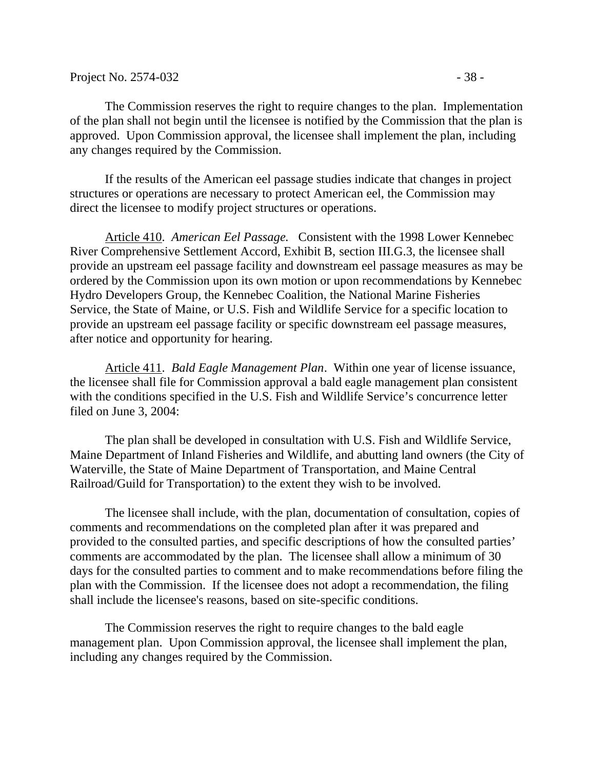The Commission reserves the right to require changes to the plan. Implementation of the plan shall not begin until the licensee is notified by the Commission that the plan is approved. Upon Commission approval, the licensee shall implement the plan, including any changes required by the Commission.

If the results of the American eel passage studies indicate that changes in project structures or operations are necessary to protect American eel, the Commission may direct the licensee to modify project structures or operations.

<u>Article 410</u>. *American Eel Passage.* Consistent with the 1998 Lower Kennebec River Comprehensive Settlement Accord, Exhibit B, section III.G.3, the licensee shall provide an upstream eel passage facility and downstream eel passage measures as may be ordered by the Commission upon its own motion or upon recommendations by Kennebec Hydro Developers Group, the Kennebec Coalition, the National Marine Fisheries Service, the State of Maine, or U.S. Fish and Wildlife Service for a specific location to provide an upstream eel passage facility or specific downstream eel passage measures, after notice and opportunity for hearing.

<u>Article 411</u>. *Bald Eagle Management Plan*. Within one year of license issuance, the licensee shall file for Commission approval a bald eagle management plan consistent with the conditions specified in the U.S. Fish and Wildlife Service's concurrence letter filed on June 3, 2004:

The plan shall be developed in consultation with U.S. Fish and Wildlife Service, Maine Department of Inland Fisheries and Wildlife, and abutting land owners (the City of Waterville, the State of Maine Department of Transportation, and Maine Central Railroad/Guild for Transportation) to the extent they wish to be involved.

The licensee shall include, with the plan, documentation of consultation, copies of comments and recommendations on the completed plan after it was prepared and provided to the consulted parties, and specific descriptions of how the consulted parties' comments are accommodated by the plan. The licensee shall allow a minimum of 30 days for the consulted parties to comment and to make recommendations before filing the plan with the Commission. If the licensee does not adopt a recommendation, the filing shall include the licensee's reasons, based on site-specific conditions.

The Commission reserves the right to require changes to the bald eagle management plan. Upon Commission approval, the licensee shall implement the plan, including any changes required by the Commission.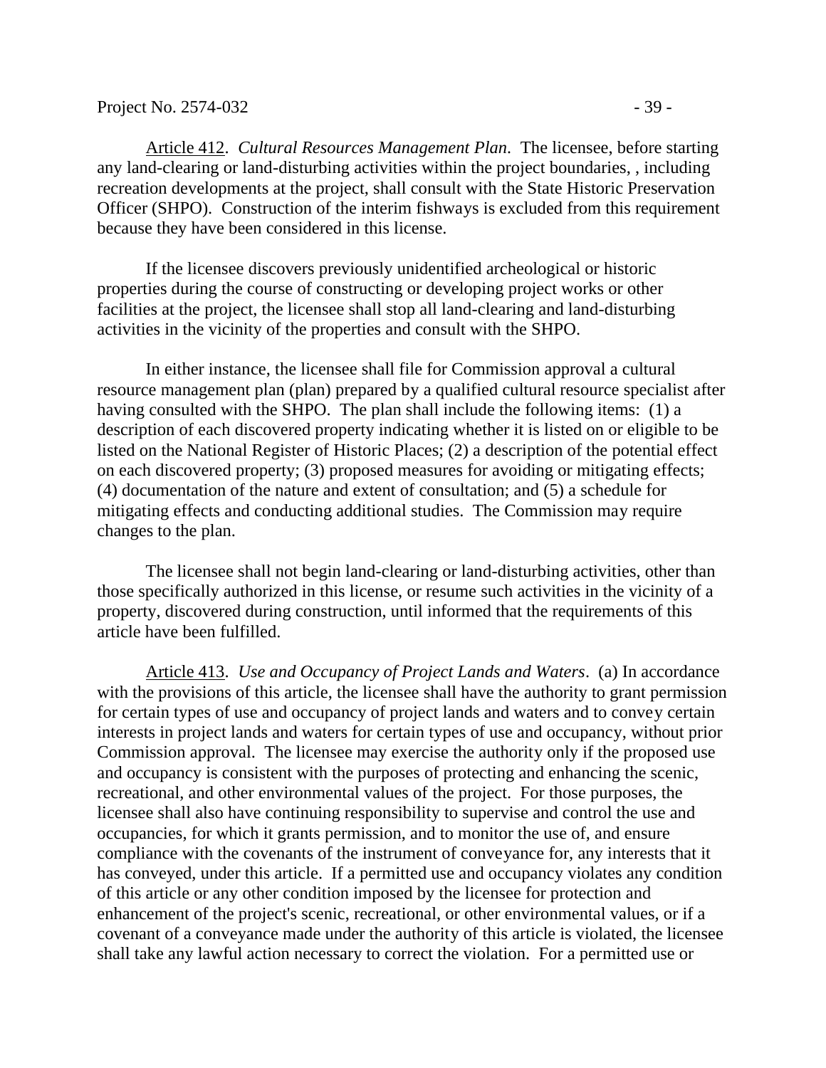Article 412. *Cultural Resources Management Plan*. The licensee, before starting any land-clearing or land-disturbing activities within the project boundaries, , including recreation developments at the project, shall consult with the State Historic Preservation Officer (SHPO). Construction of the interim fishways is excluded from this requirement because they have been considered in this license.

If the licensee discovers previously unidentified archeological or historic properties during the course of constructing or developing project works or other facilities at the project, the licensee shall stop all land-clearing and land-disturbing activities in the vicinity of the properties and consult with the SHPO.

In either instance, the licensee shall file for Commission approval a cultural resource management plan (plan) prepared by a qualified cultural resource specialist after having consulted with the SHPO. The plan shall include the following items: (1) a description of each discovered property indicating whether it is listed on or eligible to be listed on the National Register of Historic Places; (2) a description of the potential effect on each discovered property; (3) proposed measures for avoiding or mitigating effects; (4) documentation of the nature and extent of consultation; and (5) a schedule for mitigating effects and conducting additional studies. The Commission may require changes to the plan.

The licensee shall not begin land-clearing or land-disturbing activities, other than those specifically authorized in this license, or resume such activities in the vicinity of a property, discovered during construction, until informed that the requirements of this article have been fulfilled.

Article 413. *Use and Occupancy of Project Lands and Waters*. (a) In accordance with the provisions of this article, the licensee shall have the authority to grant permission for certain types of use and occupancy of project lands and waters and to convey certain interests in project lands and waters for certain types of use and occupancy, without prior Commission approval. The licensee may exercise the authority only if the proposed use and occupancy is consistent with the purposes of protecting and enhancing the scenic, recreational, and other environmental values of the project. For those purposes, the licensee shall also have continuing responsibility to supervise and control the use and occupancies, for which it grants permission, and to monitor the use of, and ensure compliance with the covenants of the instrument of conveyance for, any interests that it has conveyed, under this article. If a permitted use and occupancy violates any condition of this article or any other condition imposed by the licensee for protection and enhancement of the project's scenic, recreational, or other environmental values, or if a covenant of a conveyance made under the authority of this article is violated, the licensee shall take any lawful action necessary to correct the violation. For a permitted use or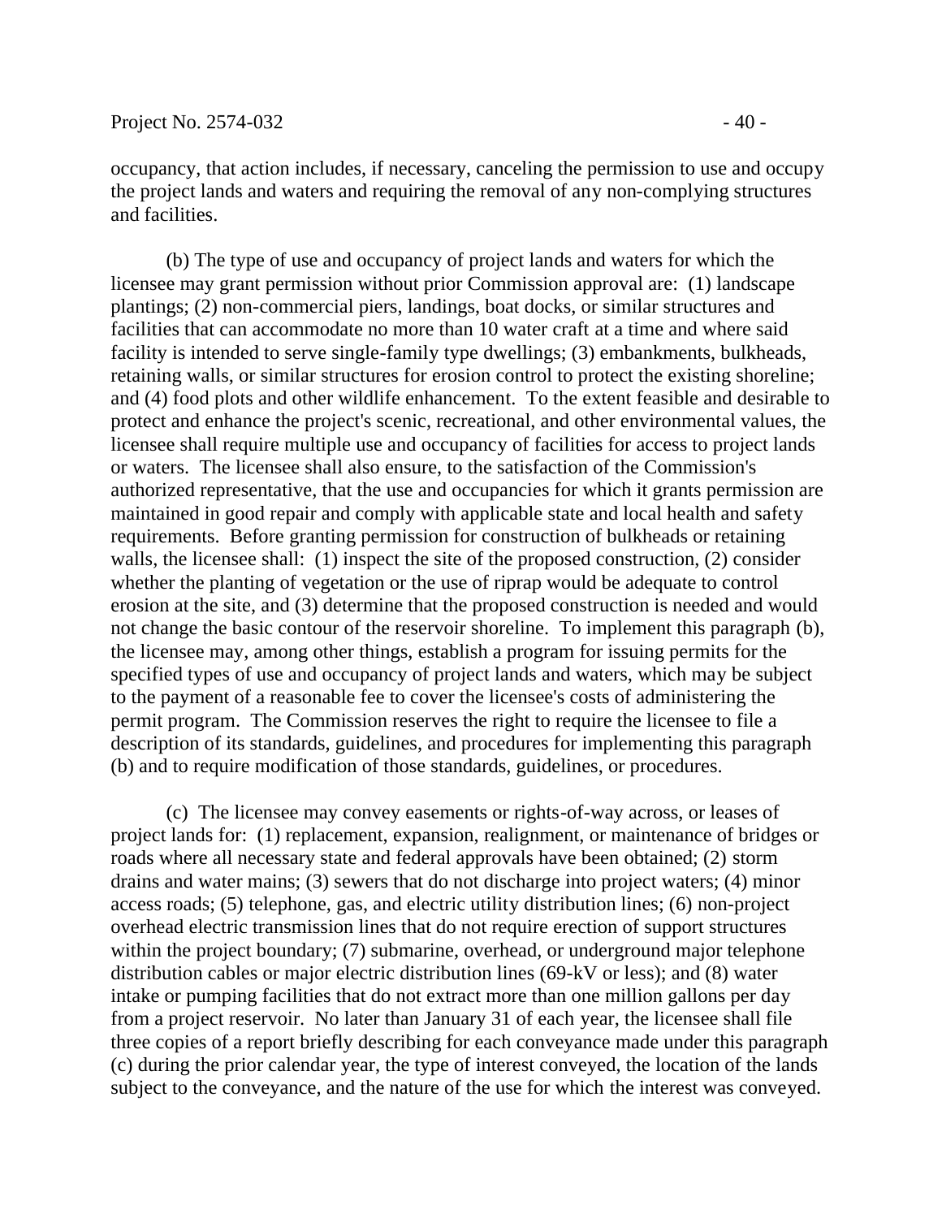occupancy, that action includes, if necessary, canceling the permission to use and occupy the project lands and waters and requiring the removal of any non-complying structures and facilities.

(b) The type of use and occupancy of project lands and waters for which the licensee may grant permission without prior Commission approval are: (1) landscape plantings; (2) non-commercial piers, landings, boat docks, or similar structures and facilities that can accommodate no more than 10 water craft at a time and where said facility is intended to serve single-family type dwellings; (3) embankments, bulkheads, retaining walls, or similar structures for erosion control to protect the existing shoreline; and (4) food plots and other wildlife enhancement. To the extent feasible and desirable to protect and enhance the project's scenic, recreational, and other environmental values, the licensee shall require multiple use and occupancy of facilities for access to project lands or waters. The licensee shall also ensure, to the satisfaction of the Commission's authorized representative, that the use and occupancies for which it grants permission are maintained in good repair and comply with applicable state and local health and safety requirements. Before granting permission for construction of bulkheads or retaining walls, the licensee shall: (1) inspect the site of the proposed construction, (2) consider whether the planting of vegetation or the use of riprap would be adequate to control erosion at the site, and (3) determine that the proposed construction is needed and would not change the basic contour of the reservoir shoreline. To implement this paragraph (b), the licensee may, among other things, establish a program for issuing permits for the specified types of use and occupancy of project lands and waters, which may be subject to the payment of a reasonable fee to cover the licensee's costs of administering the permit program. The Commission reserves the right to require the licensee to file a description of its standards, guidelines, and procedures for implementing this paragraph (b) and to require modification of those standards, guidelines, or procedures.

(c) The licensee may convey easements or rights-of-way across, or leases of project lands for: (1) replacement, expansion, realignment, or maintenance of bridges or roads where all necessary state and federal approvals have been obtained; (2) storm drains and water mains; (3) sewers that do not discharge into project waters; (4) minor access roads; (5) telephone, gas, and electric utility distribution lines; (6) non-project overhead electric transmission lines that do not require erection of support structures within the project boundary; (7) submarine, overhead, or underground major telephone distribution cables or major electric distribution lines (69-kV or less); and (8) water intake or pumping facilities that do not extract more than one million gallons per day from a project reservoir. No later than January 31 of each year, the licensee shall file three copies of a report briefly describing for each conveyance made under this paragraph (c) during the prior calendar year, the type of interest conveyed, the location of the lands subject to the conveyance, and the nature of the use for which the interest was conveyed.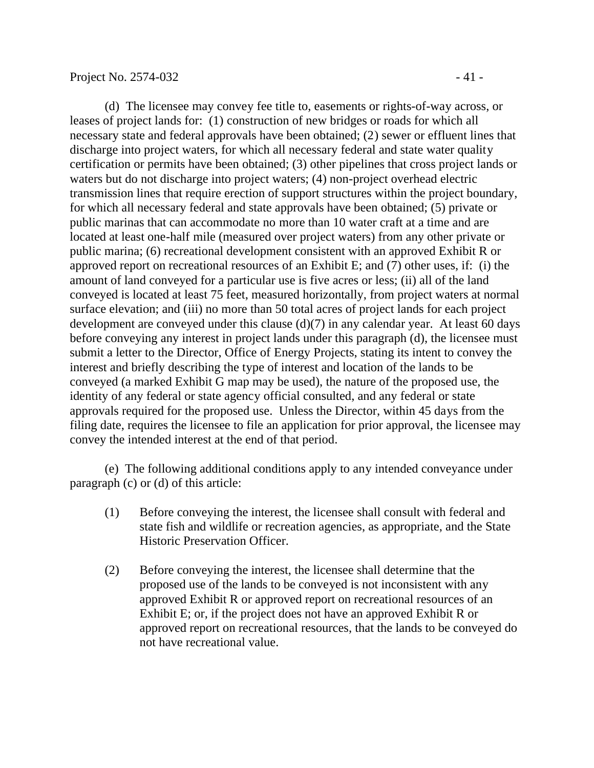(d) The licensee may convey fee title to, easements or rights-of-way across, or leases of project lands for: (1) construction of new bridges or roads for which all necessary state and federal approvals have been obtained; (2) sewer or effluent lines that discharge into project waters, for which all necessary federal and state water quality certification or permits have been obtained; (3) other pipelines that cross project lands or waters but do not discharge into project waters; (4) non-project overhead electric transmission lines that require erection of support structures within the project boundary, for which all necessary federal and state approvals have been obtained; (5) private or public marinas that can accommodate no more than 10 water craft at a time and are located at least one-half mile (measured over project waters) from any other private or public marina; (6) recreational development consistent with an approved Exhibit R or approved report on recreational resources of an Exhibit E; and (7) other uses, if: (i) the amount of land conveyed for a particular use is five acres or less; (ii) all of the land conveyed is located at least 75 feet, measured horizontally, from project waters at normal surface elevation; and (iii) no more than 50 total acres of project lands for each project development are conveyed under this clause (d)(7) in any calendar year. At least 60 days before conveying any interest in project lands under this paragraph (d), the licensee must submit a letter to the Director, Office of Energy Projects, stating its intent to convey the interest and briefly describing the type of interest and location of the lands to be conveyed (a marked Exhibit G map may be used), the nature of the proposed use, the identity of any federal or state agency official consulted, and any federal or state approvals required for the proposed use. Unless the Director, within 45 days from the filing date, requires the licensee to file an application for prior approval, the licensee may convey the intended interest at the end of that period.

(e) The following additional conditions apply to any intended conveyance under paragraph (c) or (d) of this article:

(1) Before conveying the interest, the licensee shall consult with federal and state fish and wildlife or recreation agencies, as appropriate, and the State Historic Preservation Officer.

(2) Before conveying the interest, the licensee shall determine that the proposed use of the lands to be conveyed is not inconsistent with any approved Exhibit R or approved report on recreational resources of an Exhibit E; or, if the project does not have an approved Exhibit R or approved report on recreational resources, that the lands to be conveyed do not have recreational value.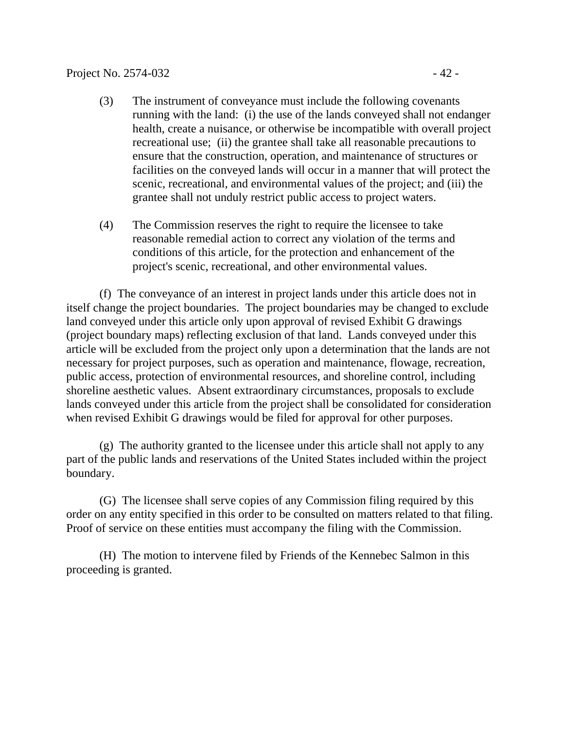(3) The instrument of conveyance must include the following covenants running with the land: (i) the use of the lands conveyed shall not endanger health, create a nuisance, or otherwise be incompatible with overall project recreational use; (ii) the grantee shall take all reasonable precautions to ensure that the construction, operation, and maintenance of structures or facilities on the conveyed lands will occur in a manner that will protect the scenic, recreational, and environmental values of the project; and (iii) the grantee shall not unduly restrict public access to project waters.

(4) The Commission reserves the right to require the licensee to take reasonable remedial action to correct any violation of the terms and conditions of this article, for the protection and enhancement of the project's scenic, recreational, and other environmental values.

(f) The conveyance of an interest in project lands under this article does not in itself change the project boundaries. The project boundaries may be changed to exclude land conveyed under this article only upon approval of revised Exhibit G drawings (project boundary maps) reflecting exclusion of that land. Lands conveyed under this article will be excluded from the project only upon a determination that the lands are not necessary for project purposes, such as operation and maintenance, flowage, recreation, public access, protection of environmental resources, and shoreline control, including shoreline aesthetic values. Absent extraordinary circumstances, proposals to exclude lands conveyed under this article from the project shall be consolidated for consideration when revised Exhibit G drawings would be filed for approval for other purposes.

(g) The authority granted to the licensee under this article shall not apply to any part of the public lands and reservations of the United States included within the project boundary.

(G) The licensee shall serve copies of any Commission filing required by this order on any entity specified in this order to be consulted on matters related to that filing. Proof of service on these entities must accompany the filing with the Commission.

(H) The motion to intervene filed by Friends of the Kennebec Salmon in this proceeding is granted.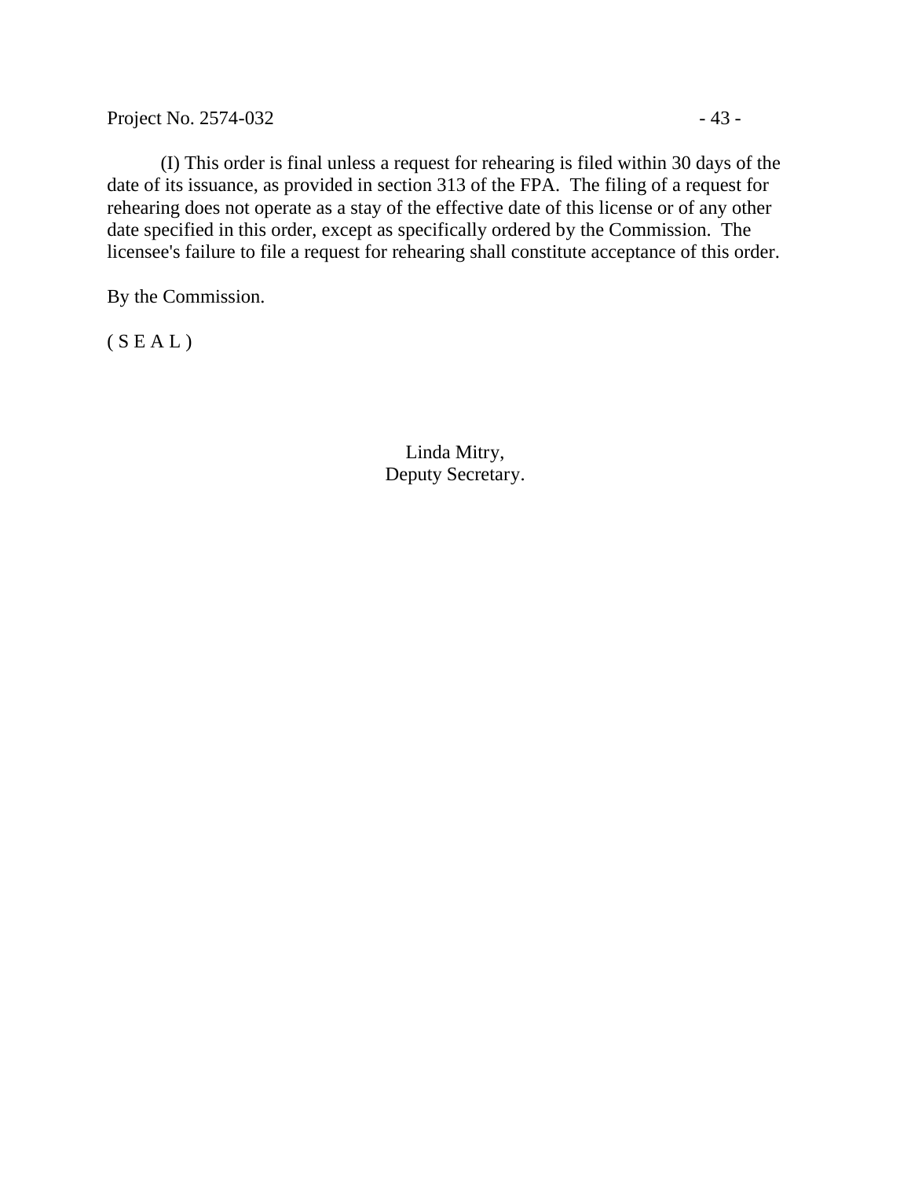(I) This order is final unless a request for rehearing is filed within 30 days of the date of its issuance, as provided in section 313 of the FPA. The filing of a request for rehearing does not operate as a stay of the effective date of this license or of any other date specified in this order, except as specifically ordered by the Commission. The licensee's failure to file a request for rehearing shall constitute acceptance of this order.

By the Commission.

( S E A L )

Linda Mitry,
Deputy Secretary.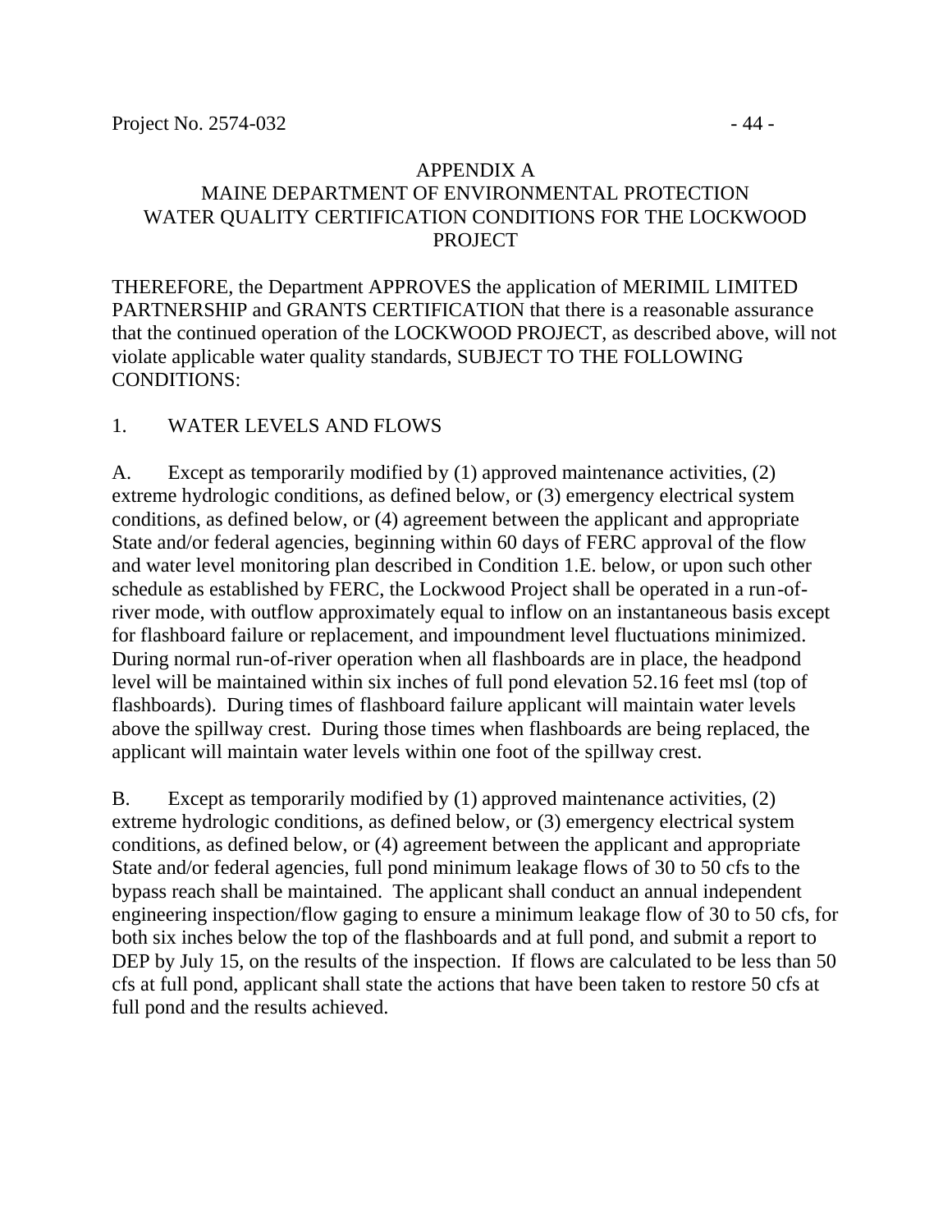## APPENDIX A
## MAINE DEPARTMENT OF ENVIRONMENTAL PROTECTION WATER QUALITY CERTIFICATION CONDITIONS FOR THE LOCKWOOD PROJECT

THEREFORE, the Department APPROVES the application of MERIMIL LIMITED PARTNERSHIP and GRANTS CERTIFICATION that there is a reasonable assurance that the continued operation of the LOCKWOOD PROJECT, as described above, will not violate applicable water quality standards, SUBJECT TO THE FOLLOWING CONDITIONS:

1. WATER LEVELS AND FLOWS

A. Except as temporarily modified by (1) approved maintenance activities, (2) extreme hydrologic conditions, as defined below, or (3) emergency electrical system conditions, as defined below, or (4) agreement between the applicant and appropriate State and/or federal agencies, beginning within 60 days of FERC approval of the flow and water level monitoring plan described in Condition 1.E. below, or upon such other schedule as established by FERC, the Lockwood Project shall be operated in a run-of-river mode, with outflow approximately equal to inflow on an instantaneous basis except for flashboard failure or replacement, and impoundment level fluctuations minimized. During normal run-of-river operation when all flashboards are in place, the headpond level will be maintained within six inches of full pond elevation 52.16 feet msl (top of flashboards). During times of flashboard failure applicant will maintain water levels above the spillway crest. During those times when flashboards are being replaced, the applicant will maintain water levels within one foot of the spillway crest.

B. Except as temporarily modified by (1) approved maintenance activities, (2) extreme hydrologic conditions, as defined below, or (3) emergency electrical system conditions, as defined below, or (4) agreement between the applicant and appropriate State and/or federal agencies, full pond minimum leakage flows of 30 to 50 cfs to the bypass reach shall be maintained. The applicant shall conduct an annual independent engineering inspection/flow gaging to ensure a minimum leakage flow of 30 to 50 cfs, for both six inches below the top of the flashboards and at full pond, and submit a report to DEP by July 15, on the results of the inspection. If flows are calculated to be less than 50 cfs at full pond, applicant shall state the actions that have been taken to restore 50 cfs at full pond and the results achieved.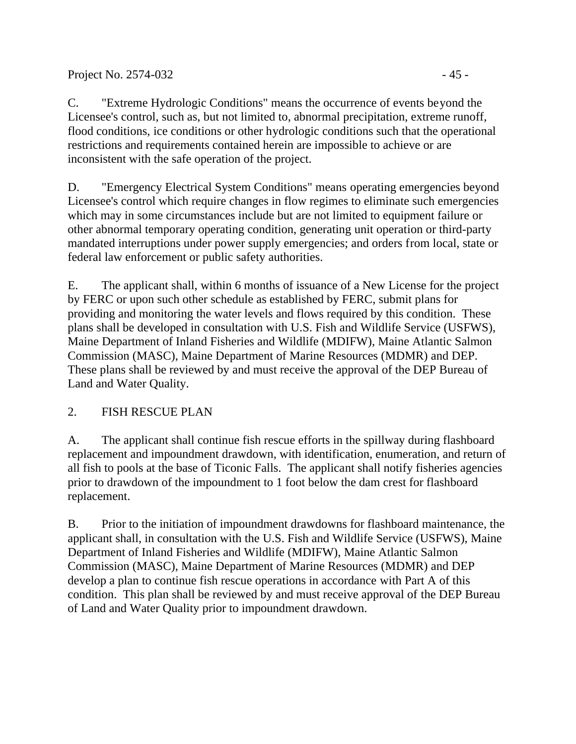C. "Extreme Hydrologic Conditions" means the occurrence of events beyond the Licensee's control, such as, but not limited to, abnormal precipitation, extreme runoff, flood conditions, ice conditions or other hydrologic conditions such that the operational restrictions and requirements contained herein are impossible to achieve or are inconsistent with the safe operation of the project.

D. "Emergency Electrical System Conditions" means operating emergencies beyond Licensee's control which require changes in flow regimes to eliminate such emergencies which may in some circumstances include but are not limited to equipment failure or other abnormal temporary operating condition, generating unit operation or third-party mandated interruptions under power supply emergencies; and orders from local, state or federal law enforcement or public safety authorities.

E. The applicant shall, within 6 months of issuance of a New License for the project by FERC or upon such other schedule as established by FERC, submit plans for providing and monitoring the water levels and flows required by this condition. These plans shall be developed in consultation with U.S. Fish and Wildlife Service (USFWS), Maine Department of Inland Fisheries and Wildlife (MDIFW), Maine Atlantic Salmon Commission (MASC), Maine Department of Marine Resources (MDMR) and DEP. These plans shall be reviewed by and must receive the approval of the DEP Bureau of Land and Water Quality.

2. FISH RESCUE PLAN

A. The applicant shall continue fish rescue efforts in the spillway during flashboard replacement and impoundment drawdown, with identification, enumeration, and return of all fish to pools at the base of Ticonic Falls. The applicant shall notify fisheries agencies prior to drawdown of the impoundment to 1 foot below the dam crest for flashboard replacement.

B. Prior to the initiation of impoundment drawdowns for flashboard maintenance, the applicant shall, in consultation with the U.S. Fish and Wildlife Service (USFWS), Maine Department of Inland Fisheries and Wildlife (MDIFW), Maine Atlantic Salmon Commission (MASC), Maine Department of Marine Resources (MDMR) and DEP develop a plan to continue fish rescue operations in accordance with Part A of this condition. This plan shall be reviewed by and must receive approval of the DEP Bureau of Land and Water Quality prior to impoundment drawdown.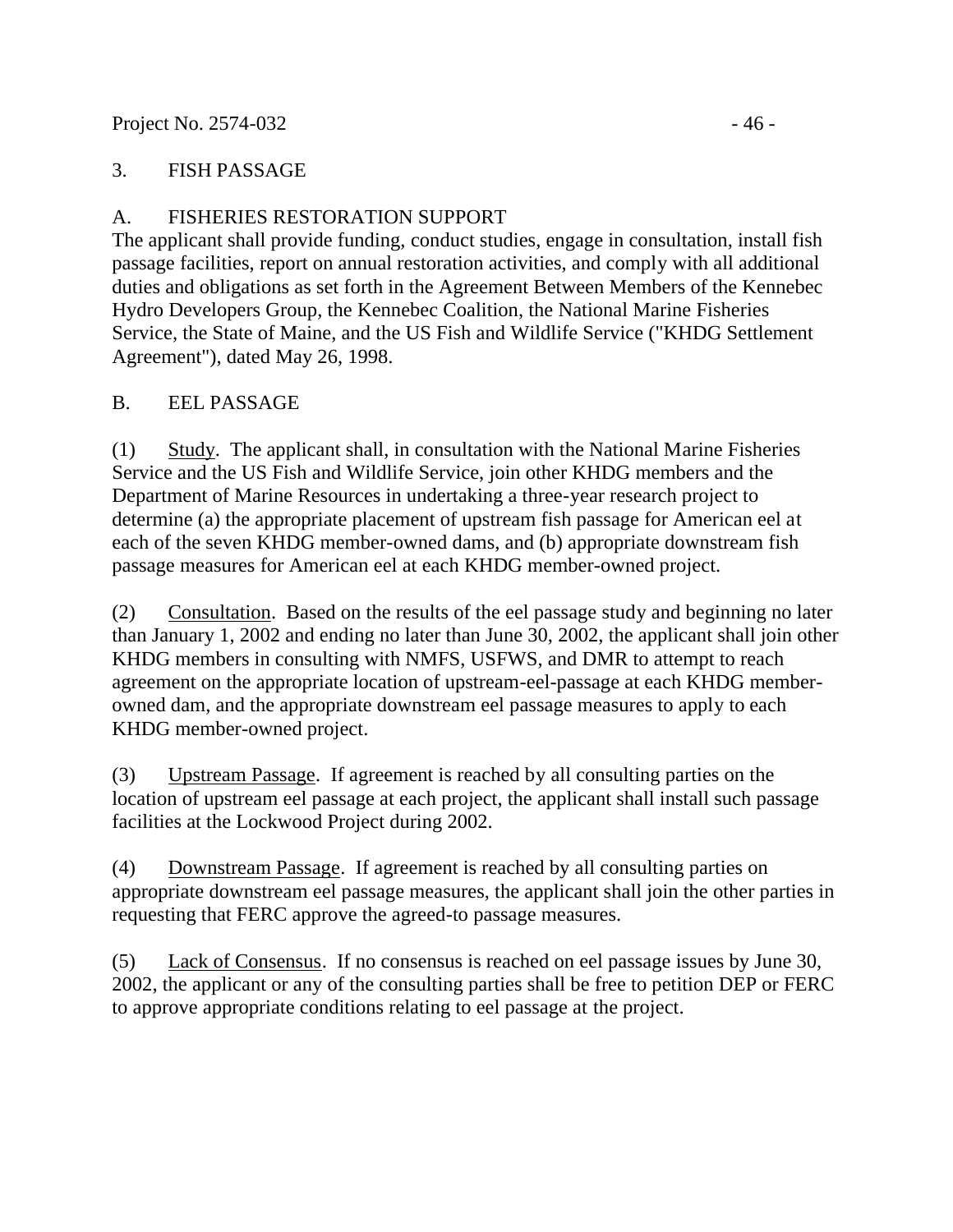## 3. FISH PASSAGE

### A. FISHERIES RESTORATION SUPPORT

The applicant shall provide funding, conduct studies, engage in consultation, install fish passage facilities, report on annual restoration activities, and comply with all additional duties and obligations as set forth in the Agreement Between Members of the Kennebec Hydro Developers Group, the Kennebec Coalition, the National Marine Fisheries Service, the State of Maine, and the US Fish and Wildlife Service ("KHDG Settlement Agreement"), dated May 26, 1998.

### B. EEL PASSAGE

(1) Study. The applicant shall, in consultation with the National Marine Fisheries Service and the US Fish and Wildlife Service, join other KHDG members and the Department of Marine Resources in undertaking a three-year research project to determine (a) the appropriate placement of upstream fish passage for American eel at each of the seven KHDG member-owned dams, and (b) appropriate downstream fish passage measures for American eel at each KHDG member-owned project.

(2) Consultation. Based on the results of the eel passage study and beginning no later than January 1, 2002 and ending no later than June 30, 2002, the applicant shall join other KHDG members in consulting with NMFS, USFWS, and DMR to attempt to reach agreement on the appropriate location of upstream-eel-passage at each KHDG member-owned dam, and the appropriate downstream eel passage measures to apply to each KHDG member-owned project.

(3) Upstream Passage. If agreement is reached by all consulting parties on the location of upstream eel passage at each project, the applicant shall install such passage facilities at the Lockwood Project during 2002.

(4) Downstream Passage. If agreement is reached by all consulting parties on appropriate downstream eel passage measures, the applicant shall join the other parties in requesting that FERC approve the agreed-to passage measures.

(5) Lack of Consensus. If no consensus is reached on eel passage issues by June 30, 2002, the applicant or any of the consulting parties shall be free to petition DEP or FERC to approve appropriate conditions relating to eel passage at the project.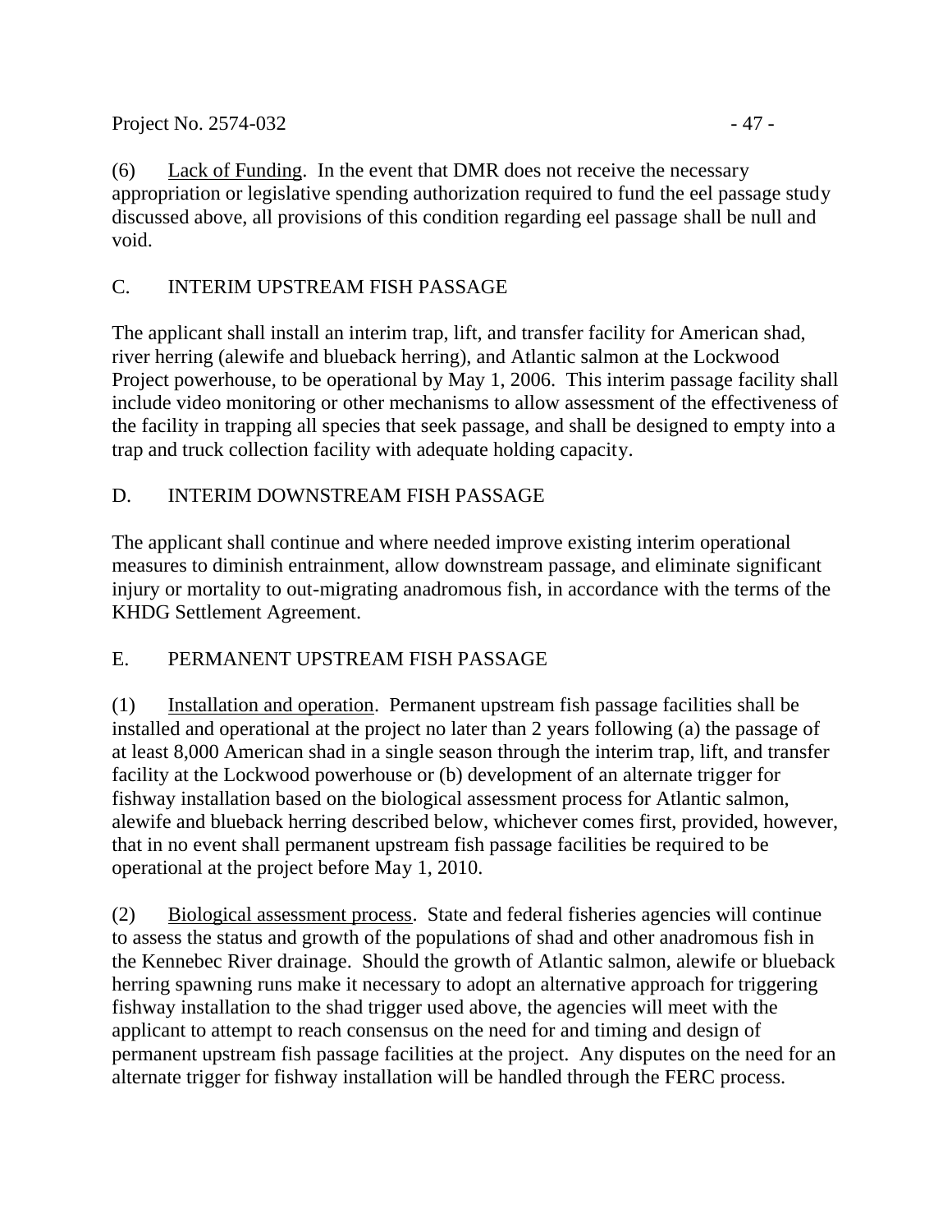(6) Lack of Funding. In the event that DMR does not receive the necessary appropriation or legislative spending authorization required to fund the eel passage study discussed above, all provisions of this condition regarding eel passage shall be null and void.

## C. INTERIM UPSTREAM FISH PASSAGE

The applicant shall install an interim trap, lift, and transfer facility for American shad, river herring (alewife and blueback herring), and Atlantic salmon at the Lockwood Project powerhouse, to be operational by May 1, 2006. This interim passage facility shall include video monitoring or other mechanisms to allow assessment of the effectiveness of the facility in trapping all species that seek passage, and shall be designed to empty into a trap and truck collection facility with adequate holding capacity.

## D. INTERIM DOWNSTREAM FISH PASSAGE

The applicant shall continue and where needed improve existing interim operational measures to diminish entrainment, allow downstream passage, and eliminate significant injury or mortality to out-migrating anadromous fish, in accordance with the terms of the KHDG Settlement Agreement.

## E. PERMANENT UPSTREAM FISH PASSAGE

(1) Installation and operation. Permanent upstream fish passage facilities shall be installed and operational at the project no later than 2 years following (a) the passage of at least 8,000 American shad in a single season through the interim trap, lift, and transfer facility at the Lockwood powerhouse or (b) development of an alternate trigger for fishway installation based on the biological assessment process for Atlantic salmon, alewife and blueback herring described below, whichever comes first, provided, however, that in no event shall permanent upstream fish passage facilities be required to be operational at the project before May 1, 2010.

(2) Biological assessment process. State and federal fisheries agencies will continue to assess the status and growth of the populations of shad and other anadromous fish in the Kennebec River drainage. Should the growth of Atlantic salmon, alewife or blueback herring spawning runs make it necessary to adopt an alternative approach for triggering fishway installation to the shad trigger used above, the agencies will meet with the applicant to attempt to reach consensus on the need for and timing and design of permanent upstream fish passage facilities at the project. Any disputes on the need for an alternate trigger for fishway installation will be handled through the FERC process.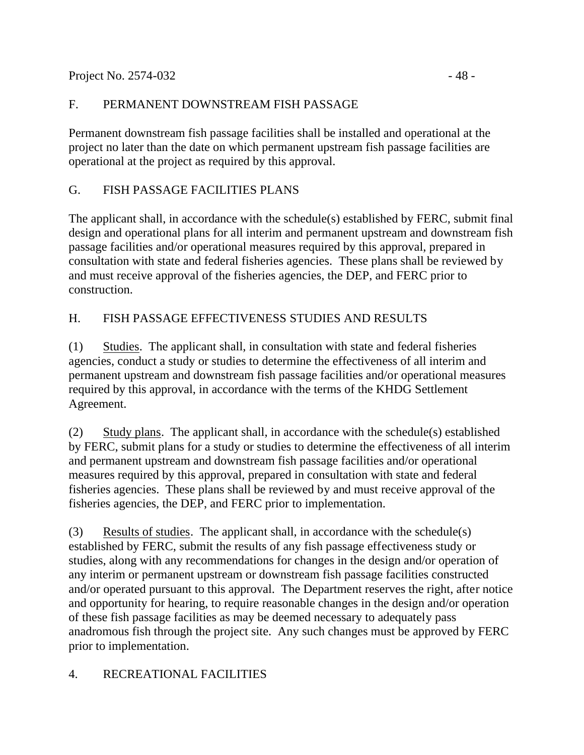## F. PERMANENT DOWNSTREAM FISH PASSAGE

Permanent downstream fish passage facilities shall be installed and operational at the project no later than the date on which permanent upstream fish passage facilities are operational at the project as required by this approval.

## G. FISH PASSAGE FACILITIES PLANS

The applicant shall, in accordance with the schedule(s) established by FERC, submit final design and operational plans for all interim and permanent upstream and downstream fish passage facilities and/or operational measures required by this approval, prepared in consultation with state and federal fisheries agencies. These plans shall be reviewed by and must receive approval of the fisheries agencies, the DEP, and FERC prior to construction.

## H. FISH PASSAGE EFFECTIVENESS STUDIES AND RESULTS

(1) Studies. The applicant shall, in consultation with state and federal fisheries agencies, conduct a study or studies to determine the effectiveness of all interim and permanent upstream and downstream fish passage facilities and/or operational measures required by this approval, in accordance with the terms of the KHDG Settlement Agreement.

(2) Study plans. The applicant shall, in accordance with the schedule(s) established by FERC, submit plans for a study or studies to determine the effectiveness of all interim and permanent upstream and downstream fish passage facilities and/or operational measures required by this approval, prepared in consultation with state and federal fisheries agencies. These plans shall be reviewed by and must receive approval of the fisheries agencies, the DEP, and FERC prior to implementation.

(3) Results of studies. The applicant shall, in accordance with the schedule(s) established by FERC, submit the results of any fish passage effectiveness study or studies, along with any recommendations for changes in the design and/or operation of any interim or permanent upstream or downstream fish passage facilities constructed and/or operated pursuant to this approval. The Department reserves the right, after notice and opportunity for hearing, to require reasonable changes in the design and/or operation of these fish passage facilities as may be deemed necessary to adequately pass anadromous fish through the project site. Any such changes must be approved by FERC prior to implementation.

## 4. RECREATIONAL FACILITIES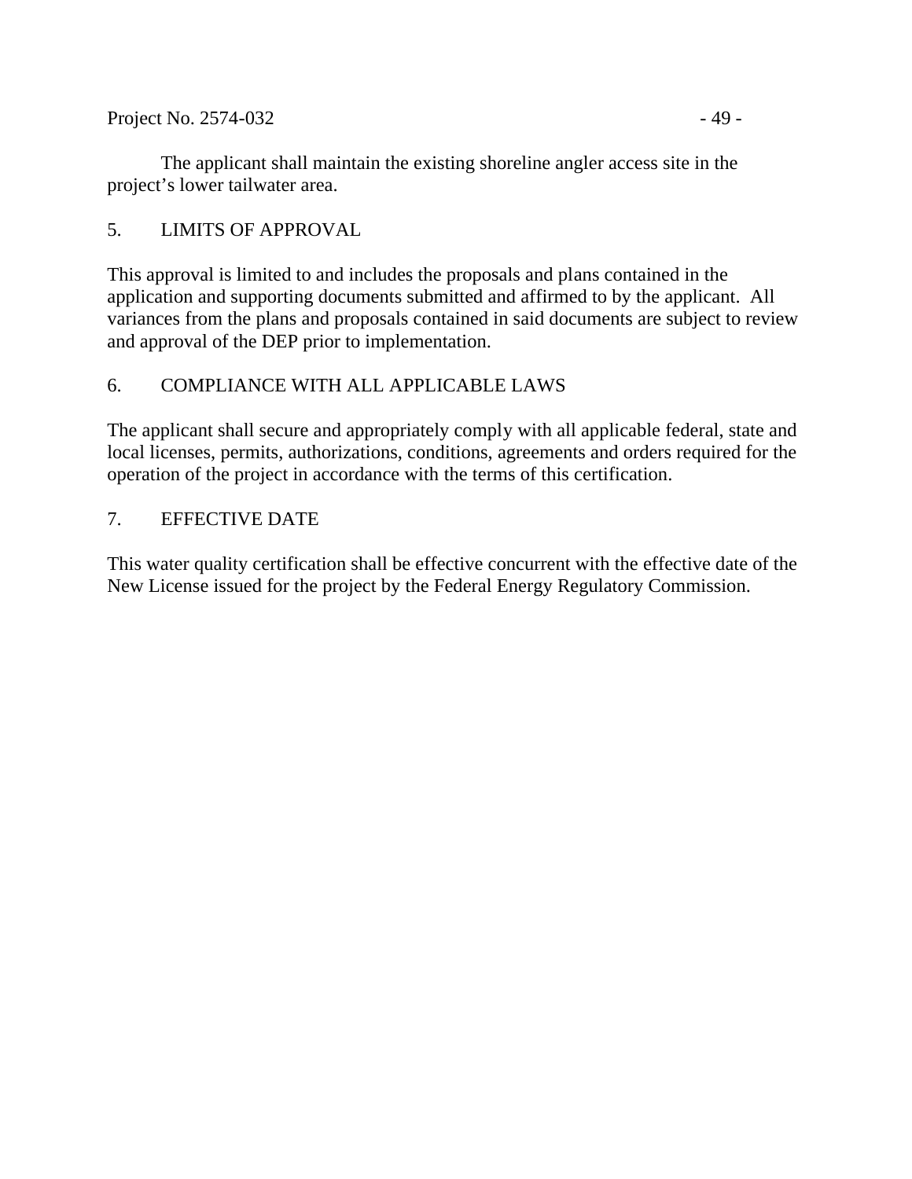The applicant shall maintain the existing shoreline angler access site in the project's lower tailwater area.

5. LIMITS OF APPROVAL

This approval is limited to and includes the proposals and plans contained in the application and supporting documents submitted and affirmed to by the applicant. All variances from the plans and proposals contained in said documents are subject to review and approval of the DEP prior to implementation.

6. COMPLIANCE WITH ALL APPLICABLE LAWS

The applicant shall secure and appropriately comply with all applicable federal, state and local licenses, permits, authorizations, conditions, agreements and orders required for the operation of the project in accordance with the terms of this certification.

7. EFFECTIVE DATE

This water quality certification shall be effective concurrent with the effective date of the New License issued for the project by the Federal Energy Regulatory Commission.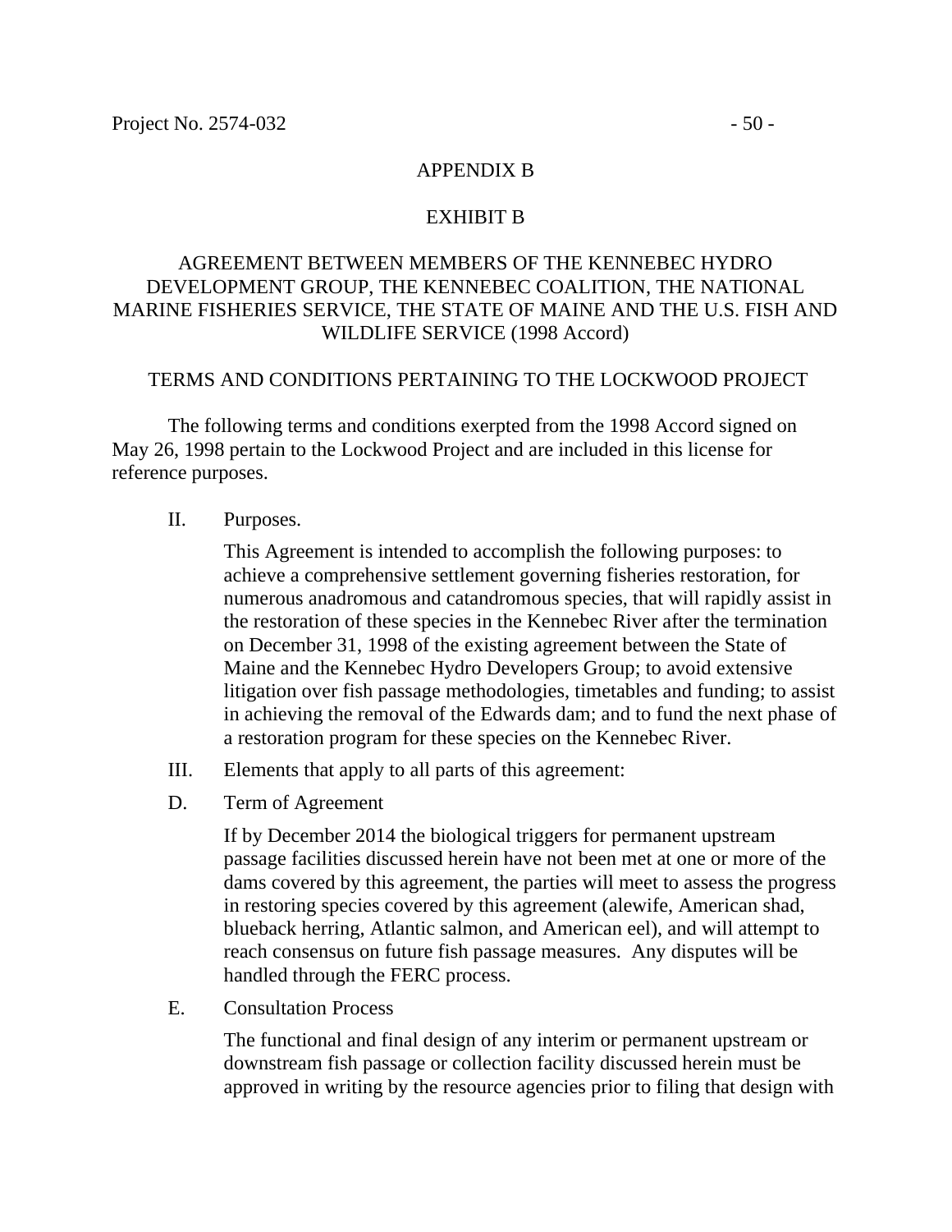APPENDIX B

EXHIBIT B

AGREEMENT BETWEEN MEMBERS OF THE KENNEBEC HYDRO DEVELOPMENT GROUP, THE KENNEBEC COALITION, THE NATIONAL MARINE FISHERIES SERVICE, THE STATE OF MAINE AND THE U.S. FISH AND WILDLIFE SERVICE (1998 Accord)

TERMS AND CONDITIONS PERTAINING TO THE LOCKWOOD PROJECT

The following terms and conditions exerpted from the 1998 Accord signed on May 26, 1998 pertain to the Lockwood Project and are included in this license for reference purposes.

II. Purposes.

This Agreement is intended to accomplish the following purposes: to achieve a comprehensive settlement governing fisheries restoration, for numerous anadromous and catandromous species, that will rapidly assist in the restoration of these species in the Kennebec River after the termination on December 31, 1998 of the existing agreement between the State of Maine and the Kennebec Hydro Developers Group; to avoid extensive litigation over fish passage methodologies, timetables and funding; to assist in achieving the removal of the Edwards dam; and to fund the next phase of a restoration program for these species on the Kennebec River.

III. Elements that apply to all parts of this agreement:

D. Term of Agreement

If by December 2014 the biological triggers for permanent upstream passage facilities discussed herein have not been met at one or more of the dams covered by this agreement, the parties will meet to assess the progress in restoring species covered by this agreement (alewife, American shad, blueback herring, Atlantic salmon, and American eel), and will attempt to reach consensus on future fish passage measures. Any disputes will be handled through the FERC process.

E. Consultation Process

The functional and final design of any interim or permanent upstream or downstream fish passage or collection facility discussed herein must be approved in writing by the resource agencies prior to filing that design with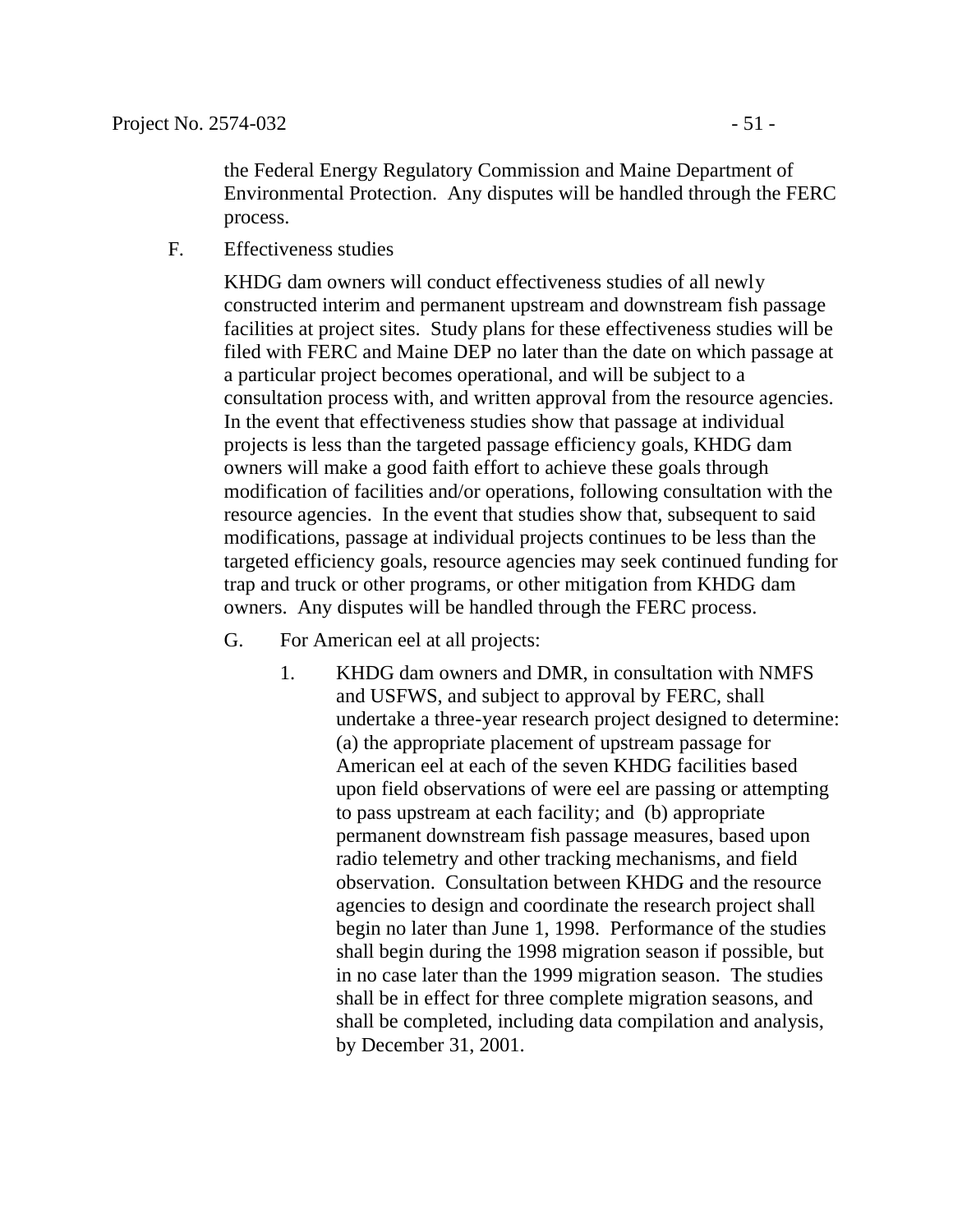the Federal Energy Regulatory Commission and Maine Department of Environmental Protection. Any disputes will be handled through the FERC process.

F. Effectiveness studies

KHDG dam owners will conduct effectiveness studies of all newly constructed interim and permanent upstream and downstream fish passage facilities at project sites. Study plans for these effectiveness studies will be filed with FERC and Maine DEP no later than the date on which passage at a particular project becomes operational, and will be subject to a consultation process with, and written approval from the resource agencies. In the event that effectiveness studies show that passage at individual projects is less than the targeted passage efficiency goals, KHDG dam owners will make a good faith effort to achieve these goals through modification of facilities and/or operations, following consultation with the resource agencies. In the event that studies show that, subsequent to said modifications, passage at individual projects continues to be less than the targeted efficiency goals, resource agencies may seek continued funding for trap and truck or other programs, or other mitigation from KHDG dam owners. Any disputes will be handled through the FERC process.

G. For American eel at all projects:

1. KHDG dam owners and DMR, in consultation with NMFS and USFWS, and subject to approval by FERC, shall undertake a three-year research project designed to determine: (a) the appropriate placement of upstream passage for American eel at each of the seven KHDG facilities based upon field observations of were eel are passing or attempting to pass upstream at each facility; and (b) appropriate permanent downstream fish passage measures, based upon radio telemetry and other tracking mechanisms, and field observation. Consultation between KHDG and the resource agencies to design and coordinate the research project shall begin no later than June 1, 1998. Performance of the studies shall begin during the 1998 migration season if possible, but in no case later than the 1999 migration season. The studies shall be in effect for three complete migration seasons, and shall be completed, including data compilation and analysis, by December 31, 2001.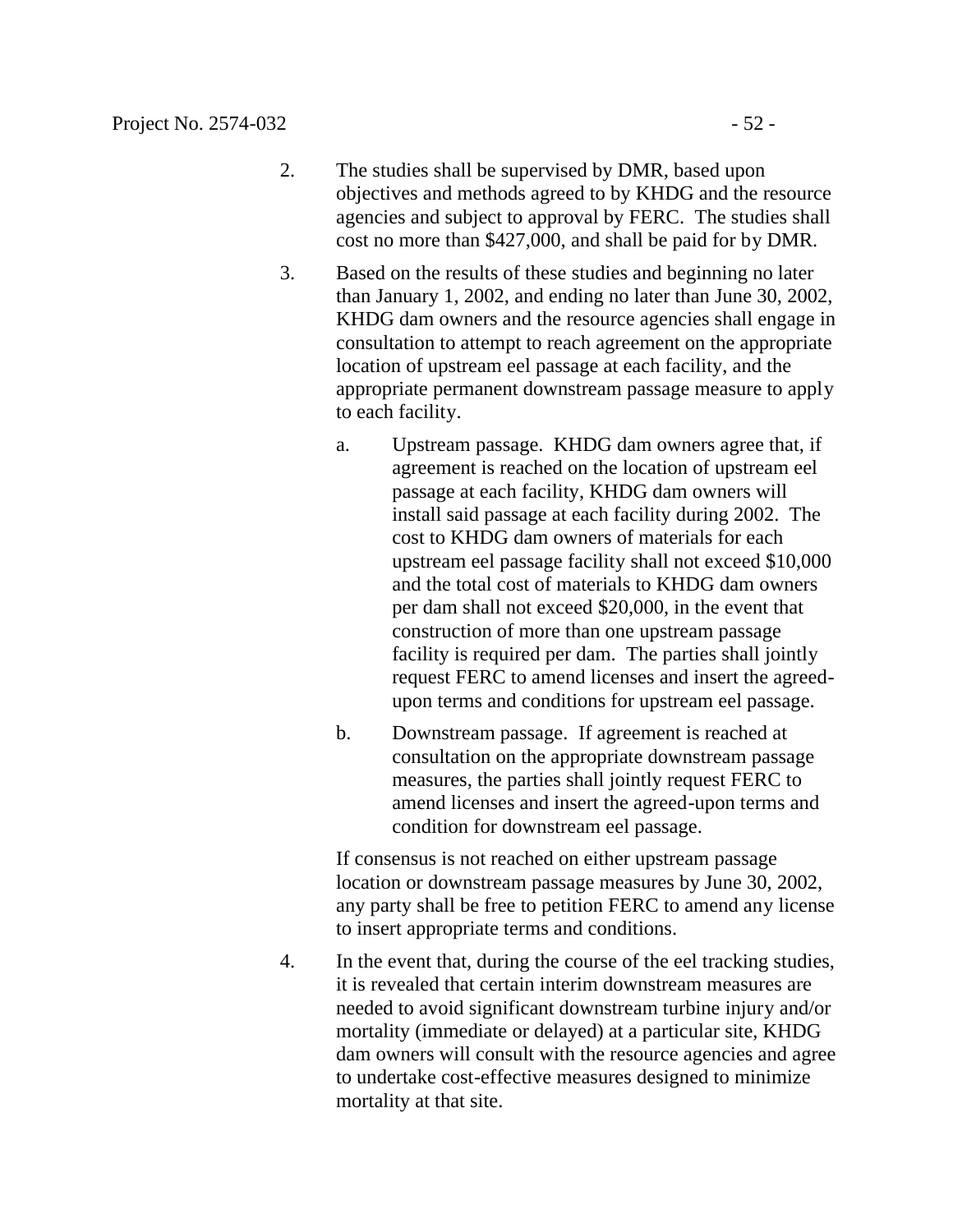2. The studies shall be supervised by DMR, based upon objectives and methods agreed to by KHDG and the resource agencies and subject to approval by FERC. The studies shall cost no more than $427,000, and shall be paid for by DMR.

3. Based on the results of these studies and beginning no later than January 1, 2002, and ending no later than June 30, 2002, KHDG dam owners and the resource agencies shall engage in consultation to attempt to reach agreement on the appropriate location of upstream eel passage at each facility, and the appropriate permanent downstream passage measure to apply to each facility.

   a. Upstream passage. KHDG dam owners agree that, if agreement is reached on the location of upstream eel passage at each facility, KHDG dam owners will install said passage at each facility during 2002. The cost to KHDG dam owners of materials for each upstream eel passage facility shall not exceed $10,000 and the total cost of materials to KHDG dam owners per dam shall not exceed $20,000, in the event that construction of more than one upstream passage facility is required per dam. The parties shall jointly request FERC to amend licenses and insert the agreed-upon terms and conditions for upstream eel passage.

   b. Downstream passage. If agreement is reached at consultation on the appropriate downstream passage measures, the parties shall jointly request FERC to amend licenses and insert the agreed-upon terms and condition for downstream eel passage.

   If consensus is not reached on either upstream passage location or downstream passage measures by June 30, 2002, any party shall be free to petition FERC to amend any license to insert appropriate terms and conditions.

4. In the event that, during the course of the eel tracking studies, it is revealed that certain interim downstream measures are needed to avoid significant downstream turbine injury and/or mortality (immediate or delayed) at a particular site, KHDG dam owners will consult with the resource agencies and agree to undertake cost-effective measures designed to minimize mortality at that site.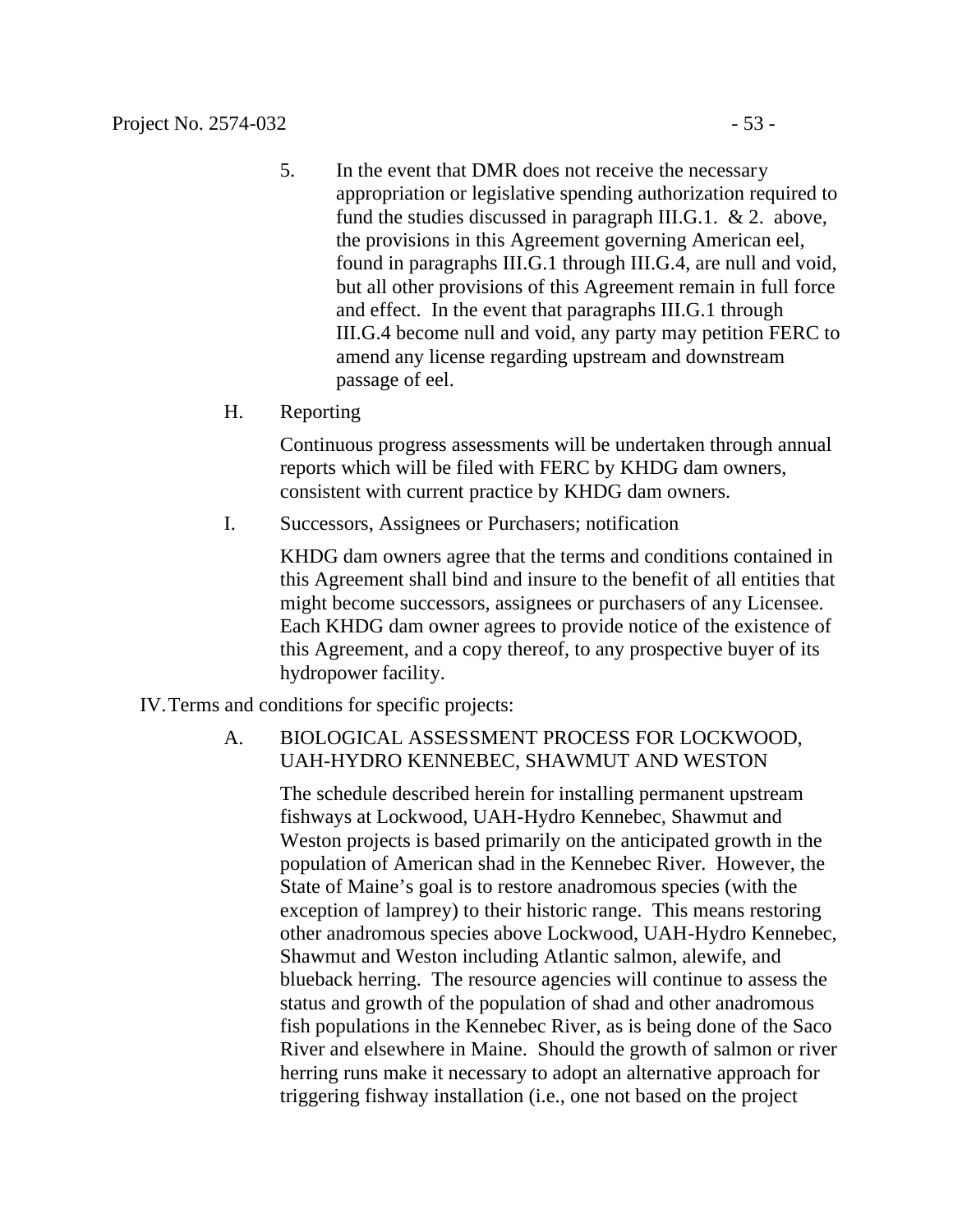5. In the event that DMR does not receive the necessary appropriation or legislative spending authorization required to fund the studies discussed in paragraph III.G.1. & 2. above, the provisions in this Agreement governing American eel, found in paragraphs III.G.1 through III.G.4, are null and void, but all other provisions of this Agreement remain in full force and effect. In the event that paragraphs III.G.1 through III.G.4 become null and void, any party may petition FERC to amend any license regarding upstream and downstream passage of eel.

H. Reporting

Continuous progress assessments will be undertaken through annual reports which will be filed with FERC by KHDG dam owners, consistent with current practice by KHDG dam owners.

I. Successors, Assignees or Purchasers; notification

KHDG dam owners agree that the terms and conditions contained in this Agreement shall bind and insure to the benefit of all entities that might become successors, assignees or purchasers of any Licensee. Each KHDG dam owner agrees to provide notice of the existence of this Agreement, and a copy thereof, to any prospective buyer of its hydropower facility.

IV. Terms and conditions for specific projects:

A. BIOLOGICAL ASSESSMENT PROCESS FOR LOCKWOOD, UAH-HYDRO KENNEBEC, SHAWMUT AND WESTON

The schedule described herein for installing permanent upstream fishways at Lockwood, UAH-Hydro Kennebec, Shawmut and Weston projects is based primarily on the anticipated growth in the population of American shad in the Kennebec River. However, the State of Maine's goal is to restore anadromous species (with the exception of lamprey) to their historic range. This means restoring other anadromous species above Lockwood, UAH-Hydro Kennebec, Shawmut and Weston including Atlantic salmon, alewife, and blueback herring. The resource agencies will continue to assess the status and growth of the population of shad and other anadromous fish populations in the Kennebec River, as is being done of the Saco River and elsewhere in Maine. Should the growth of salmon or river herring runs make it necessary to adopt an alternative approach for triggering fishway installation (i.e., one not based on the project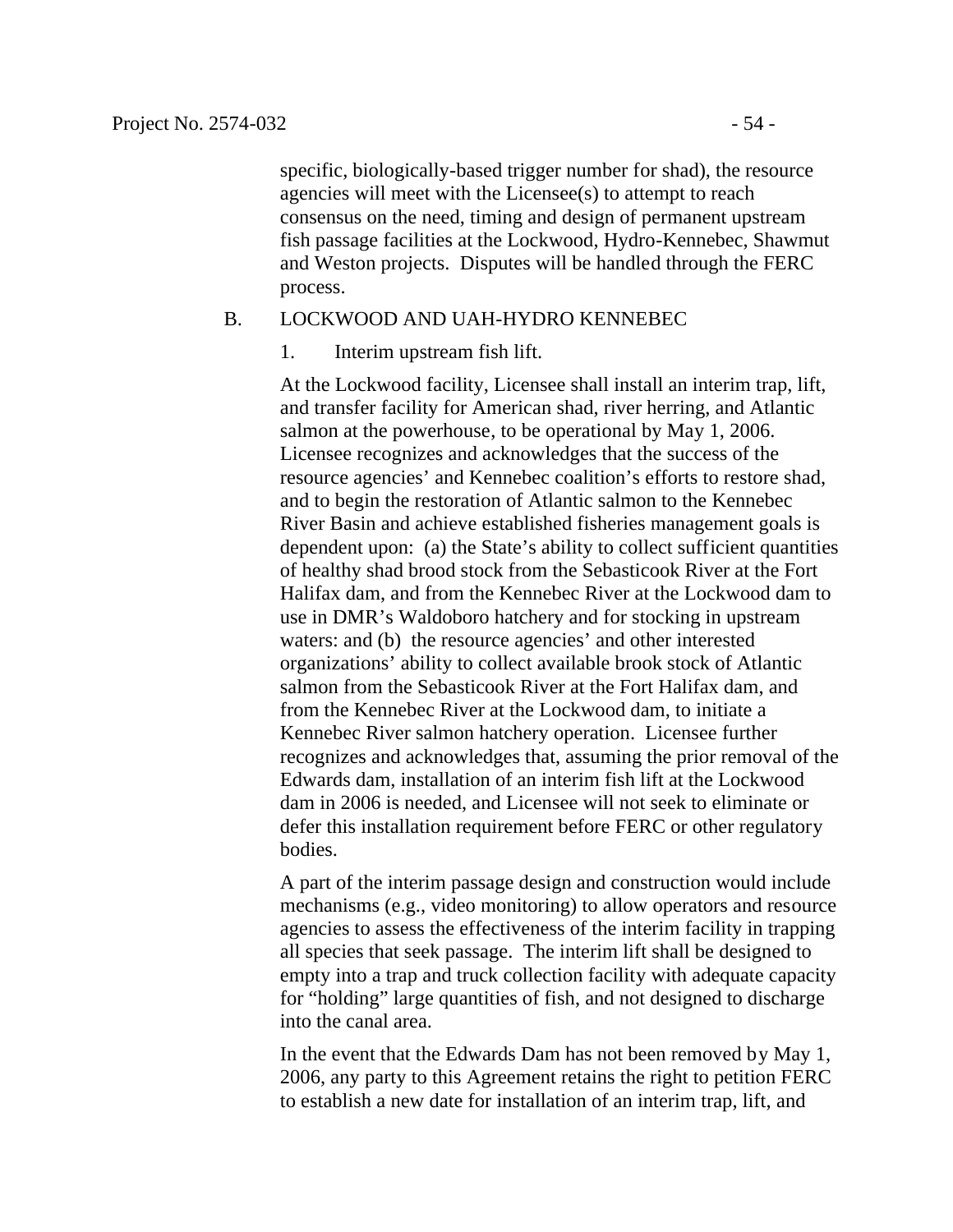specific, biologically-based trigger number for shad), the resource agencies will meet with the Licensee(s) to attempt to reach consensus on the need, timing and design of permanent upstream fish passage facilities at the Lockwood, Hydro-Kennebec, Shawmut and Weston projects. Disputes will be handled through the FERC process.

B. LOCKWOOD AND UAH-HYDRO KENNEBEC

1. Interim upstream fish lift.

At the Lockwood facility, Licensee shall install an interim trap, lift, and transfer facility for American shad, river herring, and Atlantic salmon at the powerhouse, to be operational by May 1, 2006. Licensee recognizes and acknowledges that the success of the resource agencies' and Kennebec coalition's efforts to restore shad, and to begin the restoration of Atlantic salmon to the Kennebec River Basin and achieve established fisheries management goals is dependent upon: (a) the State's ability to collect sufficient quantities of healthy shad brood stock from the Sebasticook River at the Fort Halifax dam, and from the Kennebec River at the Lockwood dam to use in DMR's Waldoboro hatchery and for stocking in upstream waters: and (b) the resource agencies' and other interested organizations' ability to collect available brook stock of Atlantic salmon from the Sebasticook River at the Fort Halifax dam, and from the Kennebec River at the Lockwood dam, to initiate a Kennebec River salmon hatchery operation. Licensee further recognizes and acknowledges that, assuming the prior removal of the Edwards dam, installation of an interim fish lift at the Lockwood dam in 2006 is needed, and Licensee will not seek to eliminate or defer this installation requirement before FERC or other regulatory bodies.

A part of the interim passage design and construction would include mechanisms (e.g., video monitoring) to allow operators and resource agencies to assess the effectiveness of the interim facility in trapping all species that seek passage. The interim lift shall be designed to empty into a trap and truck collection facility with adequate capacity for "holding" large quantities of fish, and not designed to discharge into the canal area.

In the event that the Edwards Dam has not been removed by May 1, 2006, any party to this Agreement retains the right to petition FERC to establish a new date for installation of an interim trap, lift, and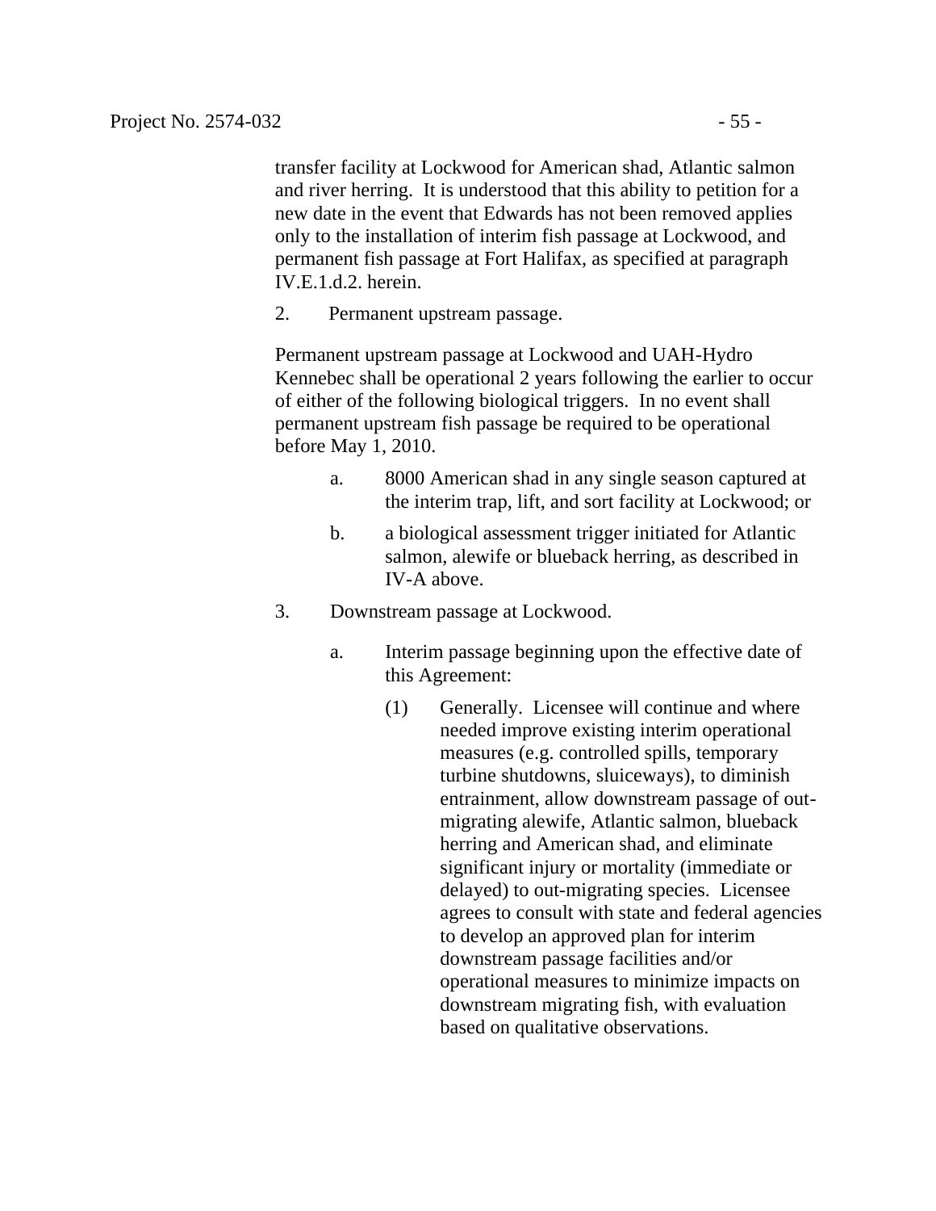transfer facility at Lockwood for American shad, Atlantic salmon and river herring. It is understood that this ability to petition for a new date in the event that Edwards has not been removed applies only to the installation of interim fish passage at Lockwood, and permanent fish passage at Fort Halifax, as specified at paragraph IV.E.1.d.2. herein.

2. Permanent upstream passage.

Permanent upstream passage at Lockwood and UAH-Hydro Kennebec shall be operational 2 years following the earlier to occur of either of the following biological triggers. In no event shall permanent upstream fish passage be required to be operational before May 1, 2010.

   a. 8000 American shad in any single season captured at the interim trap, lift, and sort facility at Lockwood; or

   b. a biological assessment trigger initiated for Atlantic salmon, alewife or blueback herring, as described in IV-A above.

3. Downstream passage at Lockwood.

   a. Interim passage beginning upon the effective date of this Agreement:

      (1) Generally. Licensee will continue and where needed improve existing interim operational measures (e.g. controlled spills, temporary turbine shutdowns, sluiceways), to diminish entrainment, allow downstream passage of out-migrating alewife, Atlantic salmon, blueback herring and American shad, and eliminate significant injury or mortality (immediate or delayed) to out-migrating species. Licensee agrees to consult with state and federal agencies to develop an approved plan for interim downstream passage facilities and/or operational measures to minimize impacts on downstream migrating fish, with evaluation based on qualitative observations.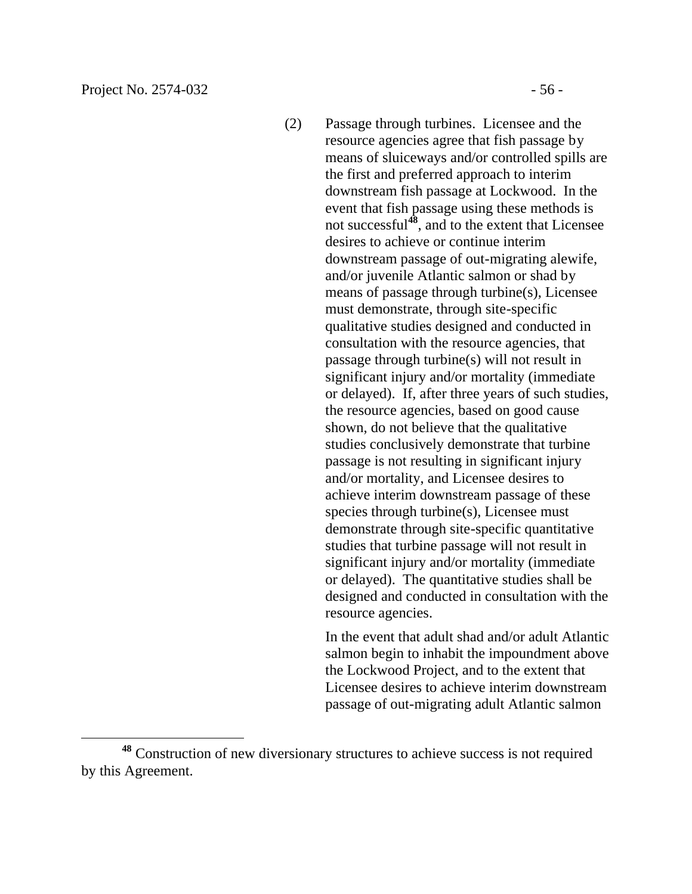(2) Passage through turbines. Licensee and the resource agencies agree that fish passage by means of sluiceways and/or controlled spills are the first and preferred approach to interim downstream fish passage at Lockwood. In the event that fish passage using these methods is not successful[48], and to the extent that Licensee desires to achieve or continue interim downstream passage of out-migrating alewife, and/or juvenile Atlantic salmon or shad by means of passage through turbine(s), Licensee must demonstrate, through site-specific qualitative studies designed and conducted in consultation with the resource agencies, that passage through turbine(s) will not result in significant injury and/or mortality (immediate or delayed). If, after three years of such studies, the resource agencies, based on good cause shown, do not believe that the qualitative studies conclusively demonstrate that turbine passage is not resulting in significant injury and/or mortality, and Licensee desires to achieve interim downstream passage of these species through turbine(s), Licensee must demonstrate through site-specific quantitative studies that turbine passage will not result in significant injury and/or mortality (immediate or delayed). The quantitative studies shall be designed and conducted in consultation with the resource agencies.

In the event that adult shad and/or adult Atlantic salmon begin to inhabit the impoundment above the Lockwood Project, and to the extent that Licensee desires to achieve interim downstream passage of out-migrating adult Atlantic salmon

[48] Construction of new diversionary structures to achieve success is not required by this Agreement.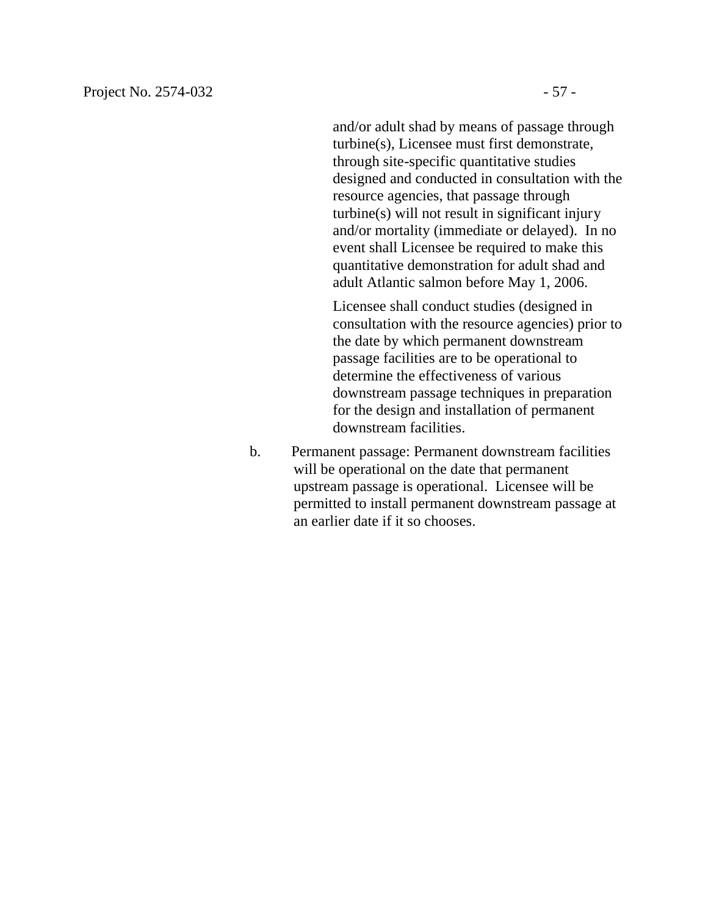and/or adult shad by means of passage through turbine(s), Licensee must first demonstrate, through site-specific quantitative studies designed and conducted in consultation with the resource agencies, that passage through turbine(s) will not result in significant injury and/or mortality (immediate or delayed). In no event shall Licensee be required to make this quantitative demonstration for adult shad and adult Atlantic salmon before May 1, 2006.

Licensee shall conduct studies (designed in consultation with the resource agencies) prior to the date by which permanent downstream passage facilities are to be operational to determine the effectiveness of various downstream passage techniques in preparation for the design and installation of permanent downstream facilities.

b. Permanent passage: Permanent downstream facilities will be operational on the date that permanent upstream passage is operational. Licensee will be permitted to install permanent downstream passage at an earlier date if it so chooses.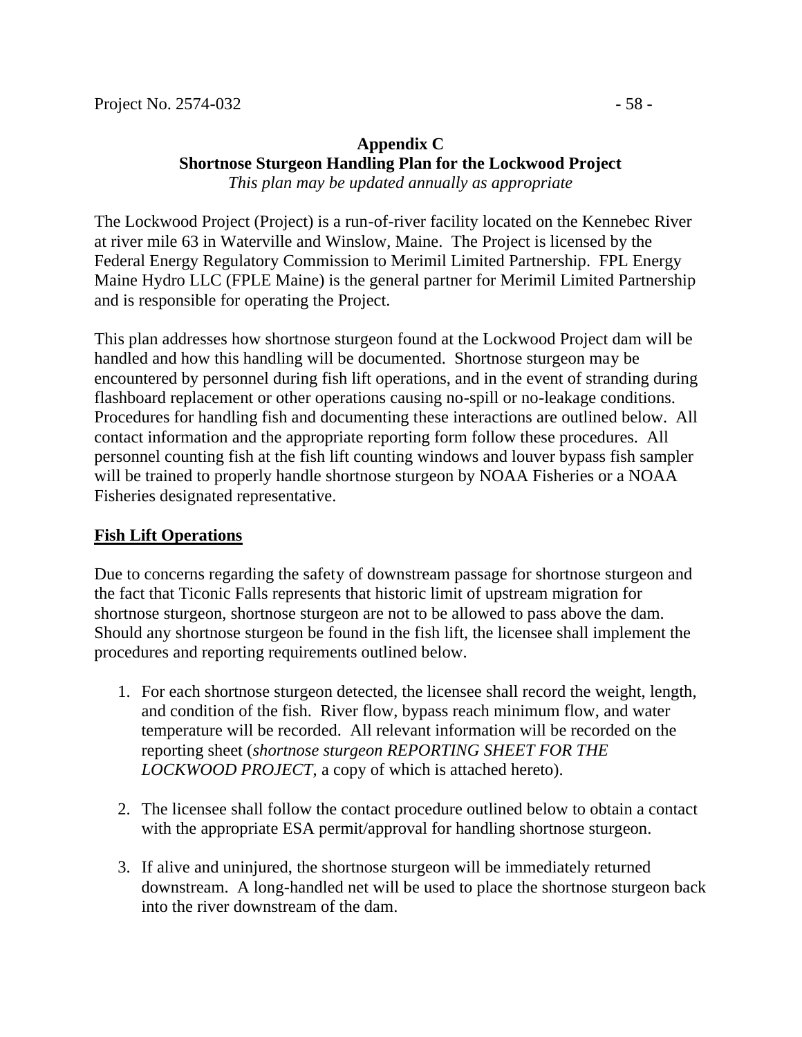## Appendix C
## Shortnose Sturgeon Handling Plan for the Lockwood Project

*This plan may be updated annually as appropriate*

The Lockwood Project (Project) is a run-of-river facility located on the Kennebec River at river mile 63 in Waterville and Winslow, Maine. The Project is licensed by the Federal Energy Regulatory Commission to Merimil Limited Partnership. FPL Energy Maine Hydro LLC (FPLE Maine) is the general partner for Merimil Limited Partnership and is responsible for operating the Project.

This plan addresses how shortnose sturgeon found at the Lockwood Project dam will be handled and how this handling will be documented. Shortnose sturgeon may be encountered by personnel during fish lift operations, and in the event of stranding during flashboard replacement or other operations causing no-spill or no-leakage conditions. Procedures for handling fish and documenting these interactions are outlined below. All contact information and the appropriate reporting form follow these procedures. All personnel counting fish at the fish lift counting windows and louver bypass fish sampler will be trained to properly handle shortnose sturgeon by NOAA Fisheries or a NOAA Fisheries designated representative.

### Fish Lift Operations

Due to concerns regarding the safety of downstream passage for shortnose sturgeon and the fact that Ticonic Falls represents that historic limit of upstream migration for shortnose sturgeon, shortnose sturgeon are not to be allowed to pass above the dam. Should any shortnose sturgeon be found in the fish lift, the licensee shall implement the procedures and reporting requirements outlined below.

1. For each shortnose sturgeon detected, the licensee shall record the weight, length, and condition of the fish. River flow, bypass reach minimum flow, and water temperature will be recorded. All relevant information will be recorded on the reporting sheet (*shortnose sturgeon REPORTING SHEET FOR THE LOCKWOOD PROJECT*, a copy of which is attached hereto).

2. The licensee shall follow the contact procedure outlined below to obtain a contact with the appropriate ESA permit/approval for handling shortnose sturgeon.

3. If alive and uninjured, the shortnose sturgeon will be immediately returned downstream. A long-handled net will be used to place the shortnose sturgeon back into the river downstream of the dam.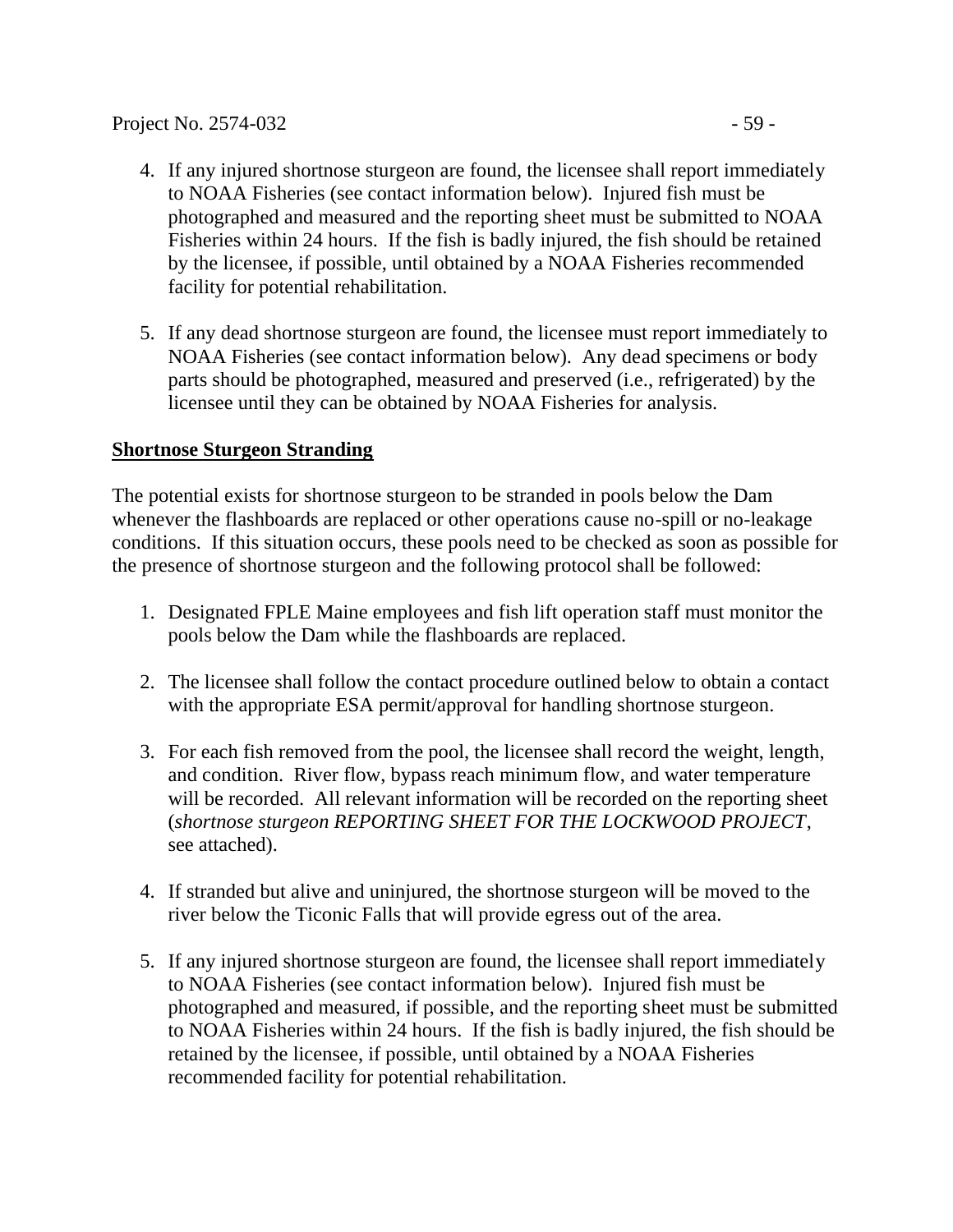4. If any injured shortnose sturgeon are found, the licensee shall report immediately to NOAA Fisheries (see contact information below). Injured fish must be photographed and measured and the reporting sheet must be submitted to NOAA Fisheries within 24 hours. If the fish is badly injured, the fish should be retained by the licensee, if possible, until obtained by a NOAA Fisheries recommended facility for potential rehabilitation.

5. If any dead shortnose sturgeon are found, the licensee must report immediately to NOAA Fisheries (see contact information below). Any dead specimens or body parts should be photographed, measured and preserved (i.e., refrigerated) by the licensee until they can be obtained by NOAA Fisheries for analysis.

**Shortnose Sturgeon Stranding**

The potential exists for shortnose sturgeon to be stranded in pools below the Dam whenever the flashboards are replaced or other operations cause no-spill or no-leakage conditions. If this situation occurs, these pools need to be checked as soon as possible for the presence of shortnose sturgeon and the following protocol shall be followed:

1. Designated FPLE Maine employees and fish lift operation staff must monitor the pools below the Dam while the flashboards are replaced.

2. The licensee shall follow the contact procedure outlined below to obtain a contact with the appropriate ESA permit/approval for handling shortnose sturgeon.

3. For each fish removed from the pool, the licensee shall record the weight, length, and condition. River flow, bypass reach minimum flow, and water temperature will be recorded. All relevant information will be recorded on the reporting sheet (*shortnose sturgeon REPORTING SHEET FOR THE LOCKWOOD PROJECT*, see attached).

4. If stranded but alive and uninjured, the shortnose sturgeon will be moved to the river below the Ticonic Falls that will provide egress out of the area.

5. If any injured shortnose sturgeon are found, the licensee shall report immediately to NOAA Fisheries (see contact information below). Injured fish must be photographed and measured, if possible, and the reporting sheet must be submitted to NOAA Fisheries within 24 hours. If the fish is badly injured, the fish should be retained by the licensee, if possible, until obtained by a NOAA Fisheries recommended facility for potential rehabilitation.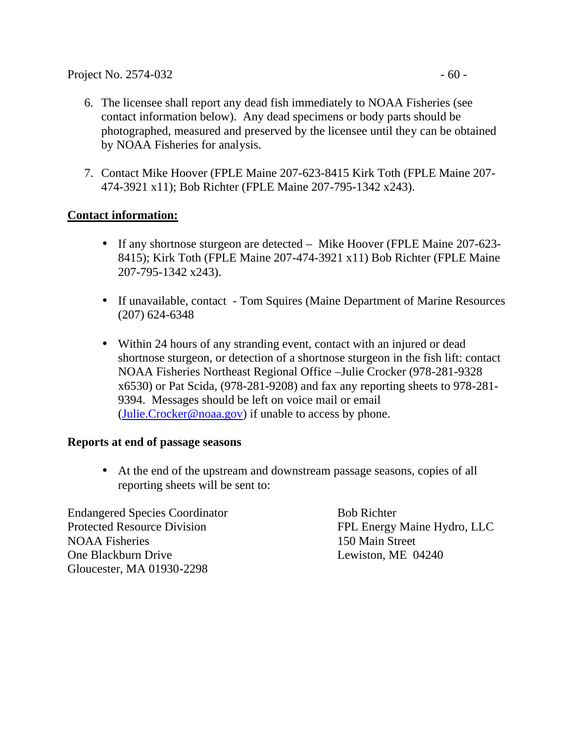6. The licensee shall report any dead fish immediately to NOAA Fisheries (see contact information below). Any dead specimens or body parts should be photographed, measured and preserved by the licensee until they can be obtained by NOAA Fisheries for analysis.

7. Contact Mike Hoover (FPLE Maine 207-623-8415 Kirk Toth (FPLE Maine 207-474-3921 x11); Bob Richter (FPLE Maine 207-795-1342 x243).

**Contact information:**

- If any shortnose sturgeon are detected – Mike Hoover (FPLE Maine 207-623-8415); Kirk Toth (FPLE Maine 207-474-3921 x11) Bob Richter (FPLE Maine 207-795-1342 x243).

- If unavailable, contact - Tom Squires (Maine Department of Marine Resources (207) 624-6348

- Within 24 hours of any stranding event, contact with an injured or dead shortnose sturgeon, or detection of a shortnose sturgeon in the fish lift: contact NOAA Fisheries Northeast Regional Office –Julie Crocker (978-281-9328 x6530) or Pat Scida, (978-281-9208) and fax any reporting sheets to 978-281-9394. Messages should be left on voice mail or email (Julie.Crocker@noaa.gov) if unable to access by phone.

**Reports at end of passage seasons**

- At the end of the upstream and downstream passage seasons, copies of all reporting sheets will be sent to:

Endangered Species Coordinator
Protected Resource Division
NOAA Fisheries
One Blackburn Drive
Gloucester, MA 01930-2298

Bob Richter
FPL Energy Maine Hydro, LLC
150 Main Street
Lewiston, ME 04240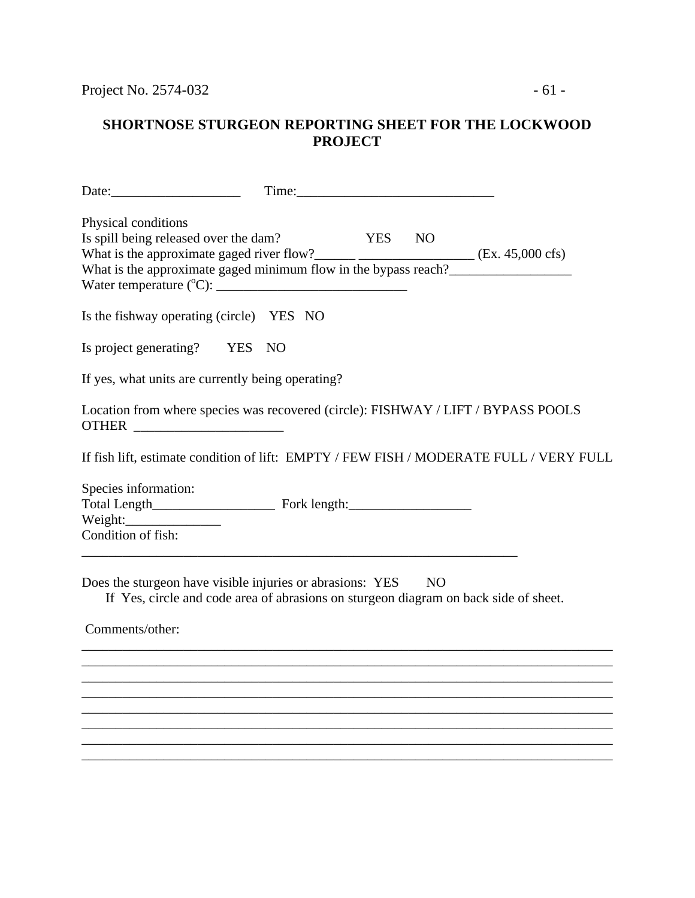## SHORTNOSE STURGEON REPORTING SHEET FOR THE LOCKWOOD PROJECT

Date:___________________ Time:_____________________________

Physical conditions
Is spill being released over the dam? YES NO
What is the approximate gaged river flow?______ _________________ (Ex. 45,000 cfs)
What is the approximate gaged minimum flow in the bypass reach?__________________
Water temperature ($^{o}$C): ____________________________

Is the fishway operating (circle) YES NO

Is project generating? YES NO

If yes, what units are currently being operating?

Location from where species was recovered (circle): FISHWAY / LIFT / BYPASS POOLS
OTHER ______________________

If fish lift, estimate condition of lift: EMPTY / FEW FISH / MODERATE FULL / VERY FULL

Species information:
Total Length__________________ Fork length:__________________
Weight:______________
Condition of fish:
_________________________________________________________________

Does the sturgeon have visible injuries or abrasions: YES NO
If Yes, circle and code area of abrasions on sturgeon diagram on back side of sheet.

Comments/other:
________________________________________________________________________________
________________________________________________________________________________
________________________________________________________________________________
________________________________________________________________________________
________________________________________________________________________________
________________________________________________________________________________
________________________________________________________________________________
________________________________________________________________________________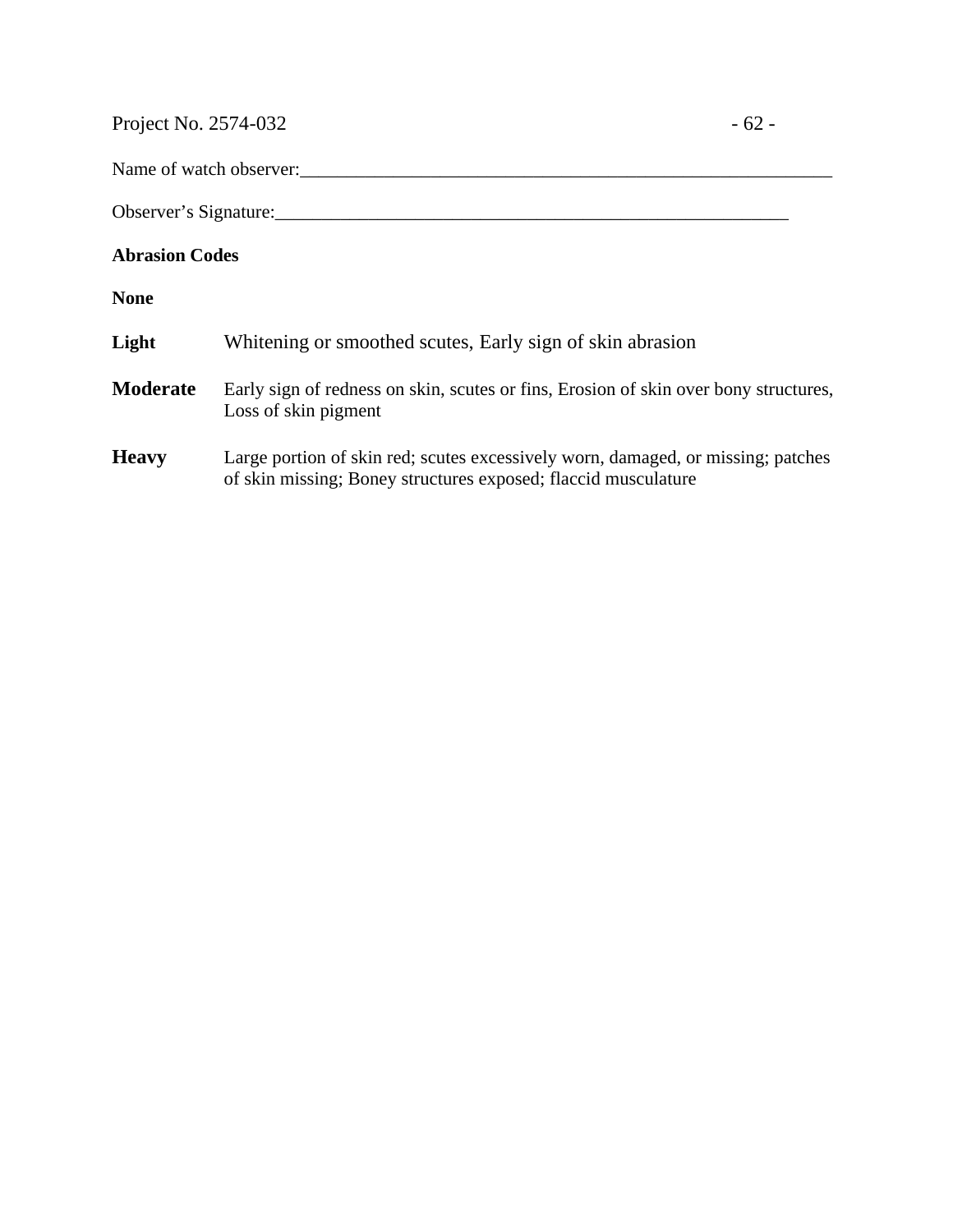Name of watch observer:_______________________________________________________________

Observer's Signature:_________________________________________________________

**Abrasion Codes**

**None**

**Light** Whitening or smoothed scutes, Early sign of skin abrasion

**Moderate** Early sign of redness on skin, scutes or fins, Erosion of skin over bony structures, Loss of skin pigment

**Heavy** Large portion of skin red; scutes excessively worn, damaged, or missing; patches of skin missing; Boney structures exposed; flaccid musculature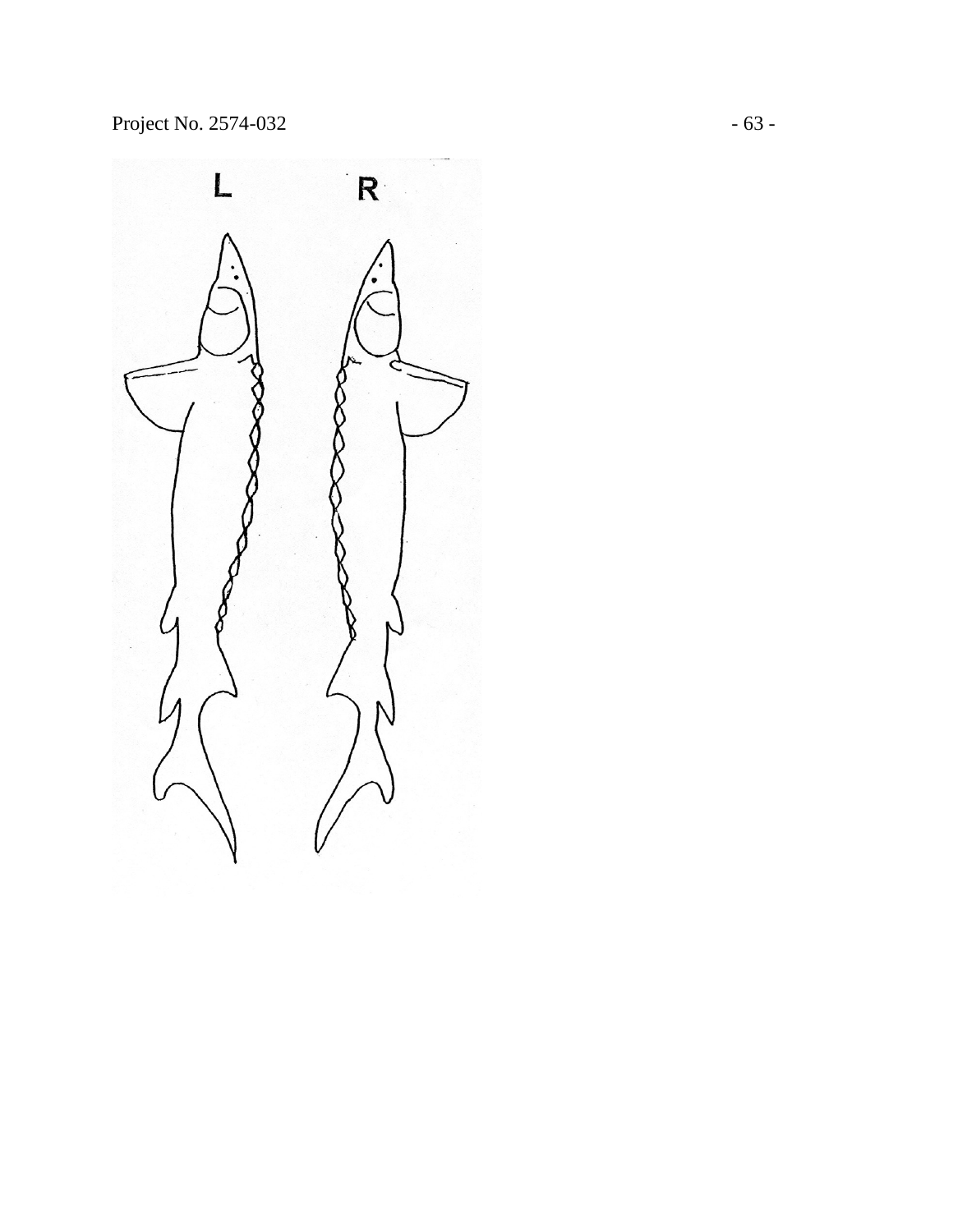L

R